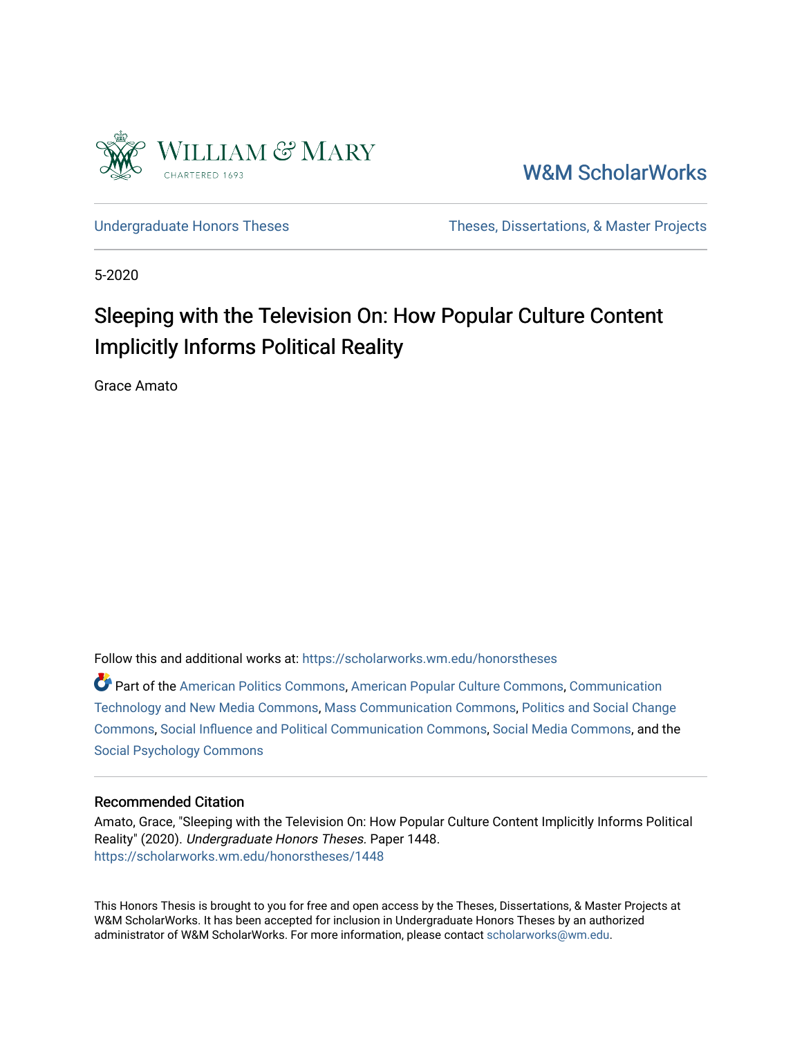William & Mary
CHARTERED 1693

W&M ScholarWorks

Undergraduate Honors Theses

Theses, Dissertations, & Master Projects

5-2020

# Sleeping with the Television On: How Popular Culture Content Implicitly Informs Political Reality

Grace Amato

Follow this and additional works at: https://scholarworks.wm.edu/honorstheses

Part of the American Politics Commons, American Popular Culture Commons, Communication Technology and New Media Commons, Mass Communication Commons, Politics and Social Change Commons, Social Influence and Political Communication Commons, Social Media Commons, and the Social Psychology Commons

### Recommended Citation

Amato, Grace, "Sleeping with the Television On: How Popular Culture Content Implicitly Informs Political Reality" (2020). *Undergraduate Honors Theses.* Paper 1448.
https://scholarworks.wm.edu/honorstheses/1448

This Honors Thesis is brought to you for free and open access by the Theses, Dissertations, & Master Projects at W&M ScholarWorks. It has been accepted for inclusion in Undergraduate Honors Theses by an authorized administrator of W&M ScholarWorks. For more information, please contact scholarworks@wm.edu.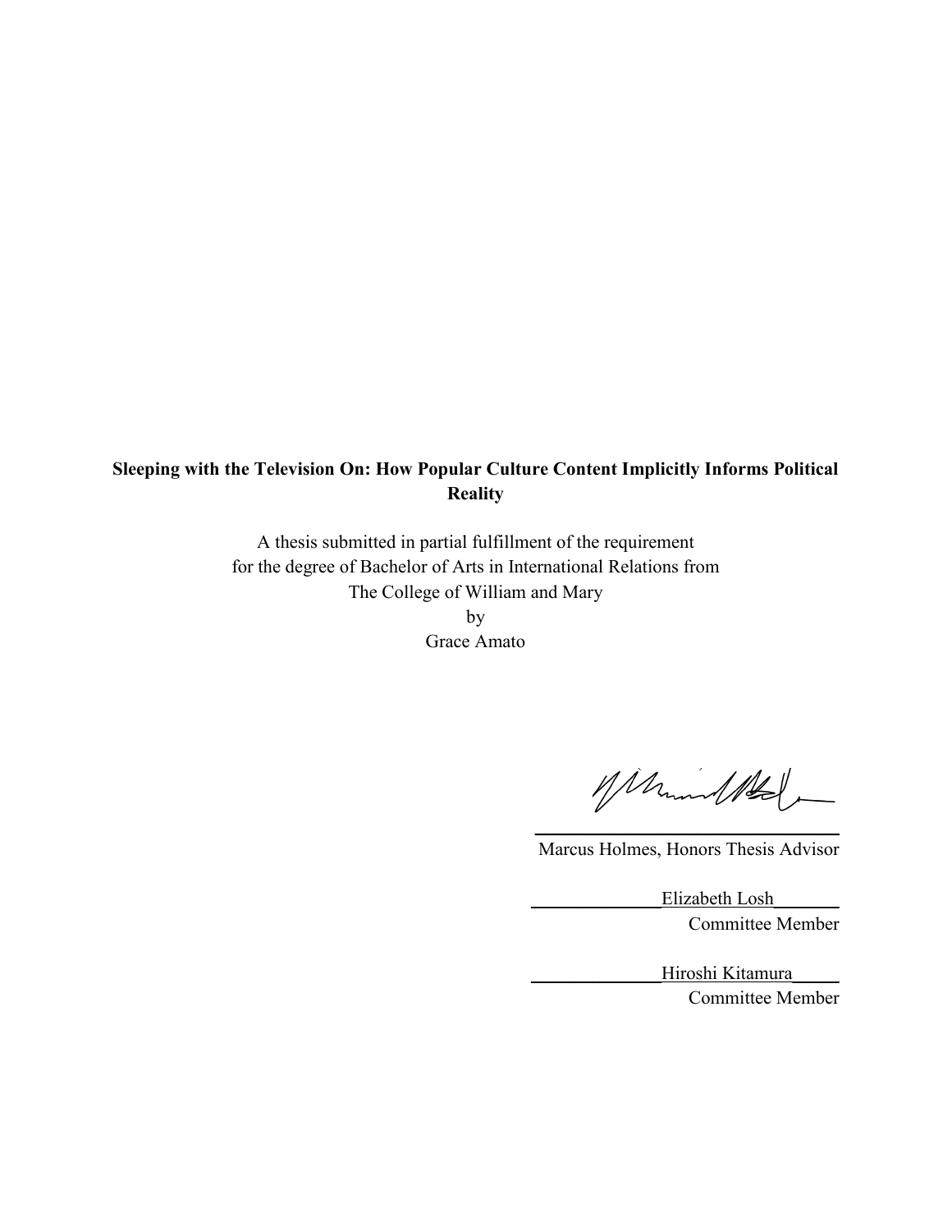**Sleeping with the Television On: How Popular Culture Content Implicitly Informs Political Reality**

A thesis submitted in partial fulfillment of the requirement
for the degree of Bachelor of Arts in International Relations from
The College of William and Mary
by
Grace Amato

Marcus Holmes, Honors Thesis Advisor

Elizabeth Losh
Committee Member

Hiroshi Kitamura
Committee Member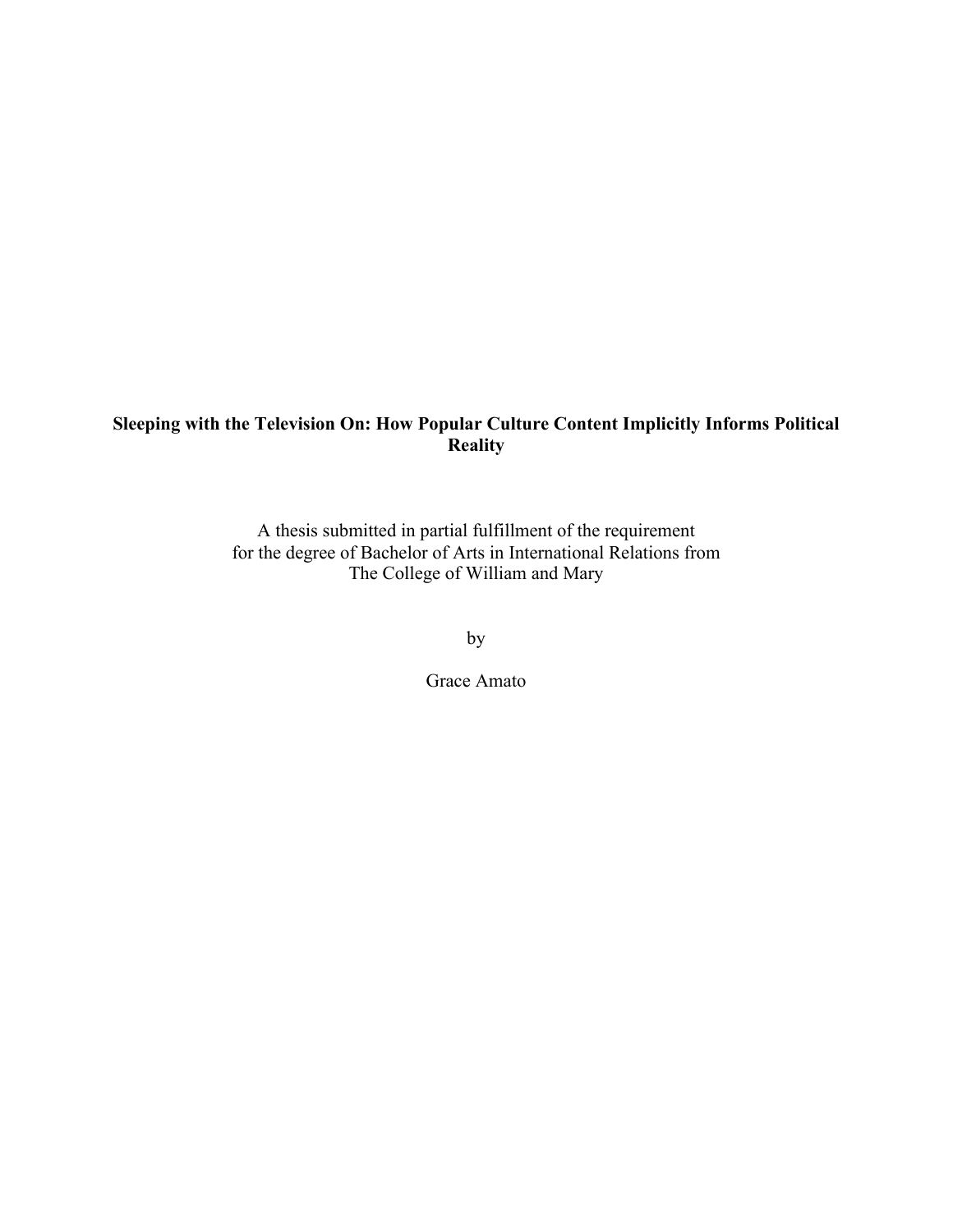**Sleeping with the Television On: How Popular Culture Content Implicitly Informs Political Reality**

A thesis submitted in partial fulfillment of the requirement
for the degree of Bachelor of Arts in International Relations from
The College of William and Mary

by

Grace Amato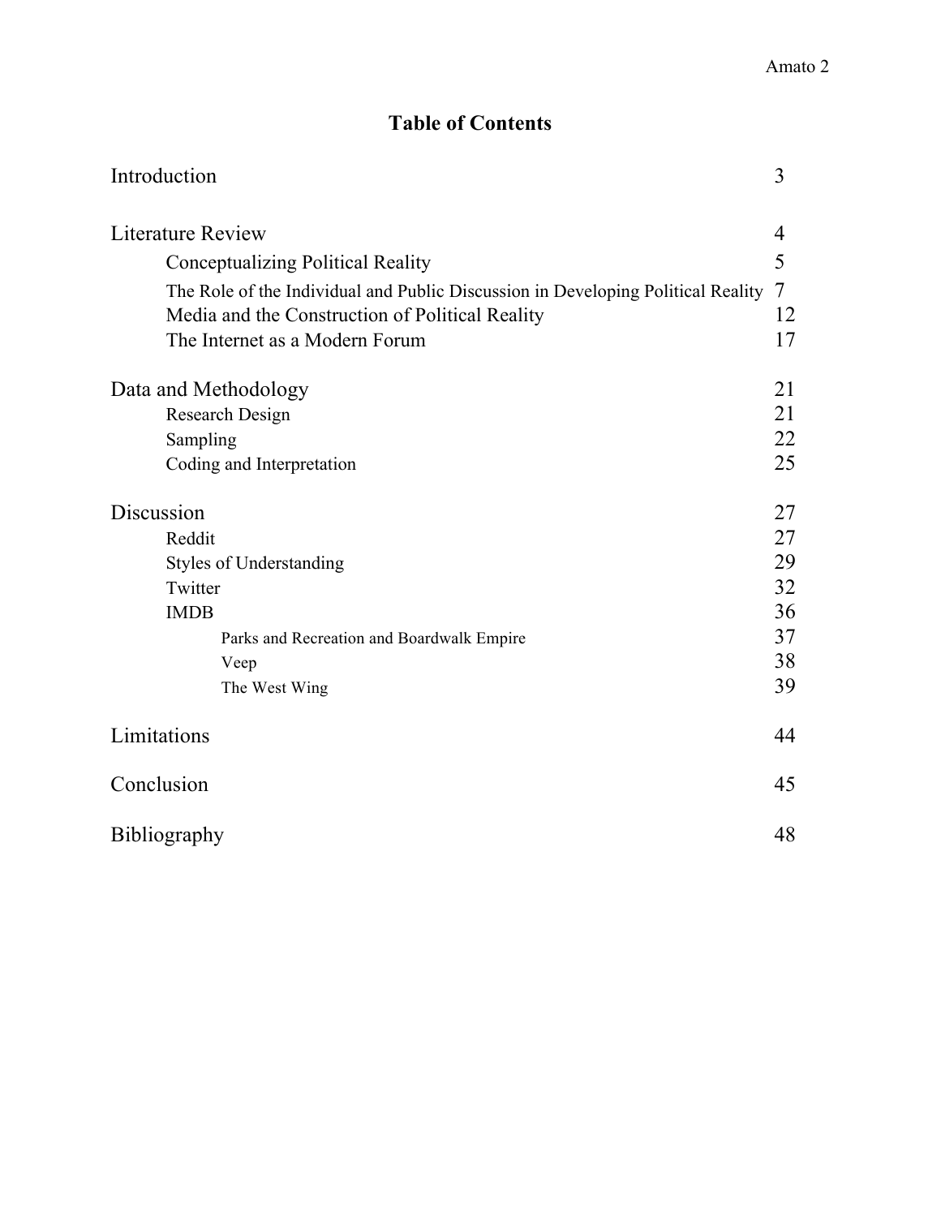# Table of Contents

Introduction 3

Literature Review 4

- Conceptualizing Political Reality 5
- The Role of the Individual and Public Discussion in Developing Political Reality 7
- Media and the Construction of Political Reality 12
- The Internet as a Modern Forum 17

Data and Methodology 21

- Research Design 21
- Sampling 22
- Coding and Interpretation 25

Discussion 27

- Reddit 27
- Styles of Understanding 29
- Twitter 32
- IMDB 36
  - Parks and Recreation and Boardwalk Empire 37
  - Veep 38
  - The West Wing 39

Limitations 44

Conclusion 45

Bibliography 48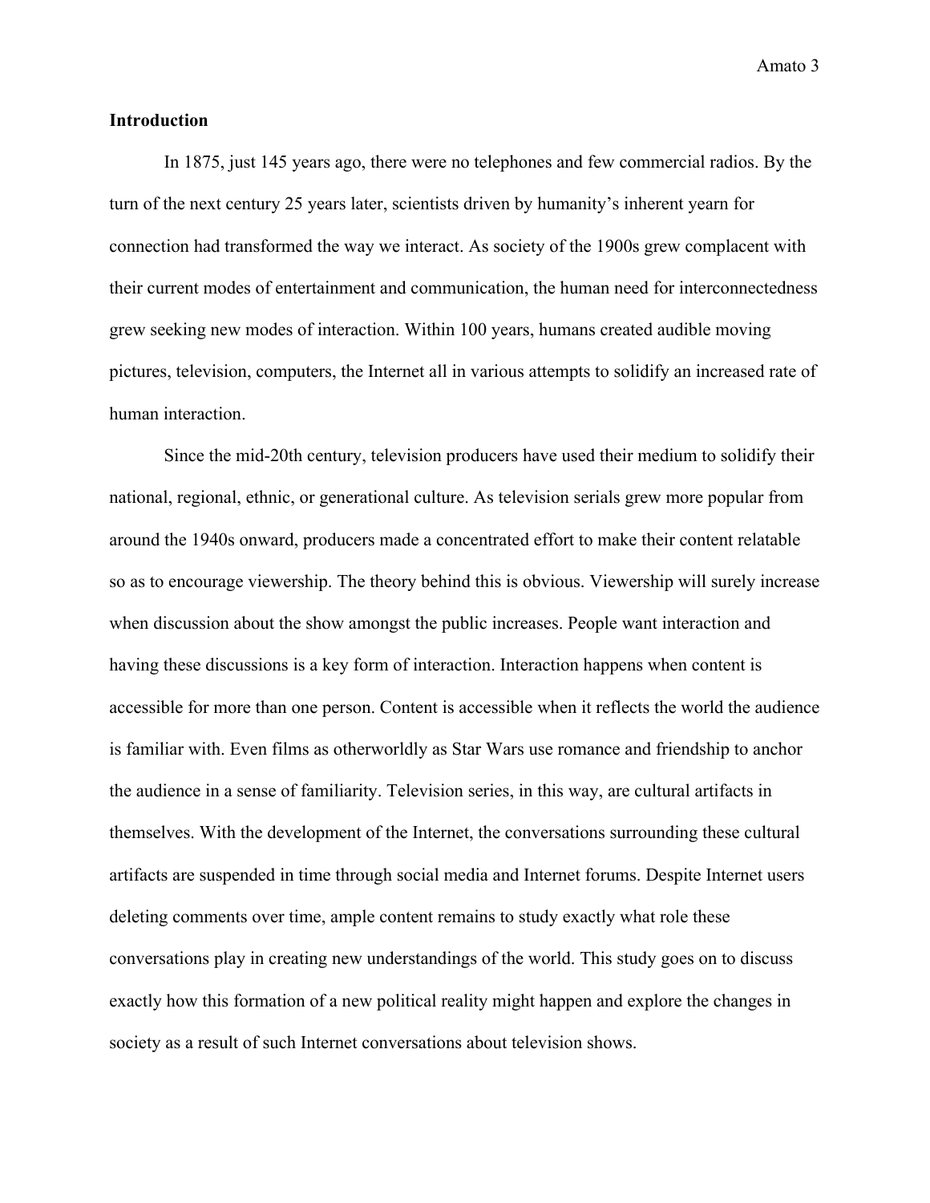**Introduction**

In 1875, just 145 years ago, there were no telephones and few commercial radios. By the turn of the next century 25 years later, scientists driven by humanity's inherent yearn for connection had transformed the way we interact. As society of the 1900s grew complacent with their current modes of entertainment and communication, the human need for interconnectedness grew seeking new modes of interaction. Within 100 years, humans created audible moving pictures, television, computers, the Internet all in various attempts to solidify an increased rate of human interaction.

Since the mid-20th century, television producers have used their medium to solidify their national, regional, ethnic, or generational culture. As television serials grew more popular from around the 1940s onward, producers made a concentrated effort to make their content relatable so as to encourage viewership. The theory behind this is obvious. Viewership will surely increase when discussion about the show amongst the public increases. People want interaction and having these discussions is a key form of interaction. Interaction happens when content is accessible for more than one person. Content is accessible when it reflects the world the audience is familiar with. Even films as otherworldly as Star Wars use romance and friendship to anchor the audience in a sense of familiarity. Television series, in this way, are cultural artifacts in themselves. With the development of the Internet, the conversations surrounding these cultural artifacts are suspended in time through social media and Internet forums. Despite Internet users deleting comments over time, ample content remains to study exactly what role these conversations play in creating new understandings of the world. This study goes on to discuss exactly how this formation of a new political reality might happen and explore the changes in society as a result of such Internet conversations about television shows.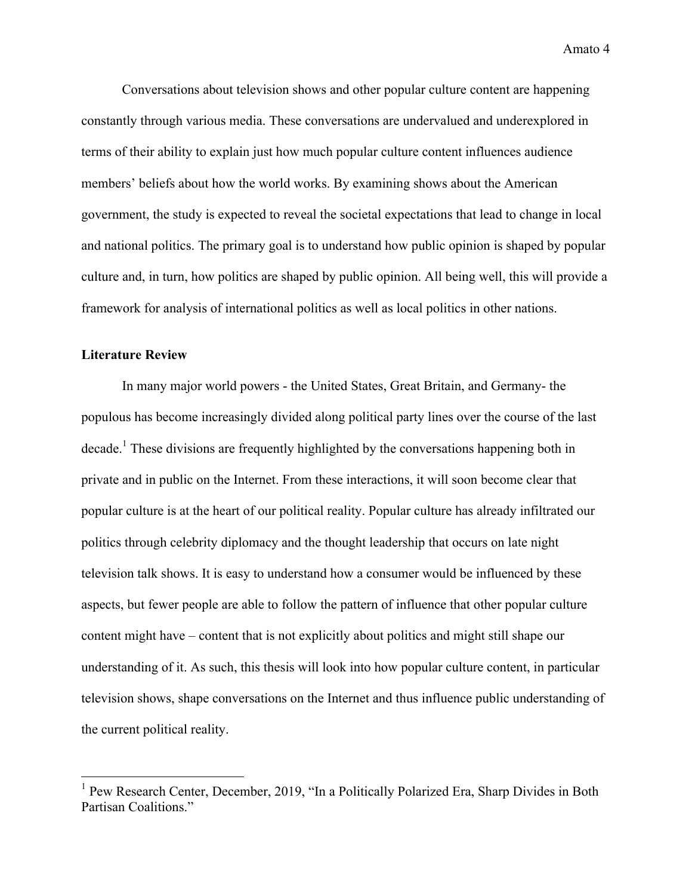Conversations about television shows and other popular culture content are happening constantly through various media. These conversations are undervalued and underexplored in terms of their ability to explain just how much popular culture content influences audience members' beliefs about how the world works. By examining shows about the American government, the study is expected to reveal the societal expectations that lead to change in local and national politics. The primary goal is to understand how public opinion is shaped by popular culture and, in turn, how politics are shaped by public opinion. All being well, this will provide a framework for analysis of international politics as well as local politics in other nations.

## Literature Review

In many major world powers - the United States, Great Britain, and Germany- the populous has become increasingly divided along political party lines over the course of the last decade.[1] These divisions are frequently highlighted by the conversations happening both in private and in public on the Internet. From these interactions, it will soon become clear that popular culture is at the heart of our political reality. Popular culture has already infiltrated our politics through celebrity diplomacy and the thought leadership that occurs on late night television talk shows. It is easy to understand how a consumer would be influenced by these aspects, but fewer people are able to follow the pattern of influence that other popular culture content might have – content that is not explicitly about politics and might still shape our understanding of it. As such, this thesis will look into how popular culture content, in particular television shows, shape conversations on the Internet and thus influence public understanding of the current political reality.

[1] Pew Research Center, December, 2019, "In a Politically Polarized Era, Sharp Divides in Both Partisan Coalitions."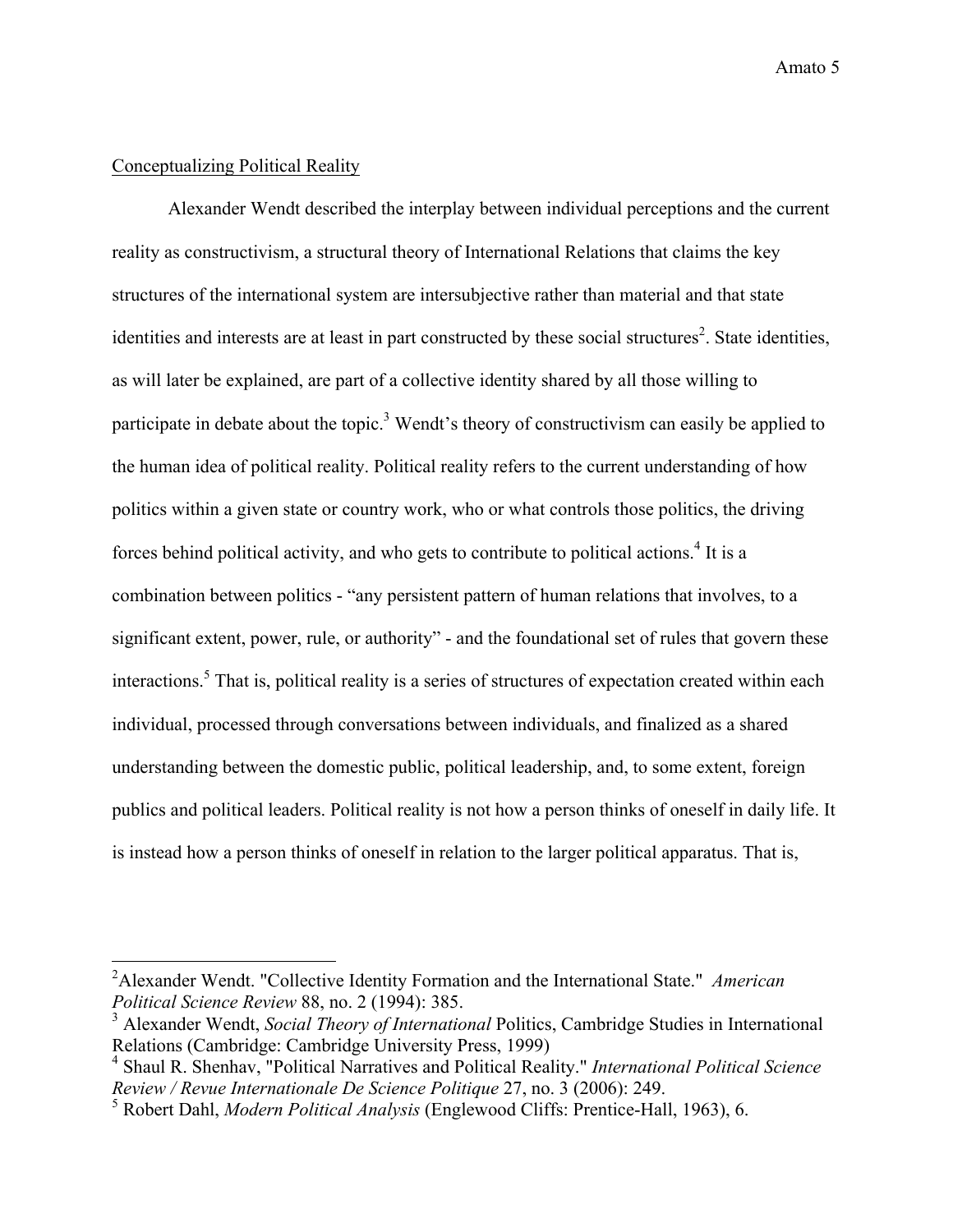Conceptualizing Political Reality

Alexander Wendt described the interplay between individual perceptions and the current reality as constructivism, a structural theory of International Relations that claims the key structures of the international system are intersubjective rather than material and that state identities and interests are at least in part constructed by these social structures[2]. State identities, as will later be explained, are part of a collective identity shared by all those willing to participate in debate about the topic.[3] Wendt's theory of constructivism can easily be applied to the human idea of political reality. Political reality refers to the current understanding of how politics within a given state or country work, who or what controls those politics, the driving forces behind political activity, and who gets to contribute to political actions.[4] It is a combination between politics - "any persistent pattern of human relations that involves, to a significant extent, power, rule, or authority" - and the foundational set of rules that govern these interactions.[5] That is, political reality is a series of structures of expectation created within each individual, processed through conversations between individuals, and finalized as a shared understanding between the domestic public, political leadership, and, to some extent, foreign publics and political leaders. Political reality is not how a person thinks of oneself in daily life. It is instead how a person thinks of oneself in relation to the larger political apparatus. That is,

---

[2]Alexander Wendt. "Collective Identity Formation and the International State." *American Political Science Review* 88, no. 2 (1994): 385.

[3] Alexander Wendt, *Social Theory of International* Politics, Cambridge Studies in International Relations (Cambridge: Cambridge University Press, 1999)

[4] Shaul R. Shenhav, "Political Narratives and Political Reality." *International Political Science Review / Revue Internationale De Science Politique* 27, no. 3 (2006): 249.

[5] Robert Dahl, *Modern Political Analysis* (Englewood Cliffs: Prentice-Hall, 1963), 6.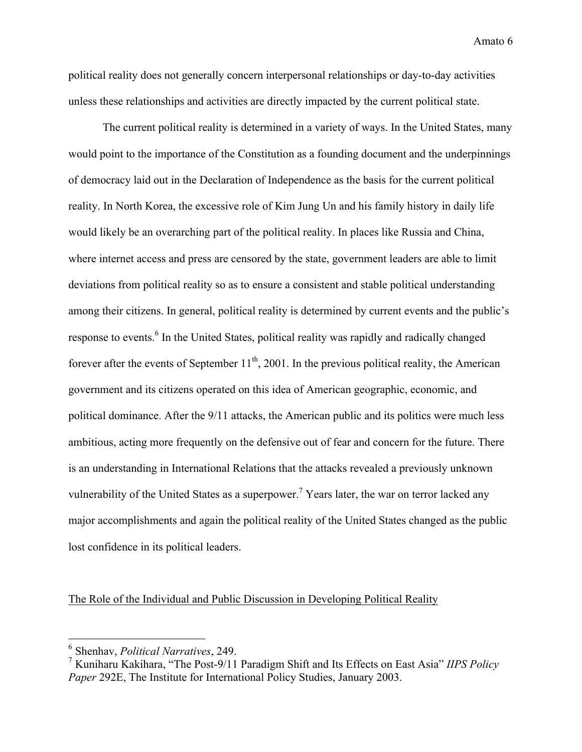political reality does not generally concern interpersonal relationships or day-to-day activities unless these relationships and activities are directly impacted by the current political state.

The current political reality is determined in a variety of ways. In the United States, many would point to the importance of the Constitution as a founding document and the underpinnings of democracy laid out in the Declaration of Independence as the basis for the current political reality. In North Korea, the excessive role of Kim Jung Un and his family history in daily life would likely be an overarching part of the political reality. In places like Russia and China, where internet access and press are censored by the state, government leaders are able to limit deviations from political reality so as to ensure a consistent and stable political understanding among their citizens. In general, political reality is determined by current events and the public's response to events.[6] In the United States, political reality was rapidly and radically changed forever after the events of September 11th, 2001. In the previous political reality, the American government and its citizens operated on this idea of American geographic, economic, and political dominance. After the 9/11 attacks, the American public and its politics were much less ambitious, acting more frequently on the defensive out of fear and concern for the future. There is an understanding in International Relations that the attacks revealed a previously unknown vulnerability of the United States as a superpower.[7] Years later, the war on terror lacked any major accomplishments and again the political reality of the United States changed as the public lost confidence in its political leaders.

## The Role of the Individual and Public Discussion in Developing Political Reality

---

[6] Shenhav, *Political Narratives*, 249.

[7] Kuniharu Kakihara, "The Post-9/11 Paradigm Shift and Its Effects on East Asia" *IIPS Policy Paper* 292E, The Institute for International Policy Studies, January 2003.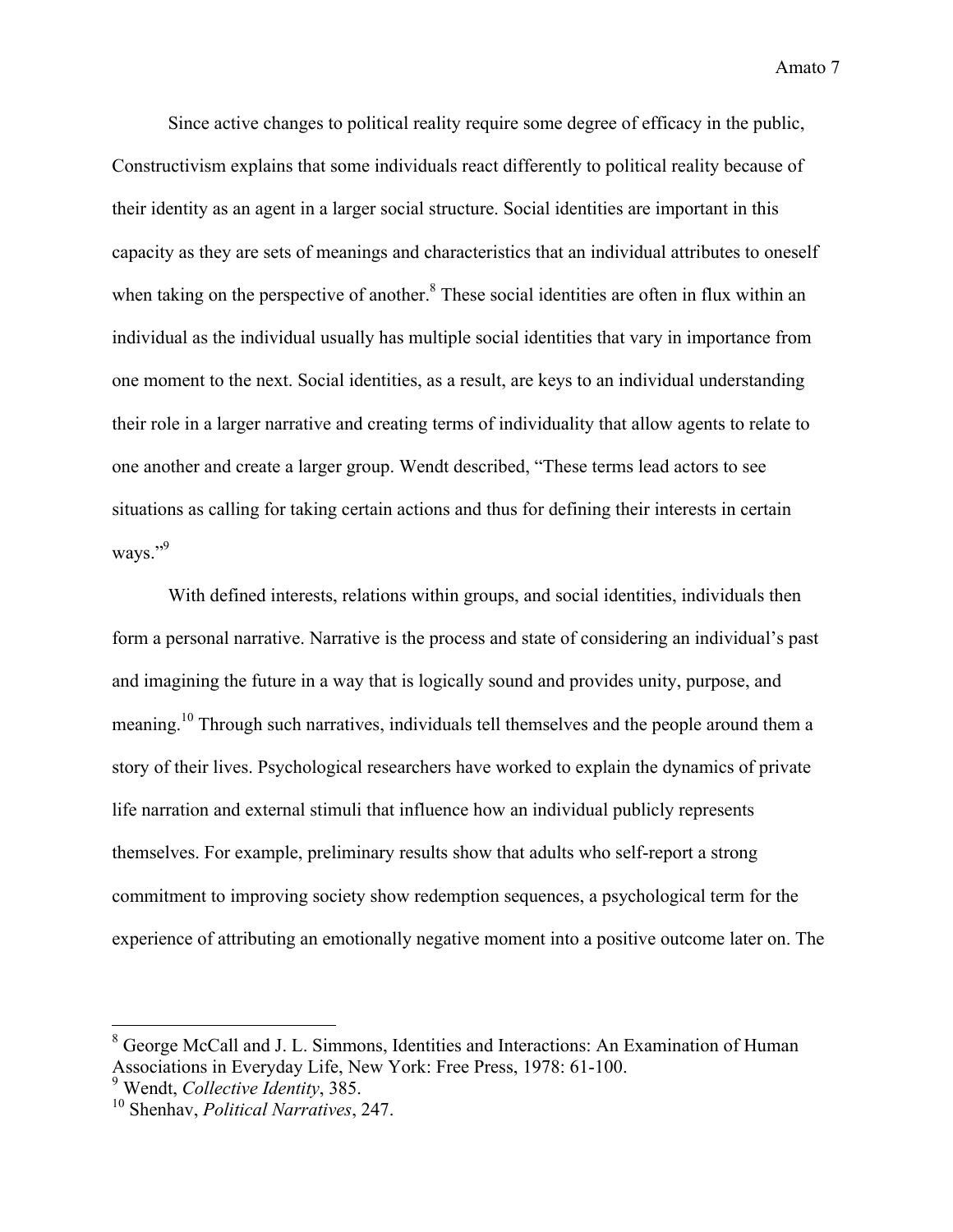Since active changes to political reality require some degree of efficacy in the public, Constructivism explains that some individuals react differently to political reality because of their identity as an agent in a larger social structure. Social identities are important in this capacity as they are sets of meanings and characteristics that an individual attributes to oneself when taking on the perspective of another.[8] These social identities are often in flux within an individual as the individual usually has multiple social identities that vary in importance from one moment to the next. Social identities, as a result, are keys to an individual understanding their role in a larger narrative and creating terms of individuality that allow agents to relate to one another and create a larger group. Wendt described, "These terms lead actors to see situations as calling for taking certain actions and thus for defining their interests in certain ways."[9]

With defined interests, relations within groups, and social identities, individuals then form a personal narrative. Narrative is the process and state of considering an individual's past and imagining the future in a way that is logically sound and provides unity, purpose, and meaning.[10] Through such narratives, individuals tell themselves and the people around them a story of their lives. Psychological researchers have worked to explain the dynamics of private life narration and external stimuli that influence how an individual publicly represents themselves. For example, preliminary results show that adults who self-report a strong commitment to improving society show redemption sequences, a psychological term for the experience of attributing an emotionally negative moment into a positive outcome later on. The

---

[8] George McCall and J. L. Simmons, Identities and Interactions: An Examination of Human Associations in Everyday Life, New York: Free Press, 1978: 61-100.

[9] Wendt, *Collective Identity*, 385.

[10] Shenhav, *Political Narratives*, 247.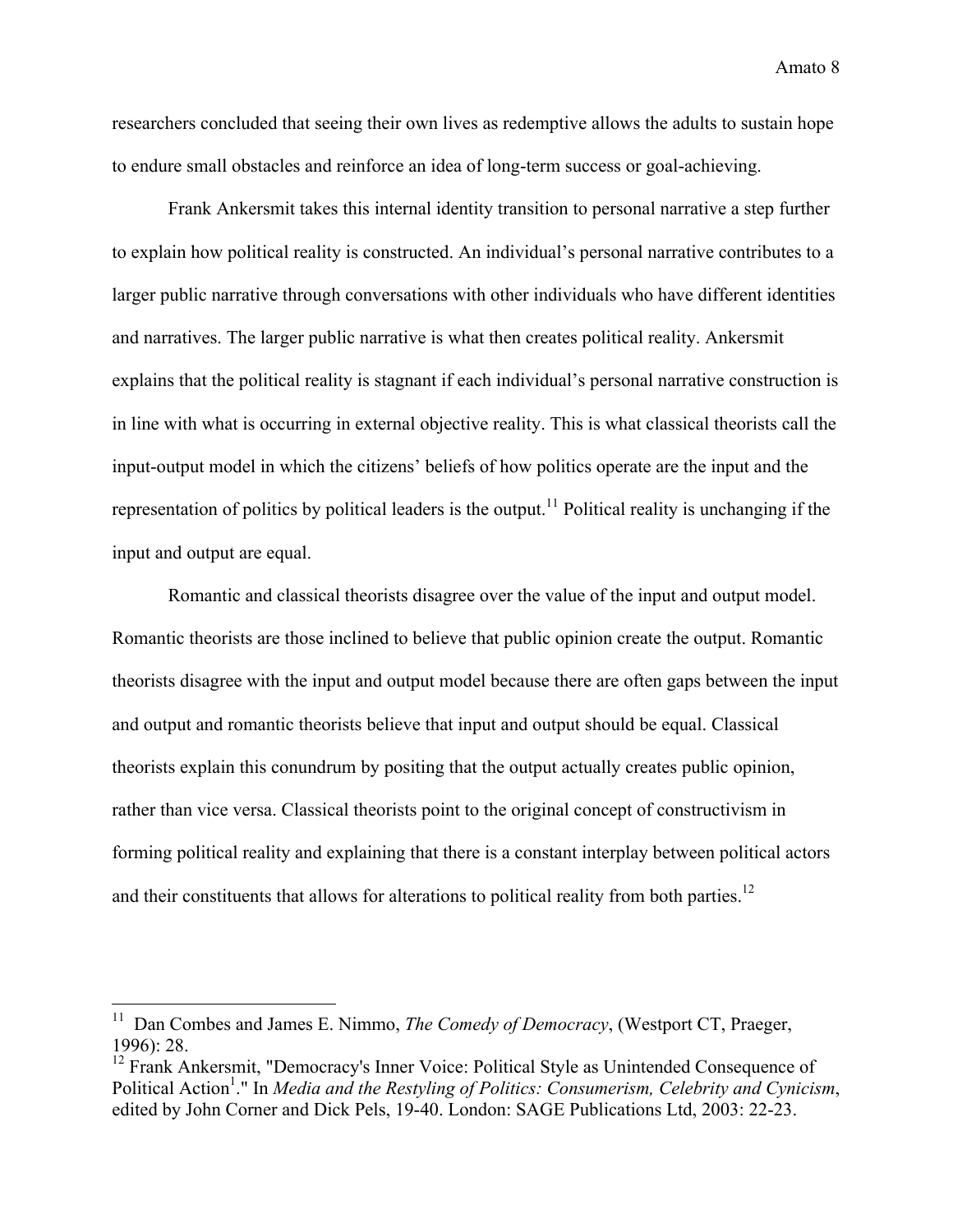researchers concluded that seeing their own lives as redemptive allows the adults to sustain hope to endure small obstacles and reinforce an idea of long-term success or goal-achieving.

Frank Ankersmit takes this internal identity transition to personal narrative a step further to explain how political reality is constructed. An individual's personal narrative contributes to a larger public narrative through conversations with other individuals who have different identities and narratives. The larger public narrative is what then creates political reality. Ankersmit explains that the political reality is stagnant if each individual's personal narrative construction is in line with what is occurring in external objective reality. This is what classical theorists call the input-output model in which the citizens' beliefs of how politics operate are the input and the representation of politics by political leaders is the output.[11] Political reality is unchanging if the input and output are equal.

Romantic and classical theorists disagree over the value of the input and output model. Romantic theorists are those inclined to believe that public opinion create the output. Romantic theorists disagree with the input and output model because there are often gaps between the input and output and romantic theorists believe that input and output should be equal. Classical theorists explain this conundrum by positing that the output actually creates public opinion, rather than vice versa. Classical theorists point to the original concept of constructivism in forming political reality and explaining that there is a constant interplay between political actors and their constituents that allows for alterations to political reality from both parties.[12]

---

[11] Dan Combes and James E. Nimmo, *The Comedy of Democracy*, (Westport CT, Praeger, 1996): 28.

[12] Frank Ankersmit, "Democracy's Inner Voice: Political Style as Unintended Consequence of Political Action[1]." In *Media and the Restyling of Politics: Consumerism, Celebrity and Cynicism*, edited by John Corner and Dick Pels, 19-40. London: SAGE Publications Ltd, 2003: 22-23.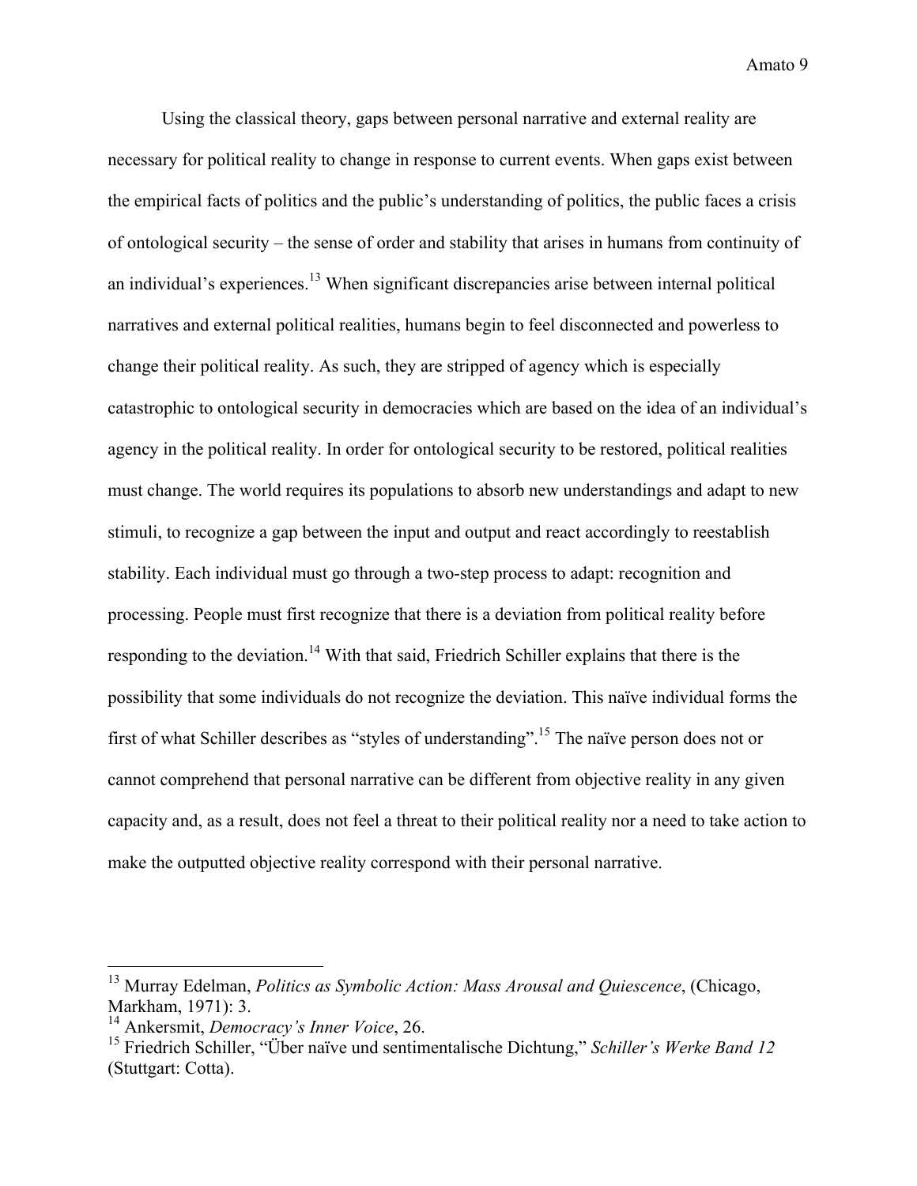Using the classical theory, gaps between personal narrative and external reality are necessary for political reality to change in response to current events. When gaps exist between the empirical facts of politics and the public's understanding of politics, the public faces a crisis of ontological security – the sense of order and stability that arises in humans from continuity of an individual's experiences.[13] When significant discrepancies arise between internal political narratives and external political realities, humans begin to feel disconnected and powerless to change their political reality. As such, they are stripped of agency which is especially catastrophic to ontological security in democracies which are based on the idea of an individual's agency in the political reality. In order for ontological security to be restored, political realities must change. The world requires its populations to absorb new understandings and adapt to new stimuli, to recognize a gap between the input and output and react accordingly to reestablish stability. Each individual must go through a two-step process to adapt: recognition and processing. People must first recognize that there is a deviation from political reality before responding to the deviation.[14] With that said, Friedrich Schiller explains that there is the possibility that some individuals do not recognize the deviation. This naïve individual forms the first of what Schiller describes as "styles of understanding".[15] The naïve person does not or cannot comprehend that personal narrative can be different from objective reality in any given capacity and, as a result, does not feel a threat to their political reality nor a need to take action to make the outputted objective reality correspond with their personal narrative.

---

[13] Murray Edelman, *Politics as Symbolic Action: Mass Arousal and Quiescence*, (Chicago, Markham, 1971): 3.

[14] Ankersmit, *Democracy's Inner Voice*, 26.

[15] Friedrich Schiller, "Über naïve und sentimentalische Dichtung," *Schiller's Werke Band 12* (Stuttgart: Cotta).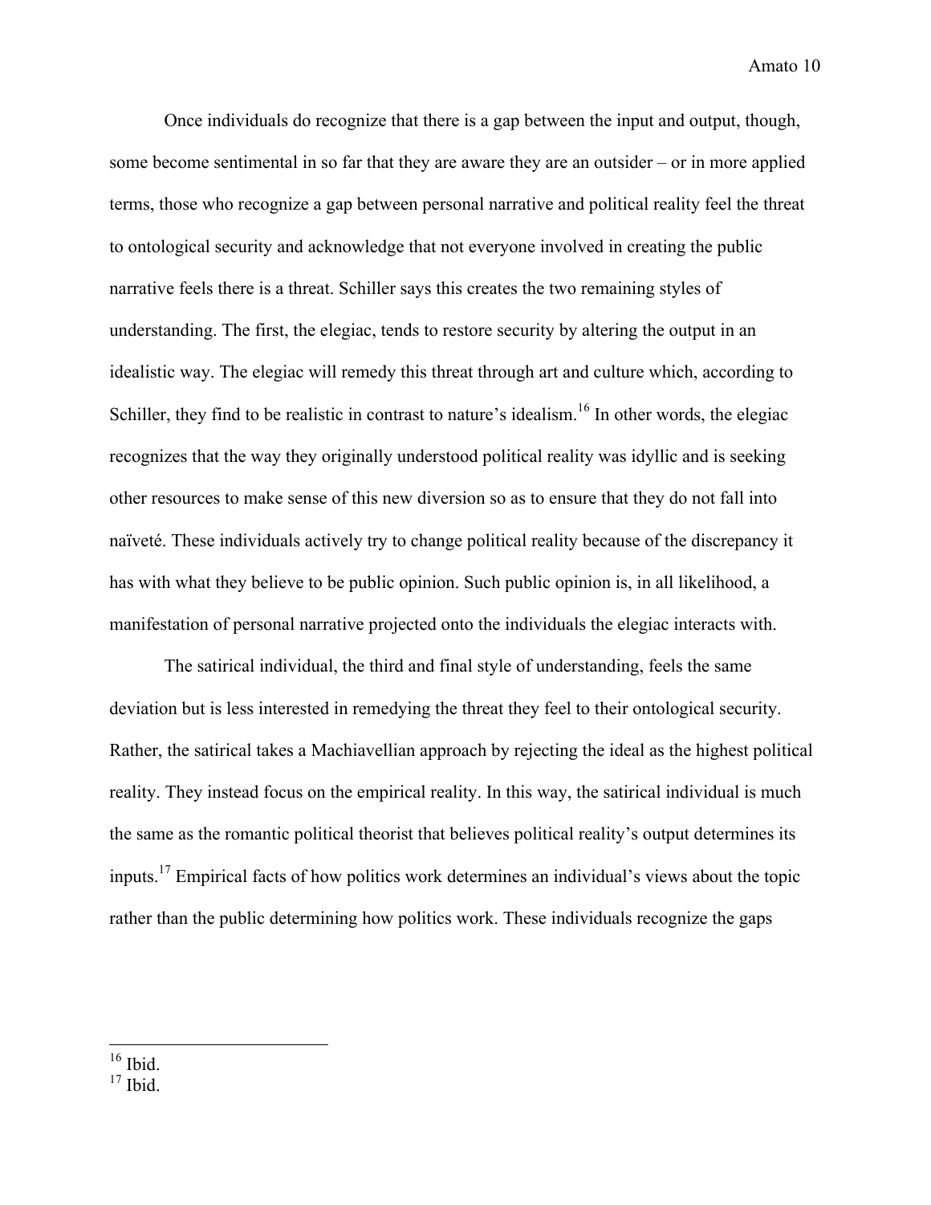Once individuals do recognize that there is a gap between the input and output, though, some become sentimental in so far that they are aware they are an outsider – or in more applied terms, those who recognize a gap between personal narrative and political reality feel the threat to ontological security and acknowledge that not everyone involved in creating the public narrative feels there is a threat. Schiller says this creates the two remaining styles of understanding. The first, the elegiac, tends to restore security by altering the output in an idealistic way. The elegiac will remedy this threat through art and culture which, according to Schiller, they find to be realistic in contrast to nature's idealism.[16] In other words, the elegiac recognizes that the way they originally understood political reality was idyllic and is seeking other resources to make sense of this new diversion so as to ensure that they do not fall into naïveté. These individuals actively try to change political reality because of the discrepancy it has with what they believe to be public opinion. Such public opinion is, in all likelihood, a manifestation of personal narrative projected onto the individuals the elegiac interacts with.

The satirical individual, the third and final style of understanding, feels the same deviation but is less interested in remedying the threat they feel to their ontological security. Rather, the satirical takes a Machiavellian approach by rejecting the ideal as the highest political reality. They instead focus on the empirical reality. In this way, the satirical individual is much the same as the romantic political theorist that believes political reality's output determines its inputs.[17] Empirical facts of how politics work determines an individual's views about the topic rather than the public determining how politics work. These individuals recognize the gaps

---

[16] Ibid.

[17] Ibid.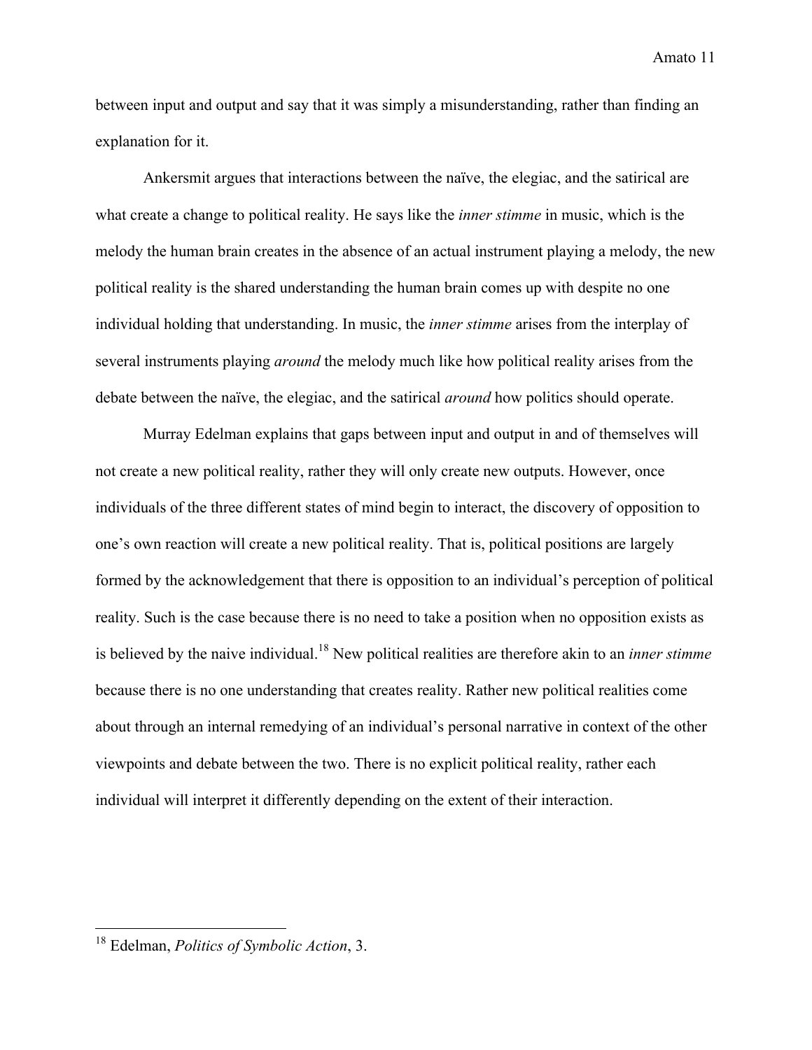between input and output and say that it was simply a misunderstanding, rather than finding an explanation for it.

Ankersmit argues that interactions between the naïve, the elegiac, and the satirical are what create a change to political reality. He says like the *inner stimme* in music, which is the melody the human brain creates in the absence of an actual instrument playing a melody, the new political reality is the shared understanding the human brain comes up with despite no one individual holding that understanding. In music, the *inner stimme* arises from the interplay of several instruments playing *around* the melody much like how political reality arises from the debate between the naïve, the elegiac, and the satirical *around* how politics should operate.

Murray Edelman explains that gaps between input and output in and of themselves will not create a new political reality, rather they will only create new outputs. However, once individuals of the three different states of mind begin to interact, the discovery of opposition to one's own reaction will create a new political reality. That is, political positions are largely formed by the acknowledgement that there is opposition to an individual's perception of political reality. Such is the case because there is no need to take a position when no opposition exists as is believed by the naive individual.[18] New political realities are therefore akin to an *inner stimme* because there is no one understanding that creates reality. Rather new political realities come about through an internal remedying of an individual's personal narrative in context of the other viewpoints and debate between the two. There is no explicit political reality, rather each individual will interpret it differently depending on the extent of their interaction.

[18] Edelman, *Politics of Symbolic Action*, 3.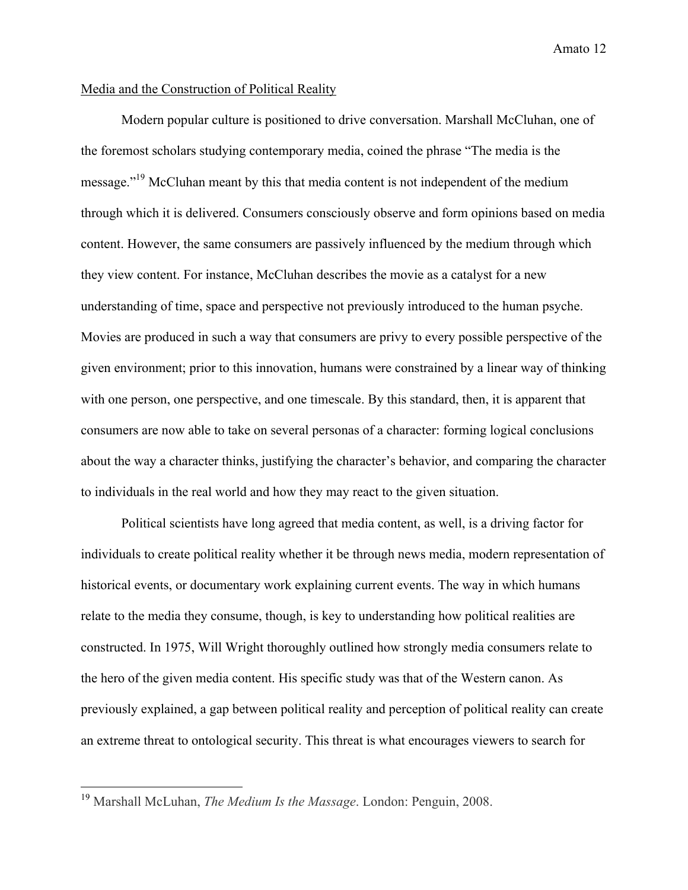Media and the Construction of Political Reality

Modern popular culture is positioned to drive conversation. Marshall McCluhan, one of the foremost scholars studying contemporary media, coined the phrase "The media is the message."[19] McCluhan meant by this that media content is not independent of the medium through which it is delivered. Consumers consciously observe and form opinions based on media content. However, the same consumers are passively influenced by the medium through which they view content. For instance, McCluhan describes the movie as a catalyst for a new understanding of time, space and perspective not previously introduced to the human psyche. Movies are produced in such a way that consumers are privy to every possible perspective of the given environment; prior to this innovation, humans were constrained by a linear way of thinking with one person, one perspective, and one timescale. By this standard, then, it is apparent that consumers are now able to take on several personas of a character: forming logical conclusions about the way a character thinks, justifying the character's behavior, and comparing the character to individuals in the real world and how they may react to the given situation.

Political scientists have long agreed that media content, as well, is a driving factor for individuals to create political reality whether it be through news media, modern representation of historical events, or documentary work explaining current events. The way in which humans relate to the media they consume, though, is key to understanding how political realities are constructed. In 1975, Will Wright thoroughly outlined how strongly media consumers relate to the hero of the given media content. His specific study was that of the Western canon. As previously explained, a gap between political reality and perception of political reality can create an extreme threat to ontological security. This threat is what encourages viewers to search for

---

[19] Marshall McLuhan, *The Medium Is the Massage*. London: Penguin, 2008.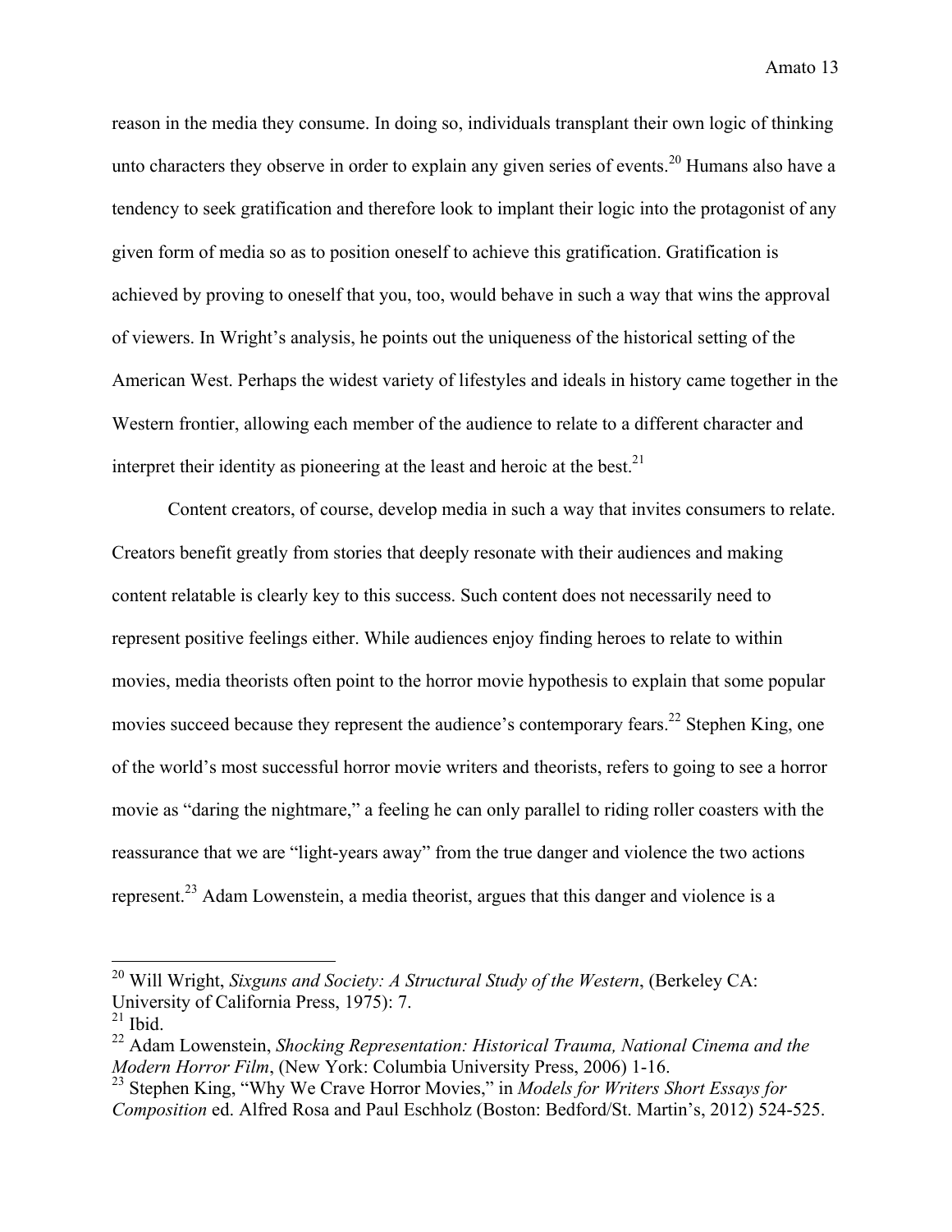reason in the media they consume. In doing so, individuals transplant their own logic of thinking unto characters they observe in order to explain any given series of events.[20] Humans also have a tendency to seek gratification and therefore look to implant their logic into the protagonist of any given form of media so as to position oneself to achieve this gratification. Gratification is achieved by proving to oneself that you, too, would behave in such a way that wins the approval of viewers. In Wright's analysis, he points out the uniqueness of the historical setting of the American West. Perhaps the widest variety of lifestyles and ideals in history came together in the Western frontier, allowing each member of the audience to relate to a different character and interpret their identity as pioneering at the least and heroic at the best.[21]

Content creators, of course, develop media in such a way that invites consumers to relate. Creators benefit greatly from stories that deeply resonate with their audiences and making content relatable is clearly key to this success. Such content does not necessarily need to represent positive feelings either. While audiences enjoy finding heroes to relate to within movies, media theorists often point to the horror movie hypothesis to explain that some popular movies succeed because they represent the audience's contemporary fears.[22] Stephen King, one of the world's most successful horror movie writers and theorists, refers to going to see a horror movie as "daring the nightmare," a feeling he can only parallel to riding roller coasters with the reassurance that we are "light-years away" from the true danger and violence the two actions represent.[23] Adam Lowenstein, a media theorist, argues that this danger and violence is a

---

[20] Will Wright, *Sixguns and Society: A Structural Study of the Western*, (Berkeley CA: University of California Press, 1975): 7.

[21] Ibid.

[22] Adam Lowenstein, *Shocking Representation: Historical Trauma, National Cinema and the Modern Horror Film*, (New York: Columbia University Press, 2006) 1-16.

[23] Stephen King, "Why We Crave Horror Movies," in *Models for Writers Short Essays for Composition* ed. Alfred Rosa and Paul Eschholz (Boston: Bedford/St. Martin's, 2012) 524-525.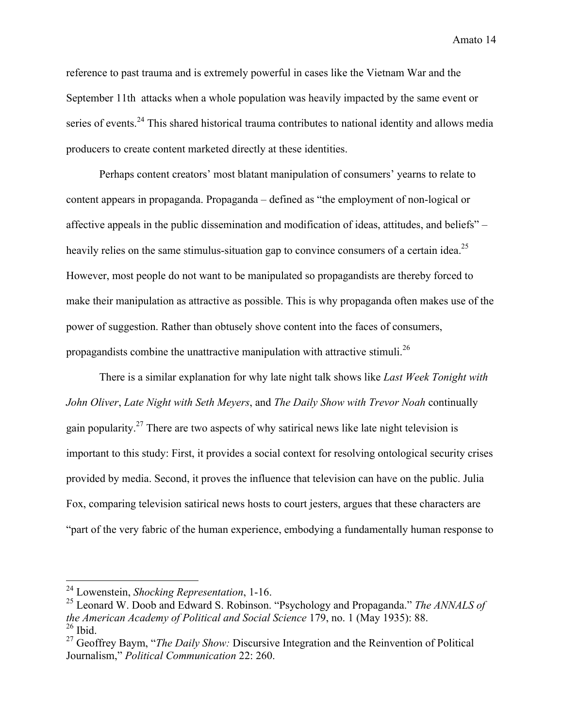reference to past trauma and is extremely powerful in cases like the Vietnam War and the September 11th attacks when a whole population was heavily impacted by the same event or series of events.[24] This shared historical trauma contributes to national identity and allows media producers to create content marketed directly at these identities.

Perhaps content creators' most blatant manipulation of consumers' yearns to relate to content appears in propaganda. Propaganda – defined as "the employment of non-logical or affective appeals in the public dissemination and modification of ideas, attitudes, and beliefs" – heavily relies on the same stimulus-situation gap to convince consumers of a certain idea.[25] However, most people do not want to be manipulated so propagandists are thereby forced to make their manipulation as attractive as possible. This is why propaganda often makes use of the power of suggestion. Rather than obtusely shove content into the faces of consumers, propagandists combine the unattractive manipulation with attractive stimuli.[26]

There is a similar explanation for why late night talk shows like *Last Week Tonight with John Oliver*, *Late Night with Seth Meyers*, and *The Daily Show with Trevor Noah* continually gain popularity.[27] There are two aspects of why satirical news like late night television is important to this study: First, it provides a social context for resolving ontological security crises provided by media. Second, it proves the influence that television can have on the public. Julia Fox, comparing television satirical news hosts to court jesters, argues that these characters are "part of the very fabric of the human experience, embodying a fundamentally human response to

---

[24] Lowenstein, *Shocking Representation*, 1-16.

[25] Leonard W. Doob and Edward S. Robinson. "Psychology and Propaganda." *The ANNALS of the American Academy of Political and Social Science* 179, no. 1 (May 1935): 88.

[26] Ibid.

[27] Geoffrey Baym, "*The Daily Show:* Discursive Integration and the Reinvention of Political Journalism," *Political Communication* 22: 260.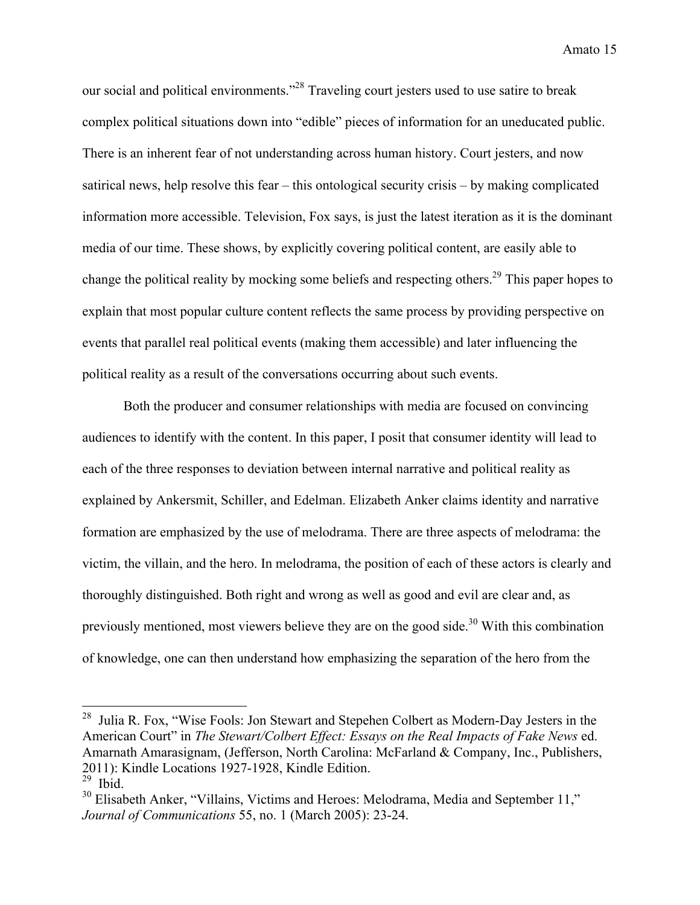our social and political environments."[28] Traveling court jesters used to use satire to break complex political situations down into "edible" pieces of information for an uneducated public. There is an inherent fear of not understanding across human history. Court jesters, and now satirical news, help resolve this fear – this ontological security crisis – by making complicated information more accessible. Television, Fox says, is just the latest iteration as it is the dominant media of our time. These shows, by explicitly covering political content, are easily able to change the political reality by mocking some beliefs and respecting others.[29] This paper hopes to explain that most popular culture content reflects the same process by providing perspective on events that parallel real political events (making them accessible) and later influencing the political reality as a result of the conversations occurring about such events.

Both the producer and consumer relationships with media are focused on convincing audiences to identify with the content. In this paper, I posit that consumer identity will lead to each of the three responses to deviation between internal narrative and political reality as explained by Ankersmit, Schiller, and Edelman. Elizabeth Anker claims identity and narrative formation are emphasized by the use of melodrama. There are three aspects of melodrama: the victim, the villain, and the hero. In melodrama, the position of each of these actors is clearly and thoroughly distinguished. Both right and wrong as well as good and evil are clear and, as previously mentioned, most viewers believe they are on the good side.[30] With this combination of knowledge, one can then understand how emphasizing the separation of the hero from the

---

[28] Julia R. Fox, "Wise Fools: Jon Stewart and Stepehen Colbert as Modern-Day Jesters in the American Court" in *The Stewart/Colbert Effect: Essays on the Real Impacts of Fake News* ed. Amarnath Amarasignam, (Jefferson, North Carolina: McFarland & Company, Inc., Publishers, 2011): Kindle Locations 1927-1928, Kindle Edition.

[29] Ibid.

[30] Elisabeth Anker, "Villains, Victims and Heroes: Melodrama, Media and September 11," *Journal of Communications* 55, no. 1 (March 2005): 23-24.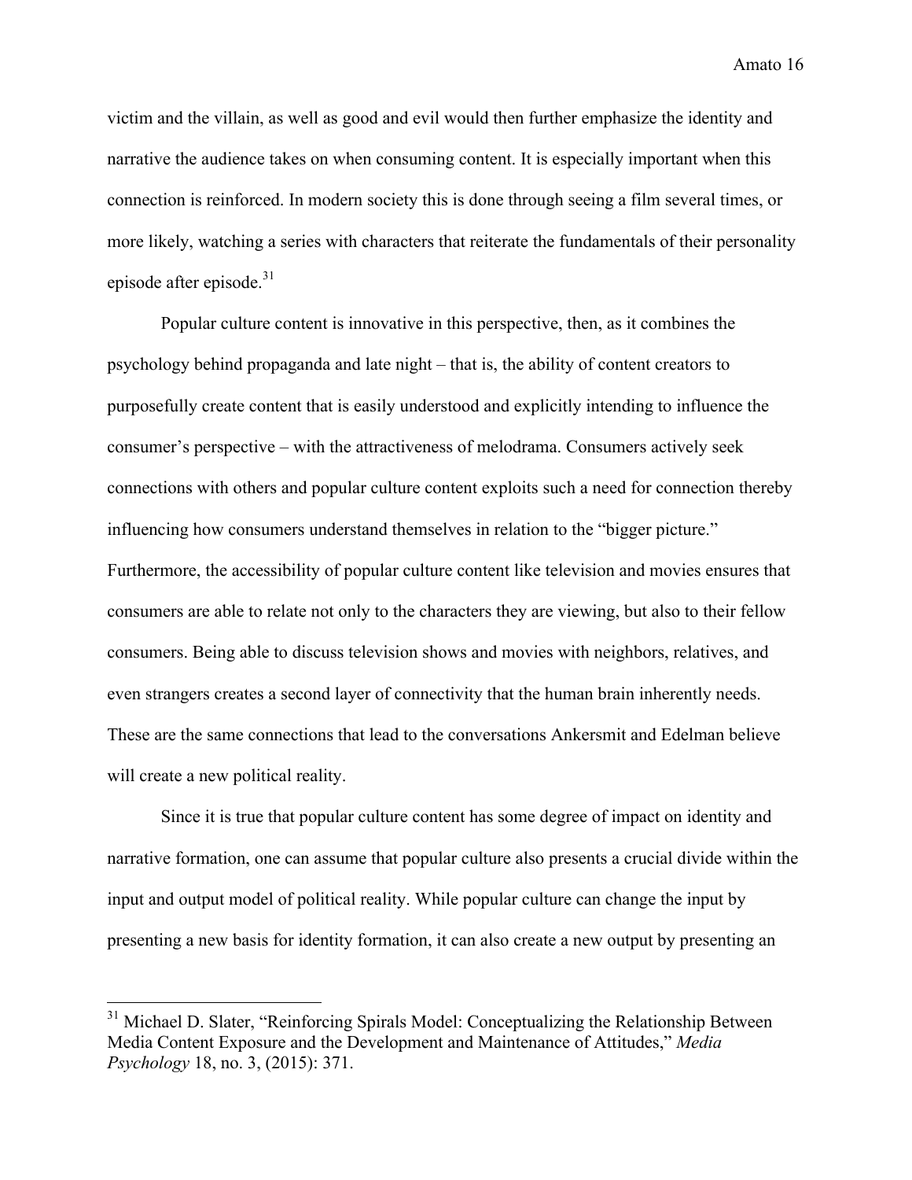victim and the villain, as well as good and evil would then further emphasize the identity and narrative the audience takes on when consuming content. It is especially important when this connection is reinforced. In modern society this is done through seeing a film several times, or more likely, watching a series with characters that reiterate the fundamentals of their personality episode after episode.[31]

Popular culture content is innovative in this perspective, then, as it combines the psychology behind propaganda and late night – that is, the ability of content creators to purposefully create content that is easily understood and explicitly intending to influence the consumer's perspective – with the attractiveness of melodrama. Consumers actively seek connections with others and popular culture content exploits such a need for connection thereby influencing how consumers understand themselves in relation to the "bigger picture." Furthermore, the accessibility of popular culture content like television and movies ensures that consumers are able to relate not only to the characters they are viewing, but also to their fellow consumers. Being able to discuss television shows and movies with neighbors, relatives, and even strangers creates a second layer of connectivity that the human brain inherently needs. These are the same connections that lead to the conversations Ankersmit and Edelman believe will create a new political reality.

Since it is true that popular culture content has some degree of impact on identity and narrative formation, one can assume that popular culture also presents a crucial divide within the input and output model of political reality. While popular culture can change the input by presenting a new basis for identity formation, it can also create a new output by presenting an

---

[31] Michael D. Slater, "Reinforcing Spirals Model: Conceptualizing the Relationship Between Media Content Exposure and the Development and Maintenance of Attitudes," *Media Psychology* 18, no. 3, (2015): 371.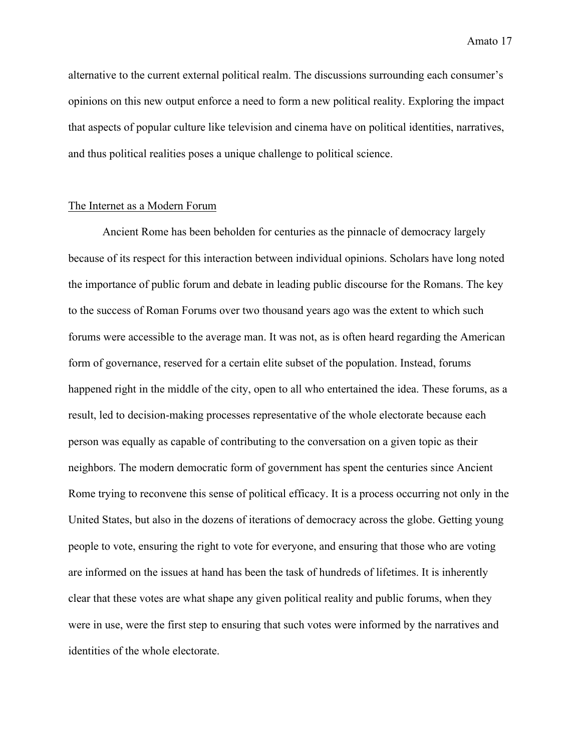alternative to the current external political realm. The discussions surrounding each consumer's opinions on this new output enforce a need to form a new political reality. Exploring the impact that aspects of popular culture like television and cinema have on political identities, narratives, and thus political realities poses a unique challenge to political science.

## The Internet as a Modern Forum

Ancient Rome has been beholden for centuries as the pinnacle of democracy largely because of its respect for this interaction between individual opinions. Scholars have long noted the importance of public forum and debate in leading public discourse for the Romans. The key to the success of Roman Forums over two thousand years ago was the extent to which such forums were accessible to the average man. It was not, as is often heard regarding the American form of governance, reserved for a certain elite subset of the population. Instead, forums happened right in the middle of the city, open to all who entertained the idea. These forums, as a result, led to decision-making processes representative of the whole electorate because each person was equally as capable of contributing to the conversation on a given topic as their neighbors. The modern democratic form of government has spent the centuries since Ancient Rome trying to reconvene this sense of political efficacy. It is a process occurring not only in the United States, but also in the dozens of iterations of democracy across the globe. Getting young people to vote, ensuring the right to vote for everyone, and ensuring that those who are voting are informed on the issues at hand has been the task of hundreds of lifetimes. It is inherently clear that these votes are what shape any given political reality and public forums, when they were in use, were the first step to ensuring that such votes were informed by the narratives and identities of the whole electorate.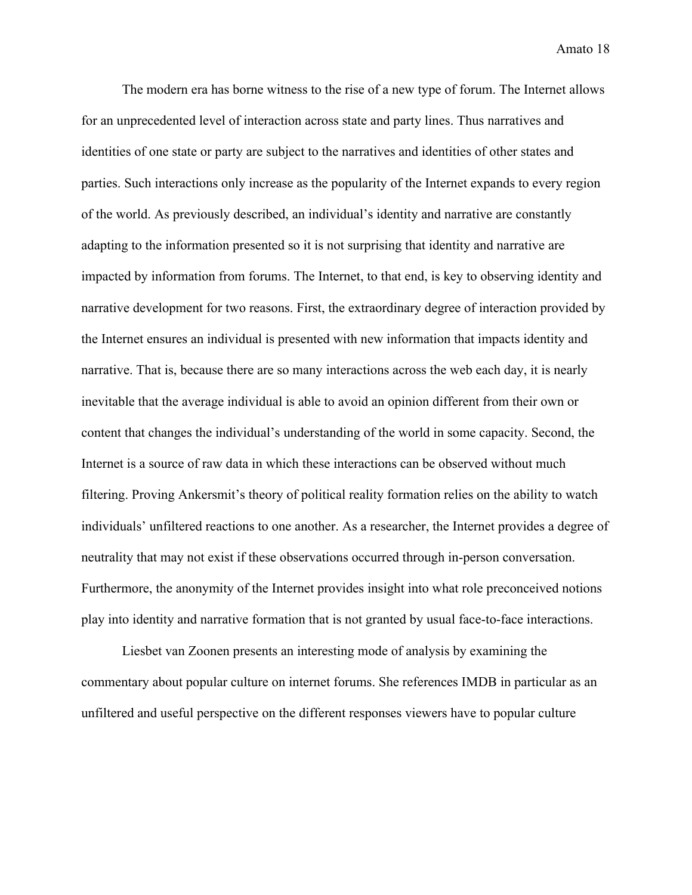The modern era has borne witness to the rise of a new type of forum. The Internet allows for an unprecedented level of interaction across state and party lines. Thus narratives and identities of one state or party are subject to the narratives and identities of other states and parties. Such interactions only increase as the popularity of the Internet expands to every region of the world. As previously described, an individual's identity and narrative are constantly adapting to the information presented so it is not surprising that identity and narrative are impacted by information from forums. The Internet, to that end, is key to observing identity and narrative development for two reasons. First, the extraordinary degree of interaction provided by the Internet ensures an individual is presented with new information that impacts identity and narrative. That is, because there are so many interactions across the web each day, it is nearly inevitable that the average individual is able to avoid an opinion different from their own or content that changes the individual's understanding of the world in some capacity. Second, the Internet is a source of raw data in which these interactions can be observed without much filtering. Proving Ankersmit's theory of political reality formation relies on the ability to watch individuals' unfiltered reactions to one another. As a researcher, the Internet provides a degree of neutrality that may not exist if these observations occurred through in-person conversation. Furthermore, the anonymity of the Internet provides insight into what role preconceived notions play into identity and narrative formation that is not granted by usual face-to-face interactions.

Liesbet van Zoonen presents an interesting mode of analysis by examining the commentary about popular culture on internet forums. She references IMDB in particular as an unfiltered and useful perspective on the different responses viewers have to popular culture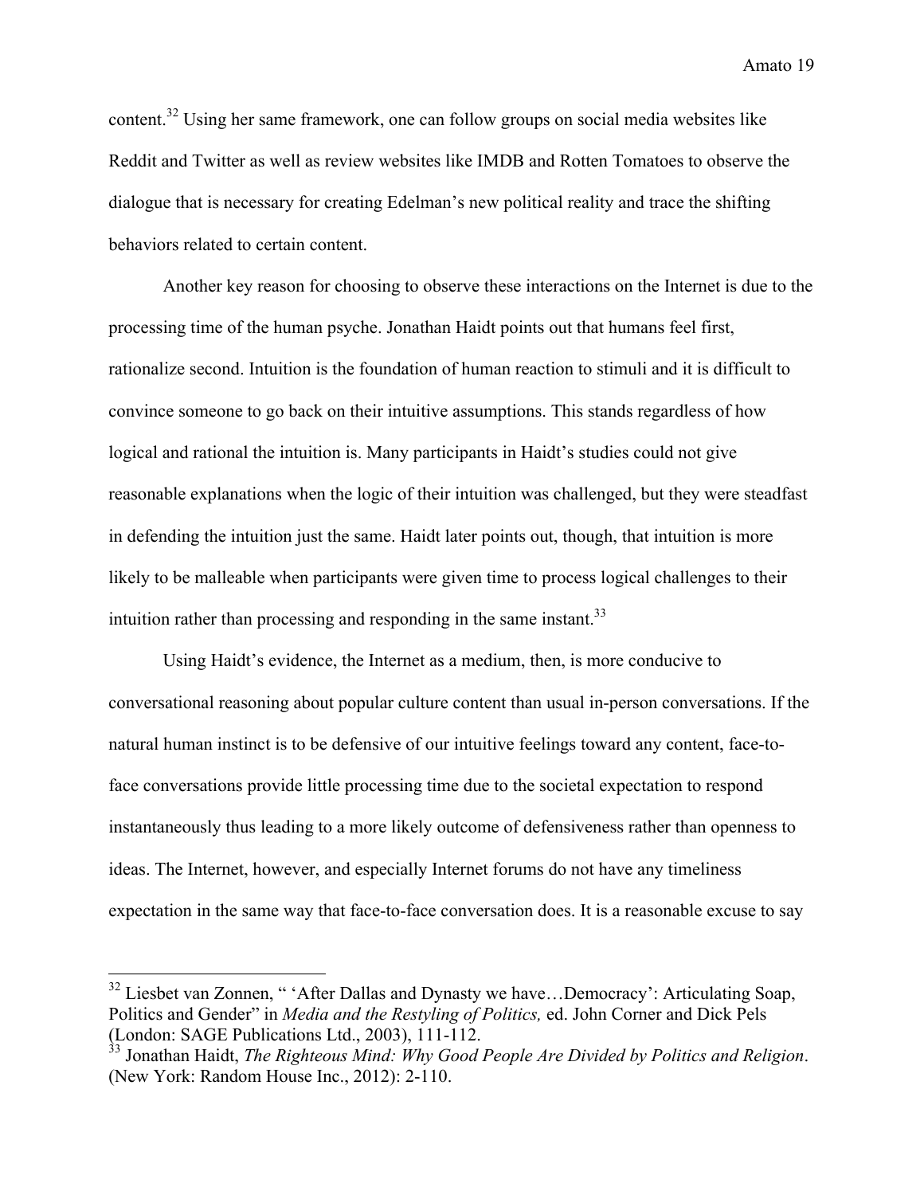content.[32] Using her same framework, one can follow groups on social media websites like Reddit and Twitter as well as review websites like IMDB and Rotten Tomatoes to observe the dialogue that is necessary for creating Edelman's new political reality and trace the shifting behaviors related to certain content.

Another key reason for choosing to observe these interactions on the Internet is due to the processing time of the human psyche. Jonathan Haidt points out that humans feel first, rationalize second. Intuition is the foundation of human reaction to stimuli and it is difficult to convince someone to go back on their intuitive assumptions. This stands regardless of how logical and rational the intuition is. Many participants in Haidt's studies could not give reasonable explanations when the logic of their intuition was challenged, but they were steadfast in defending the intuition just the same. Haidt later points out, though, that intuition is more likely to be malleable when participants were given time to process logical challenges to their intuition rather than processing and responding in the same instant.[33]

Using Haidt's evidence, the Internet as a medium, then, is more conducive to conversational reasoning about popular culture content than usual in-person conversations. If the natural human instinct is to be defensive of our intuitive feelings toward any content, face-to-face conversations provide little processing time due to the societal expectation to respond instantaneously thus leading to a more likely outcome of defensiveness rather than openness to ideas. The Internet, however, and especially Internet forums do not have any timeliness expectation in the same way that face-to-face conversation does. It is a reasonable excuse to say

---

[32] Liesbet van Zonnen, " 'After Dallas and Dynasty we have…Democracy': Articulating Soap, Politics and Gender" in *Media and the Restyling of Politics,* ed. John Corner and Dick Pels (London: SAGE Publications Ltd., 2003), 111-112.

[33] Jonathan Haidt, *The Righteous Mind: Why Good People Are Divided by Politics and Religion*. (New York: Random House Inc., 2012): 2-110.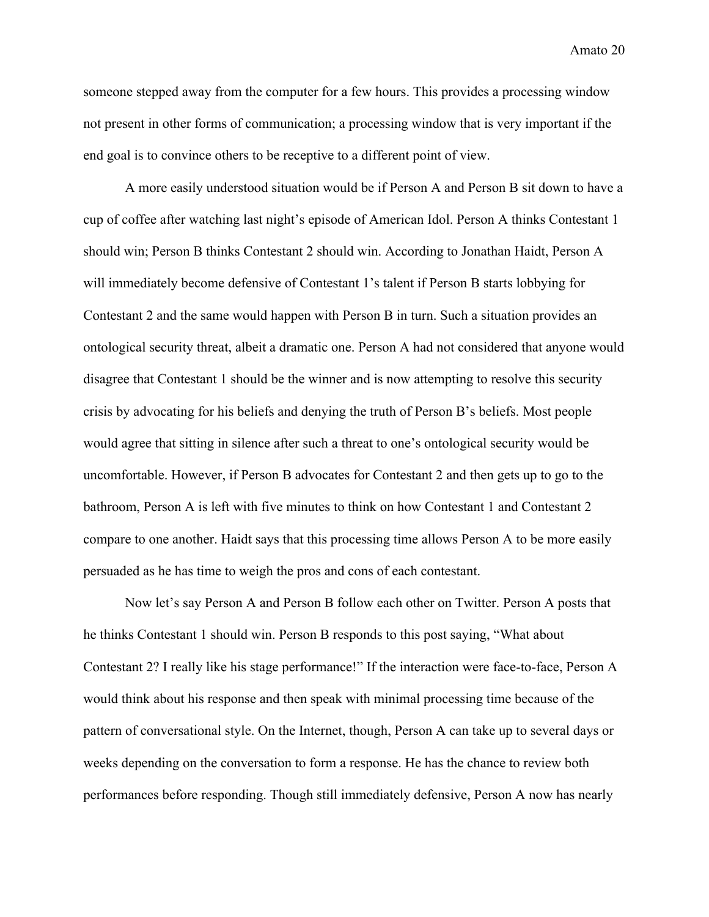someone stepped away from the computer for a few hours. This provides a processing window not present in other forms of communication; a processing window that is very important if the end goal is to convince others to be receptive to a different point of view.

A more easily understood situation would be if Person A and Person B sit down to have a cup of coffee after watching last night's episode of American Idol. Person A thinks Contestant 1 should win; Person B thinks Contestant 2 should win. According to Jonathan Haidt, Person A will immediately become defensive of Contestant 1's talent if Person B starts lobbying for Contestant 2 and the same would happen with Person B in turn. Such a situation provides an ontological security threat, albeit a dramatic one. Person A had not considered that anyone would disagree that Contestant 1 should be the winner and is now attempting to resolve this security crisis by advocating for his beliefs and denying the truth of Person B's beliefs. Most people would agree that sitting in silence after such a threat to one's ontological security would be uncomfortable. However, if Person B advocates for Contestant 2 and then gets up to go to the bathroom, Person A is left with five minutes to think on how Contestant 1 and Contestant 2 compare to one another. Haidt says that this processing time allows Person A to be more easily persuaded as he has time to weigh the pros and cons of each contestant.

Now let's say Person A and Person B follow each other on Twitter. Person A posts that he thinks Contestant 1 should win. Person B responds to this post saying, "What about Contestant 2? I really like his stage performance!" If the interaction were face-to-face, Person A would think about his response and then speak with minimal processing time because of the pattern of conversational style. On the Internet, though, Person A can take up to several days or weeks depending on the conversation to form a response. He has the chance to review both performances before responding. Though still immediately defensive, Person A now has nearly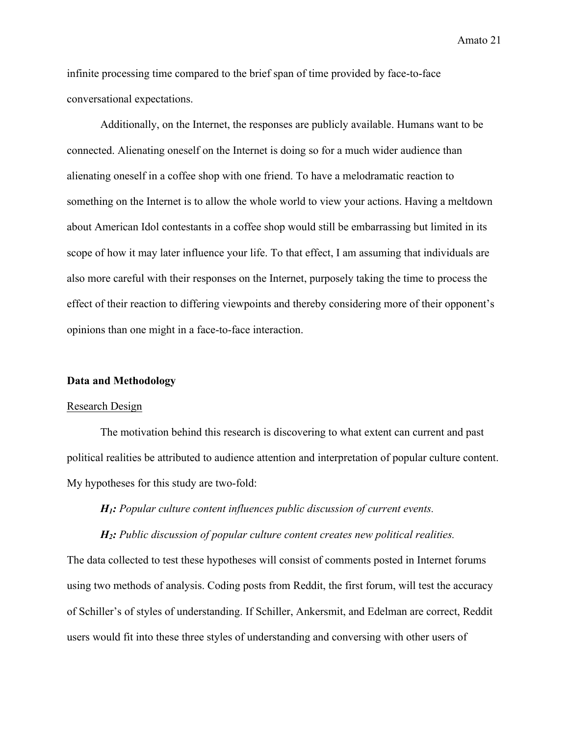infinite processing time compared to the brief span of time provided by face-to-face conversational expectations.

Additionally, on the Internet, the responses are publicly available. Humans want to be connected. Alienating oneself on the Internet is doing so for a much wider audience than alienating oneself in a coffee shop with one friend. To have a melodramatic reaction to something on the Internet is to allow the whole world to view your actions. Having a meltdown about American Idol contestants in a coffee shop would still be embarrassing but limited in its scope of how it may later influence your life. To that effect, I am assuming that individuals are also more careful with their responses on the Internet, purposely taking the time to process the effect of their reaction to differing viewpoints and thereby considering more of their opponent's opinions than one might in a face-to-face interaction.

## Data and Methodology

### Research Design

The motivation behind this research is discovering to what extent can current and past political realities be attributed to audience attention and interpretation of popular culture content. My hypotheses for this study are two-fold:

***$H_1$:** Popular culture content influences public discussion of current events.*

***$H_2$:** Public discussion of popular culture content creates new political realities.*

The data collected to test these hypotheses will consist of comments posted in Internet forums using two methods of analysis. Coding posts from Reddit, the first forum, will test the accuracy of Schiller's of styles of understanding. If Schiller, Ankersmit, and Edelman are correct, Reddit users would fit into these three styles of understanding and conversing with other users of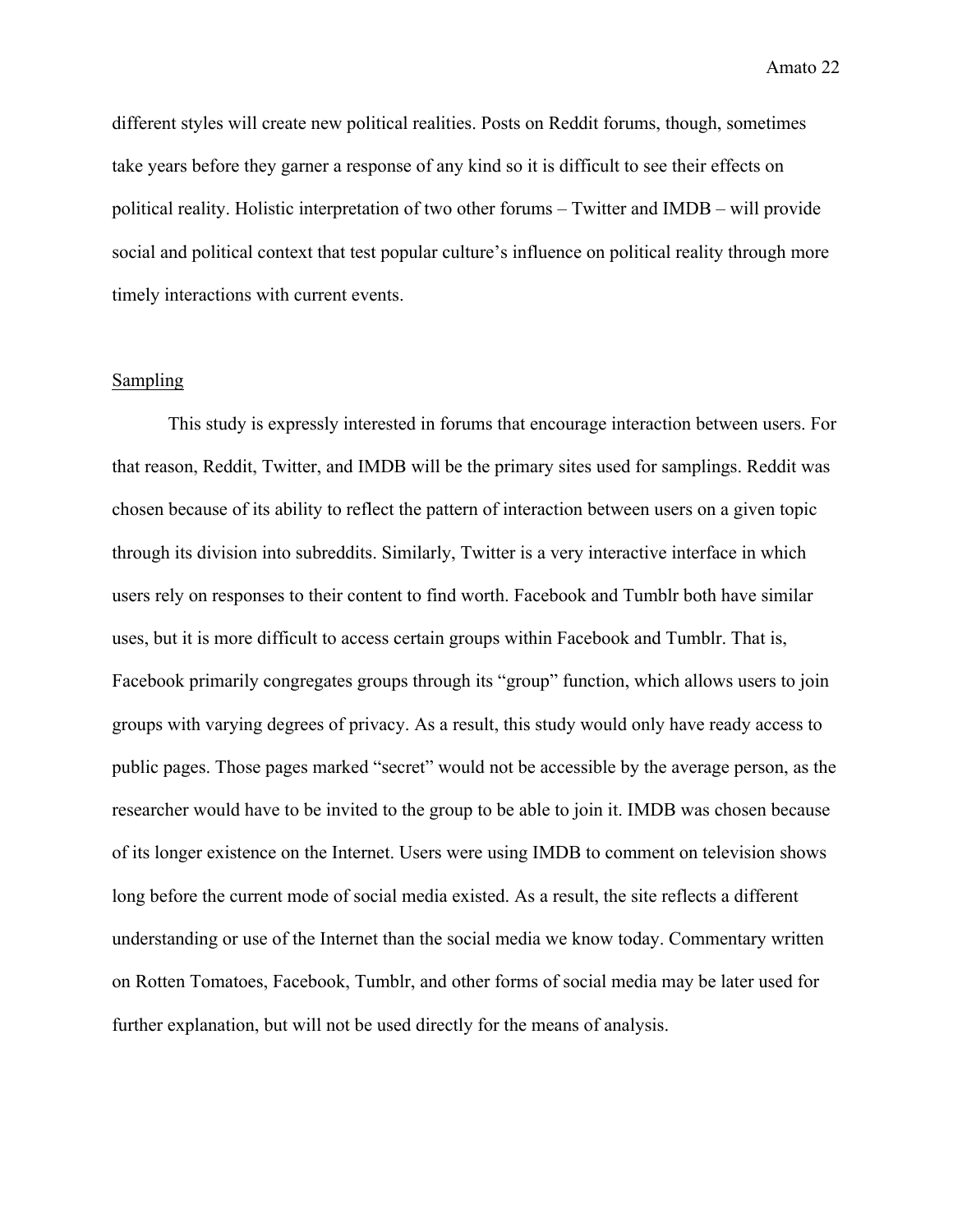different styles will create new political realities. Posts on Reddit forums, though, sometimes take years before they garner a response of any kind so it is difficult to see their effects on political reality. Holistic interpretation of two other forums – Twitter and IMDB – will provide social and political context that test popular culture's influence on political reality through more timely interactions with current events.

## Sampling

This study is expressly interested in forums that encourage interaction between users. For that reason, Reddit, Twitter, and IMDB will be the primary sites used for samplings. Reddit was chosen because of its ability to reflect the pattern of interaction between users on a given topic through its division into subreddits. Similarly, Twitter is a very interactive interface in which users rely on responses to their content to find worth. Facebook and Tumblr both have similar uses, but it is more difficult to access certain groups within Facebook and Tumblr. That is, Facebook primarily congregates groups through its "group" function, which allows users to join groups with varying degrees of privacy. As a result, this study would only have ready access to public pages. Those pages marked "secret" would not be accessible by the average person, as the researcher would have to be invited to the group to be able to join it. IMDB was chosen because of its longer existence on the Internet. Users were using IMDB to comment on television shows long before the current mode of social media existed. As a result, the site reflects a different understanding or use of the Internet than the social media we know today. Commentary written on Rotten Tomatoes, Facebook, Tumblr, and other forms of social media may be later used for further explanation, but will not be used directly for the means of analysis.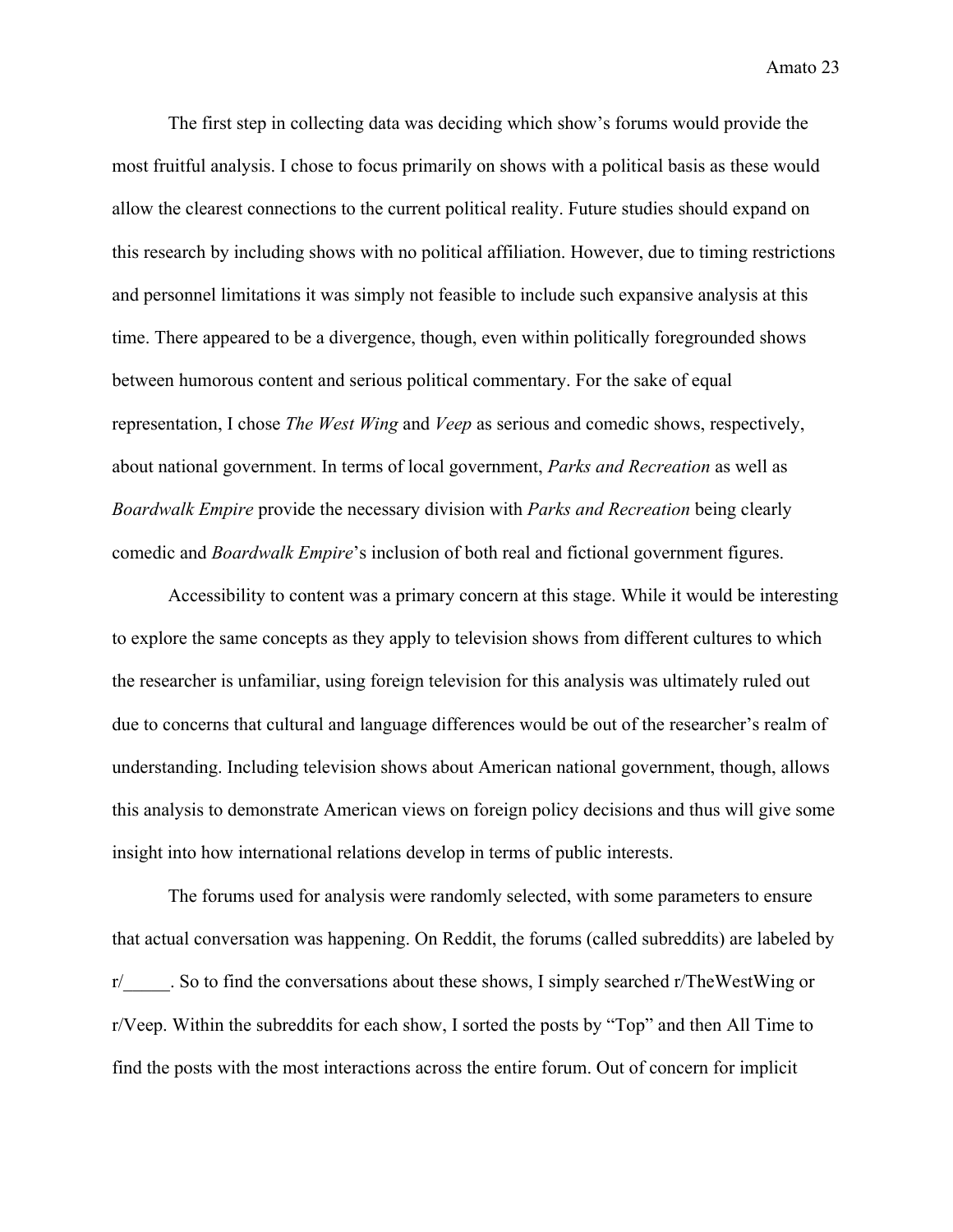The first step in collecting data was deciding which show's forums would provide the most fruitful analysis. I chose to focus primarily on shows with a political basis as these would allow the clearest connections to the current political reality. Future studies should expand on this research by including shows with no political affiliation. However, due to timing restrictions and personnel limitations it was simply not feasible to include such expansive analysis at this time. There appeared to be a divergence, though, even within politically foregrounded shows between humorous content and serious political commentary. For the sake of equal representation, I chose *The West Wing* and *Veep* as serious and comedic shows, respectively, about national government. In terms of local government, *Parks and Recreation* as well as *Boardwalk Empire* provide the necessary division with *Parks and Recreation* being clearly comedic and *Boardwalk Empire*'s inclusion of both real and fictional government figures.

Accessibility to content was a primary concern at this stage. While it would be interesting to explore the same concepts as they apply to television shows from different cultures to which the researcher is unfamiliar, using foreign television for this analysis was ultimately ruled out due to concerns that cultural and language differences would be out of the researcher's realm of understanding. Including television shows about American national government, though, allows this analysis to demonstrate American views on foreign policy decisions and thus will give some insight into how international relations develop in terms of public interests.

The forums used for analysis were randomly selected, with some parameters to ensure that actual conversation was happening. On Reddit, the forums (called subreddits) are labeled by r/_____. So to find the conversations about these shows, I simply searched r/TheWestWing or r/Veep. Within the subreddits for each show, I sorted the posts by "Top" and then All Time to find the posts with the most interactions across the entire forum. Out of concern for implicit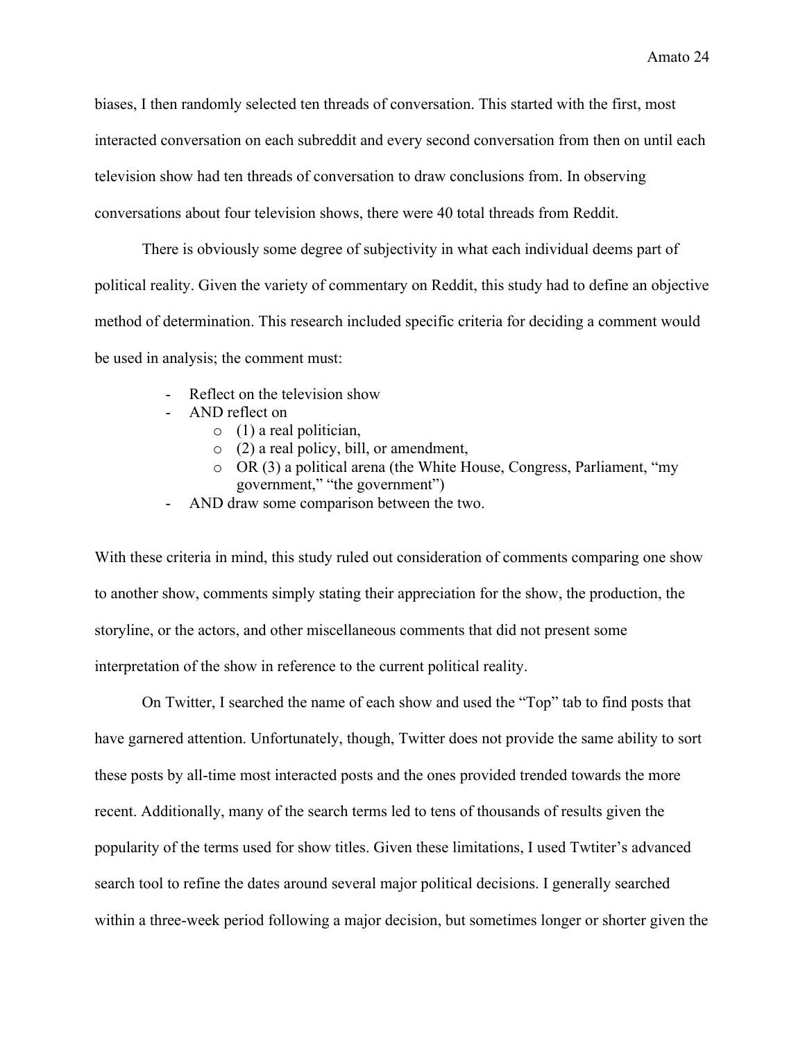biases, I then randomly selected ten threads of conversation. This started with the first, most interacted conversation on each subreddit and every second conversation from then on until each television show had ten threads of conversation to draw conclusions from. In observing conversations about four television shows, there were 40 total threads from Reddit.

There is obviously some degree of subjectivity in what each individual deems part of political reality. Given the variety of commentary on Reddit, this study had to define an objective method of determination. This research included specific criteria for deciding a comment would be used in analysis; the comment must:

- Reflect on the television show
- AND reflect on
  - (1) a real politician,
  - (2) a real policy, bill, or amendment,
  - OR (3) a political arena (the White House, Congress, Parliament, "my government," "the government")
- AND draw some comparison between the two.

With these criteria in mind, this study ruled out consideration of comments comparing one show to another show, comments simply stating their appreciation for the show, the production, the storyline, or the actors, and other miscellaneous comments that did not present some interpretation of the show in reference to the current political reality.

On Twitter, I searched the name of each show and used the "Top" tab to find posts that have garnered attention. Unfortunately, though, Twitter does not provide the same ability to sort these posts by all-time most interacted posts and the ones provided trended towards the more recent. Additionally, many of the search terms led to tens of thousands of results given the popularity of the terms used for show titles. Given these limitations, I used Twtiter's advanced search tool to refine the dates around several major political decisions. I generally searched within a three-week period following a major decision, but sometimes longer or shorter given the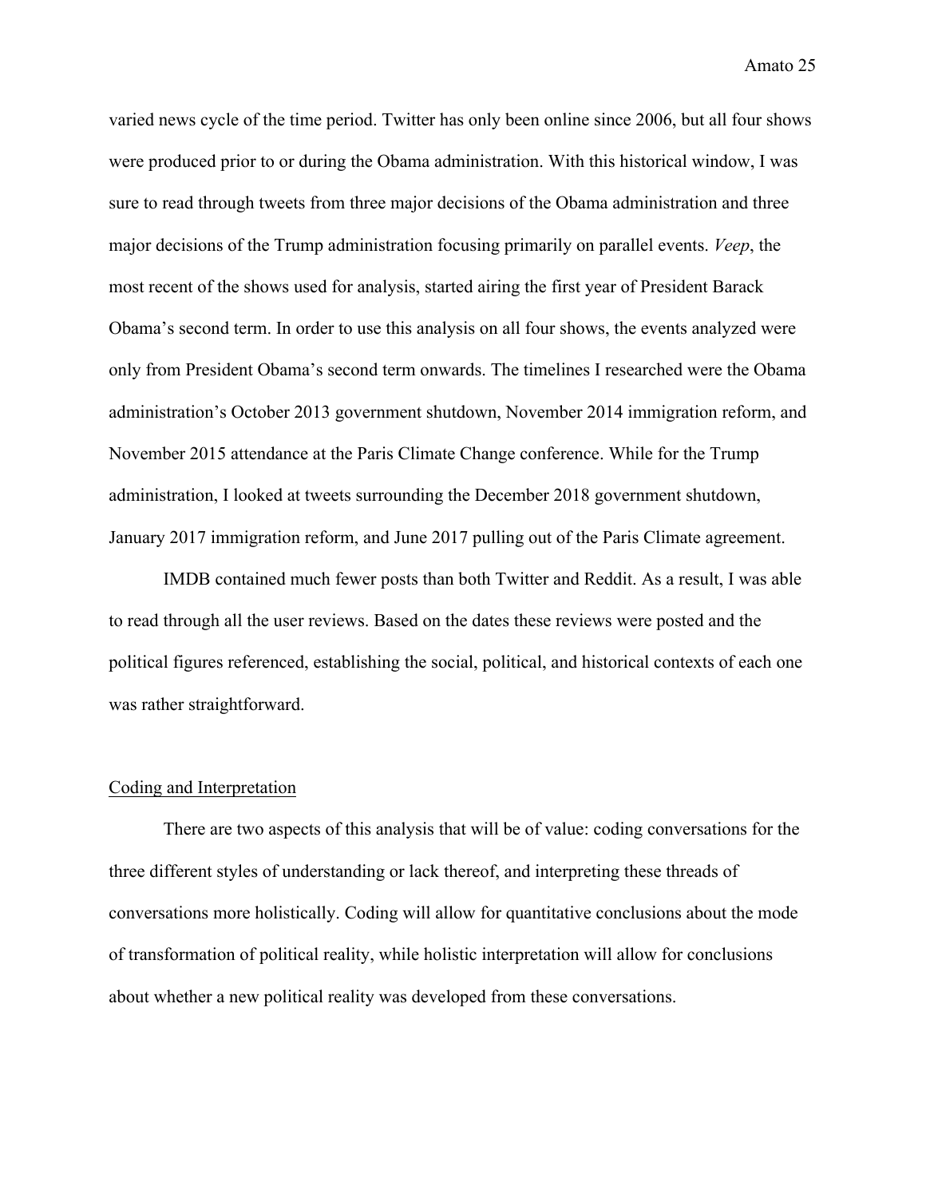varied news cycle of the time period. Twitter has only been online since 2006, but all four shows were produced prior to or during the Obama administration. With this historical window, I was sure to read through tweets from three major decisions of the Obama administration and three major decisions of the Trump administration focusing primarily on parallel events. *Veep*, the most recent of the shows used for analysis, started airing the first year of President Barack Obama's second term. In order to use this analysis on all four shows, the events analyzed were only from President Obama's second term onwards. The timelines I researched were the Obama administration's October 2013 government shutdown, November 2014 immigration reform, and November 2015 attendance at the Paris Climate Change conference. While for the Trump administration, I looked at tweets surrounding the December 2018 government shutdown, January 2017 immigration reform, and June 2017 pulling out of the Paris Climate agreement.

IMDB contained much fewer posts than both Twitter and Reddit. As a result, I was able to read through all the user reviews. Based on the dates these reviews were posted and the political figures referenced, establishing the social, political, and historical contexts of each one was rather straightforward.

### Coding and Interpretation

There are two aspects of this analysis that will be of value: coding conversations for the three different styles of understanding or lack thereof, and interpreting these threads of conversations more holistically. Coding will allow for quantitative conclusions about the mode of transformation of political reality, while holistic interpretation will allow for conclusions about whether a new political reality was developed from these conversations.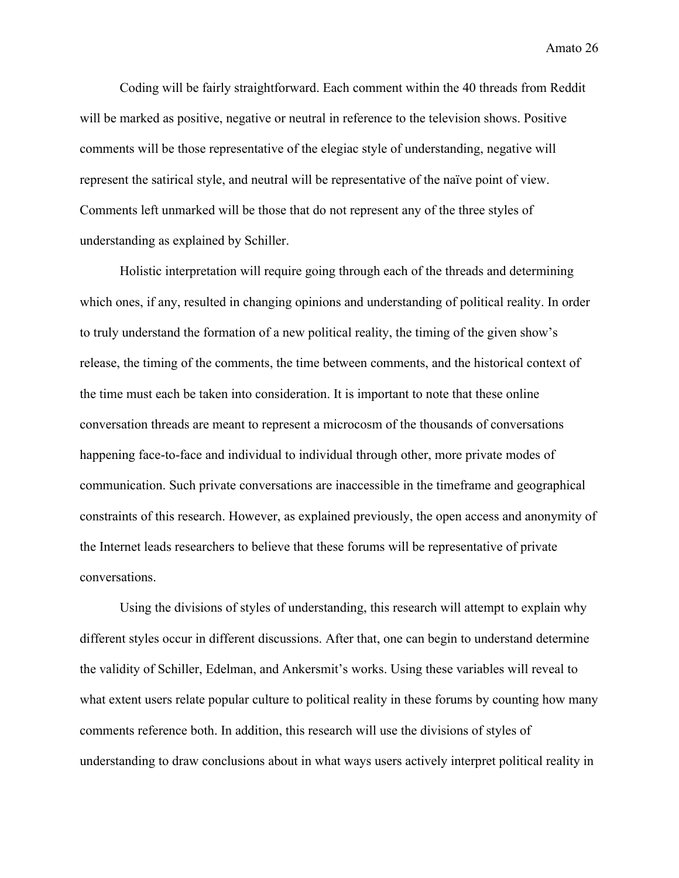Coding will be fairly straightforward. Each comment within the 40 threads from Reddit will be marked as positive, negative or neutral in reference to the television shows. Positive comments will be those representative of the elegiac style of understanding, negative will represent the satirical style, and neutral will be representative of the naïve point of view. Comments left unmarked will be those that do not represent any of the three styles of understanding as explained by Schiller.

Holistic interpretation will require going through each of the threads and determining which ones, if any, resulted in changing opinions and understanding of political reality. In order to truly understand the formation of a new political reality, the timing of the given show's release, the timing of the comments, the time between comments, and the historical context of the time must each be taken into consideration. It is important to note that these online conversation threads are meant to represent a microcosm of the thousands of conversations happening face-to-face and individual to individual through other, more private modes of communication. Such private conversations are inaccessible in the timeframe and geographical constraints of this research. However, as explained previously, the open access and anonymity of the Internet leads researchers to believe that these forums will be representative of private conversations.

Using the divisions of styles of understanding, this research will attempt to explain why different styles occur in different discussions. After that, one can begin to understand determine the validity of Schiller, Edelman, and Ankersmit's works. Using these variables will reveal to what extent users relate popular culture to political reality in these forums by counting how many comments reference both. In addition, this research will use the divisions of styles of understanding to draw conclusions about in what ways users actively interpret political reality in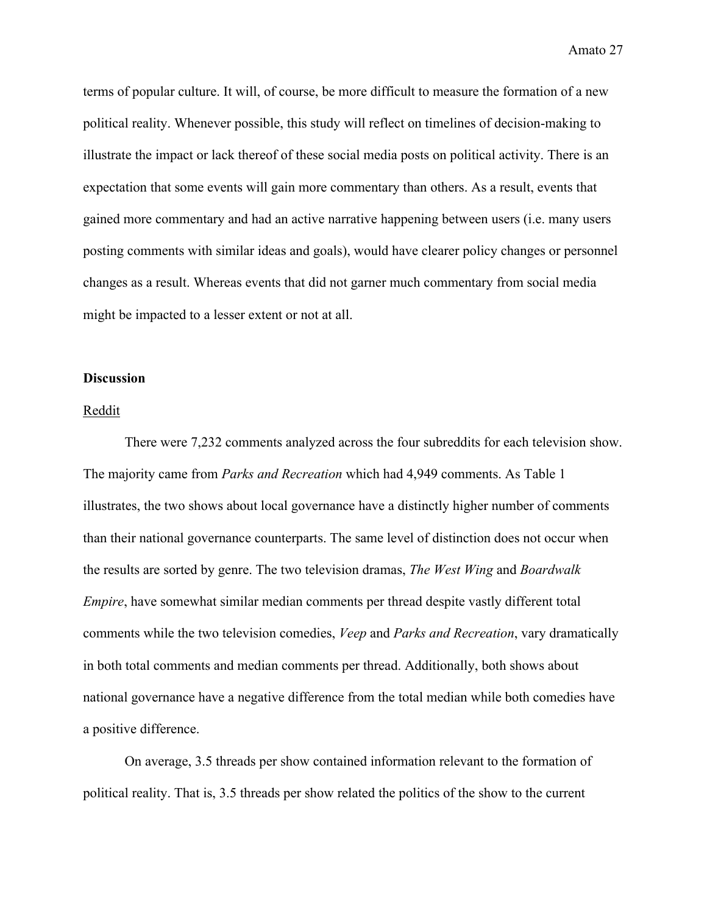terms of popular culture. It will, of course, be more difficult to measure the formation of a new political reality. Whenever possible, this study will reflect on timelines of decision-making to illustrate the impact or lack thereof of these social media posts on political activity. There is an expectation that some events will gain more commentary than others. As a result, events that gained more commentary and had an active narrative happening between users (i.e. many users posting comments with similar ideas and goals), would have clearer policy changes or personnel changes as a result. Whereas events that did not garner much commentary from social media might be impacted to a lesser extent or not at all.

## Discussion

### Reddit

There were 7,232 comments analyzed across the four subreddits for each television show. The majority came from *Parks and Recreation* which had 4,949 comments. As Table 1 illustrates, the two shows about local governance have a distinctly higher number of comments than their national governance counterparts. The same level of distinction does not occur when the results are sorted by genre. The two television dramas, *The West Wing* and *Boardwalk Empire*, have somewhat similar median comments per thread despite vastly different total comments while the two television comedies, *Veep* and *Parks and Recreation*, vary dramatically in both total comments and median comments per thread. Additionally, both shows about national governance have a negative difference from the total median while both comedies have a positive difference.

On average, 3.5 threads per show contained information relevant to the formation of political reality. That is, 3.5 threads per show related the politics of the show to the current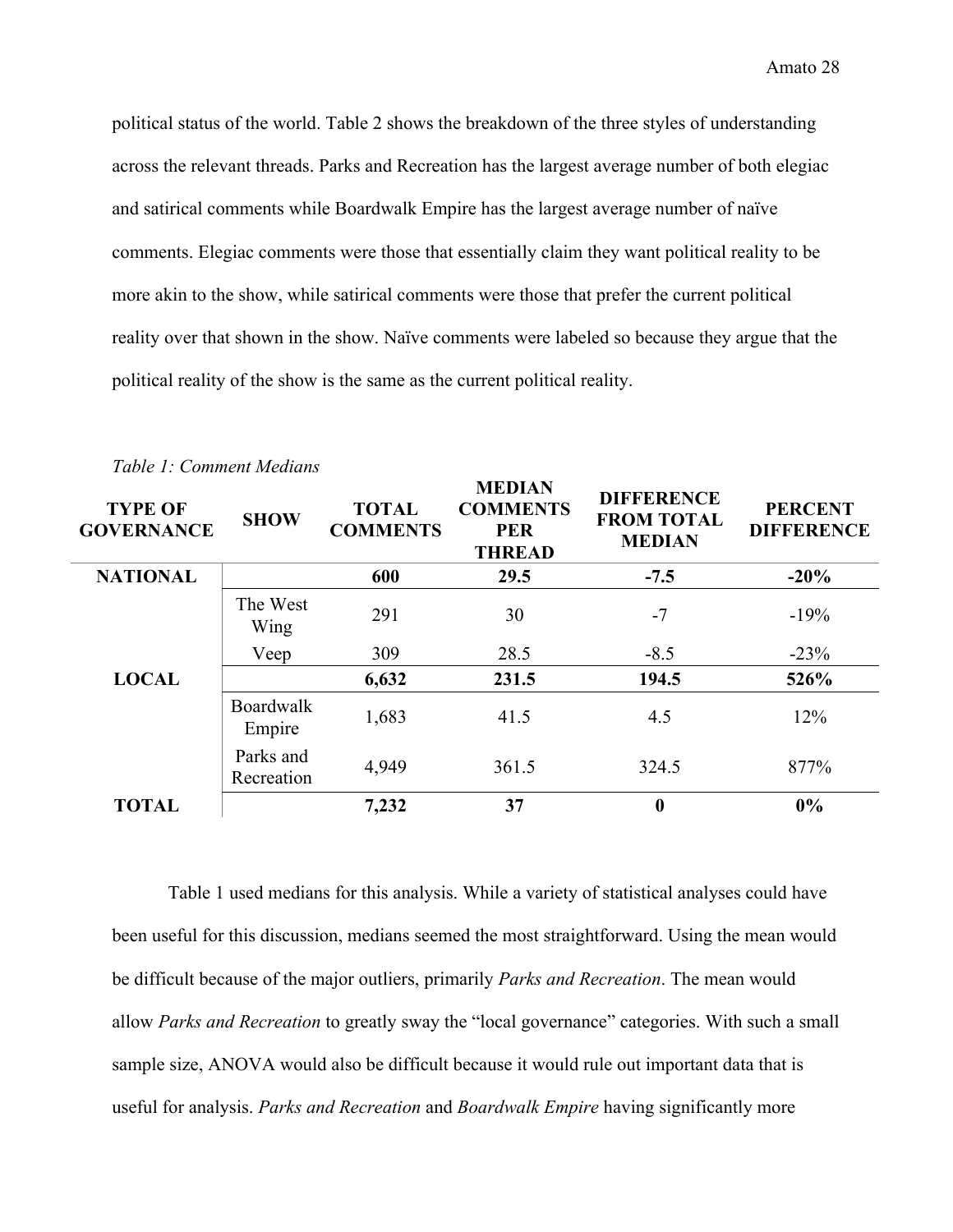political status of the world. Table 2 shows the breakdown of the three styles of understanding across the relevant threads. Parks and Recreation has the largest average number of both elegiac and satirical comments while Boardwalk Empire has the largest average number of naïve comments. Elegiac comments were those that essentially claim they want political reality to be more akin to the show, while satirical comments were those that prefer the current political reality over that shown in the show. Naïve comments were labeled so because they argue that the political reality of the show is the same as the current political reality.

*Table 1: Comment Medians*

| TYPE OF GOVERNANCE | SHOW | TOTAL COMMENTS | MEDIAN COMMENTS PER THREAD | DIFFERENCE FROM TOTAL MEDIAN | PERCENT DIFFERENCE |
|---|---|---|---|---|---|
| **NATIONAL** | | **600** | **29.5** | **-7.5** | **-20%** |
| | The West Wing | 291 | 30 | -7 | -19% |
| | Veep | 309 | 28.5 | -8.5 | -23% |
| **LOCAL** | | **6,632** | **231.5** | **194.5** | **526%** |
| | Boardwalk Empire | 1,683 | 41.5 | 4.5 | 12% |
| | Parks and Recreation | 4,949 | 361.5 | 324.5 | 877% |
| **TOTAL** | | **7,232** | **37** | **0** | **0%** |

Table 1 used medians for this analysis. While a variety of statistical analyses could have been useful for this discussion, medians seemed the most straightforward. Using the mean would be difficult because of the major outliers, primarily *Parks and Recreation*. The mean would allow *Parks and Recreation* to greatly sway the "local governance" categories. With such a small sample size, ANOVA would also be difficult because it would rule out important data that is useful for analysis. *Parks and Recreation* and *Boardwalk Empire* having significantly more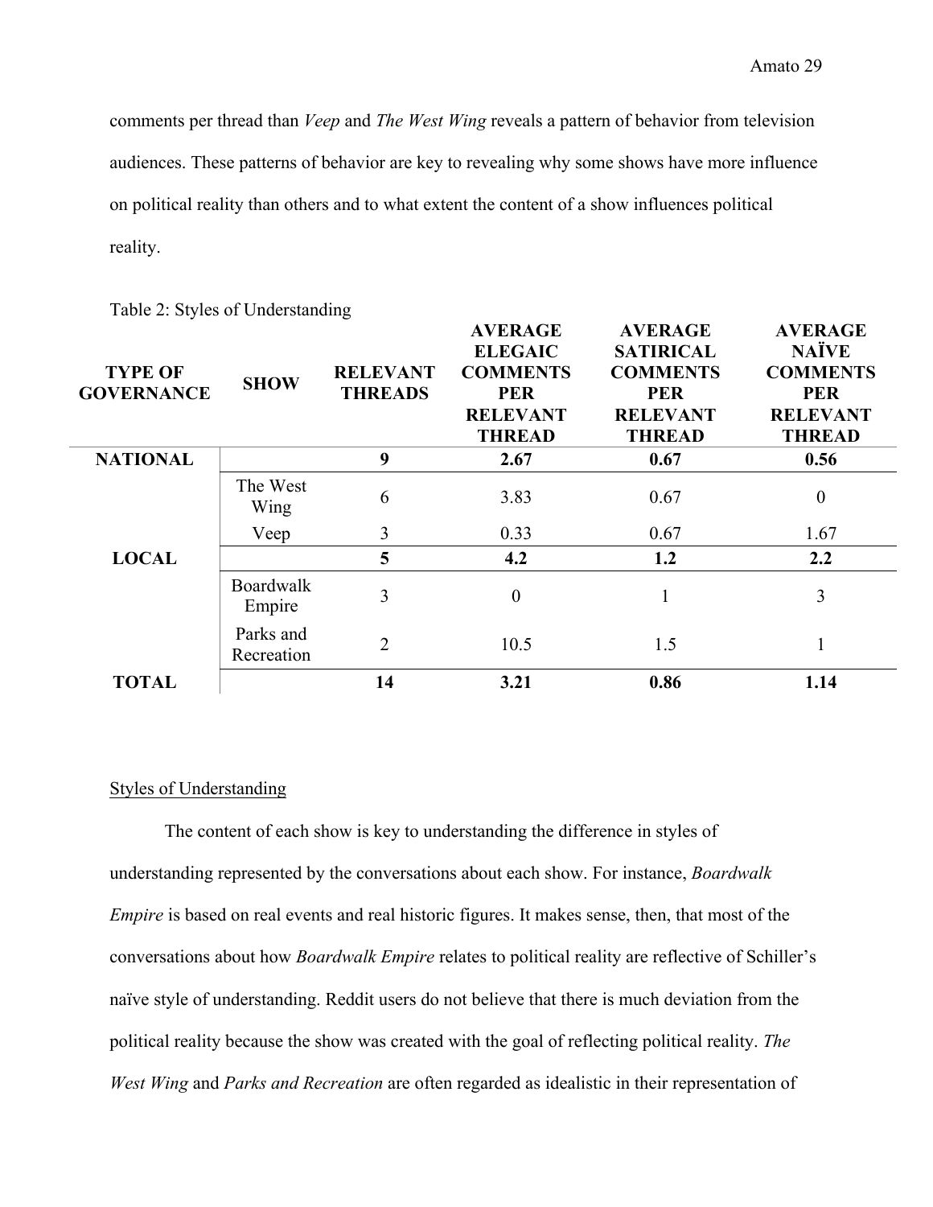comments per thread than *Veep* and *The West Wing* reveals a pattern of behavior from television audiences. These patterns of behavior are key to revealing why some shows have more influence on political reality than others and to what extent the content of a show influences political reality.

Table 2: Styles of Understanding

| TYPE OF GOVERNANCE | SHOW | RELEVANT THREADS | AVERAGE ELEGAIC COMMENTS PER RELEVANT THREAD | AVERAGE SATIRICAL COMMENTS PER RELEVANT THREAD | AVERAGE NAÏVE COMMENTS PER RELEVANT THREAD |
|---|---|---|---|---|---|
| **NATIONAL** | | **9** | **2.67** | **0.67** | **0.56** |
| | The West Wing | 6 | 3.83 | 0.67 | 0 |
| | Veep | 3 | 0.33 | 0.67 | 1.67 |
| **LOCAL** | | **5** | **4.2** | **1.2** | **2.2** |
| | Boardwalk Empire | 3 | 0 | 1 | 3 |
| | Parks and Recreation | 2 | 10.5 | 1.5 | 1 |
| **TOTAL** | | **14** | **3.21** | **0.86** | **1.14** |

Styles of Understanding

The content of each show is key to understanding the difference in styles of understanding represented by the conversations about each show. For instance, *Boardwalk Empire* is based on real events and real historic figures. It makes sense, then, that most of the conversations about how *Boardwalk Empire* relates to political reality are reflective of Schiller's naïve style of understanding. Reddit users do not believe that there is much deviation from the political reality because the show was created with the goal of reflecting political reality. *The West Wing* and *Parks and Recreation* are often regarded as idealistic in their representation of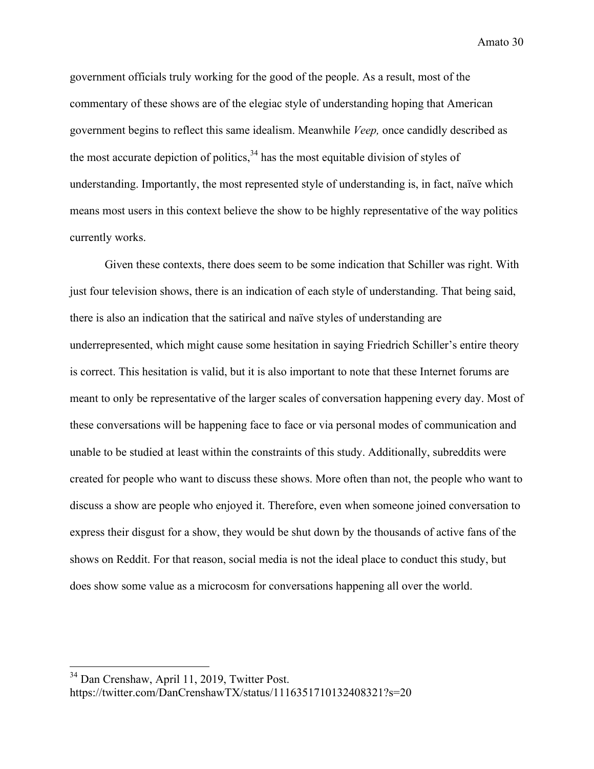government officials truly working for the good of the people. As a result, most of the commentary of these shows are of the elegiac style of understanding hoping that American government begins to reflect this same idealism. Meanwhile *Veep,* once candidly described as the most accurate depiction of politics,[34] has the most equitable division of styles of understanding. Importantly, the most represented style of understanding is, in fact, naïve which means most users in this context believe the show to be highly representative of the way politics currently works.

Given these contexts, there does seem to be some indication that Schiller was right. With just four television shows, there is an indication of each style of understanding. That being said, there is also an indication that the satirical and naïve styles of understanding are underrepresented, which might cause some hesitation in saying Friedrich Schiller's entire theory is correct. This hesitation is valid, but it is also important to note that these Internet forums are meant to only be representative of the larger scales of conversation happening every day. Most of these conversations will be happening face to face or via personal modes of communication and unable to be studied at least within the constraints of this study. Additionally, subreddits were created for people who want to discuss these shows. More often than not, the people who want to discuss a show are people who enjoyed it. Therefore, even when someone joined conversation to express their disgust for a show, they would be shut down by the thousands of active fans of the shows on Reddit. For that reason, social media is not the ideal place to conduct this study, but does show some value as a microcosm for conversations happening all over the world.

---

[34] Dan Crenshaw, April 11, 2019, Twitter Post. https://twitter.com/DanCrenshawTX/status/1116351710132408321?s=20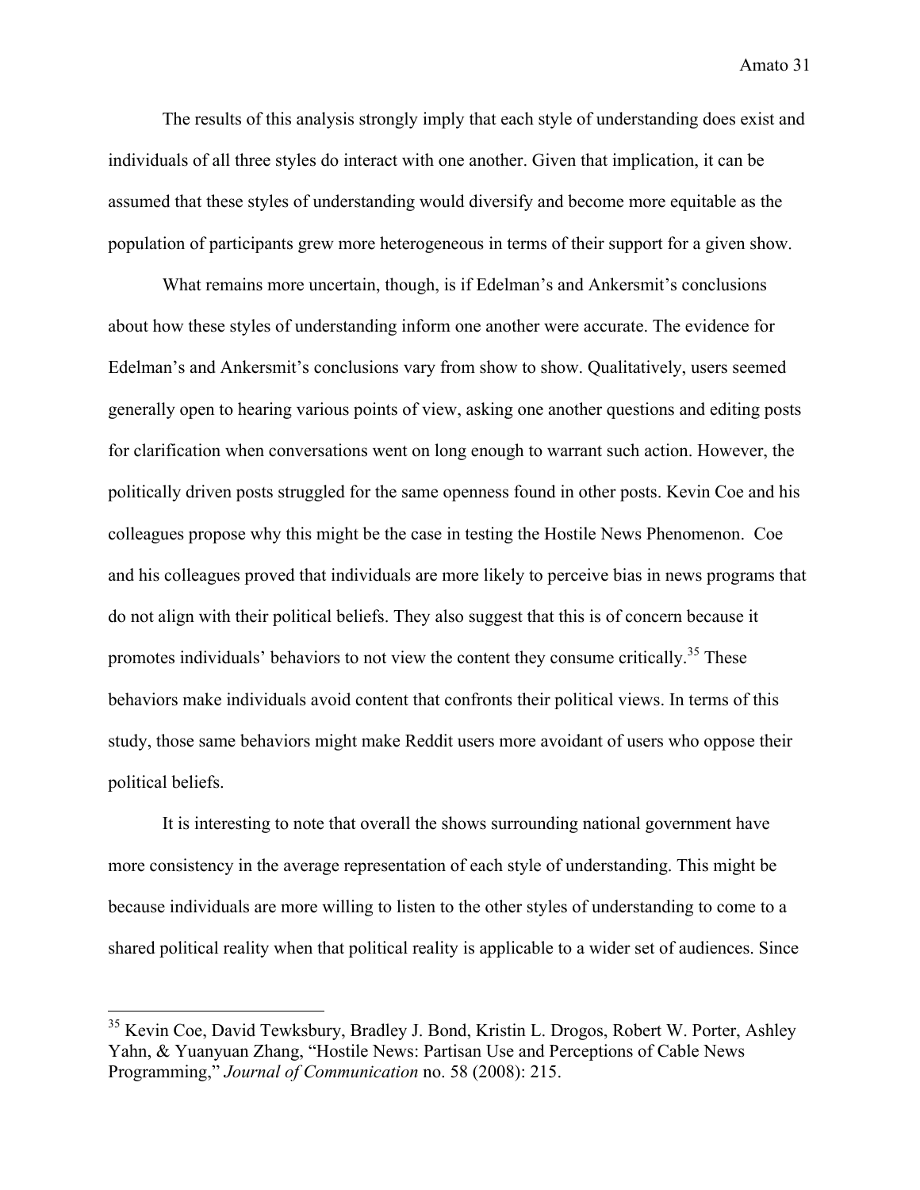The results of this analysis strongly imply that each style of understanding does exist and individuals of all three styles do interact with one another. Given that implication, it can be assumed that these styles of understanding would diversify and become more equitable as the population of participants grew more heterogeneous in terms of their support for a given show.

What remains more uncertain, though, is if Edelman's and Ankersmit's conclusions about how these styles of understanding inform one another were accurate. The evidence for Edelman's and Ankersmit's conclusions vary from show to show. Qualitatively, users seemed generally open to hearing various points of view, asking one another questions and editing posts for clarification when conversations went on long enough to warrant such action. However, the politically driven posts struggled for the same openness found in other posts. Kevin Coe and his colleagues propose why this might be the case in testing the Hostile News Phenomenon. Coe and his colleagues proved that individuals are more likely to perceive bias in news programs that do not align with their political beliefs. They also suggest that this is of concern because it promotes individuals' behaviors to not view the content they consume critically.[35] These behaviors make individuals avoid content that confronts their political views. In terms of this study, those same behaviors might make Reddit users more avoidant of users who oppose their political beliefs.

It is interesting to note that overall the shows surrounding national government have more consistency in the average representation of each style of understanding. This might be because individuals are more willing to listen to the other styles of understanding to come to a shared political reality when that political reality is applicable to a wider set of audiences. Since

---

[35] Kevin Coe, David Tewksbury, Bradley J. Bond, Kristin L. Drogos, Robert W. Porter, Ashley Yahn, & Yuanyuan Zhang, "Hostile News: Partisan Use and Perceptions of Cable News Programming," *Journal of Communication* no. 58 (2008): 215.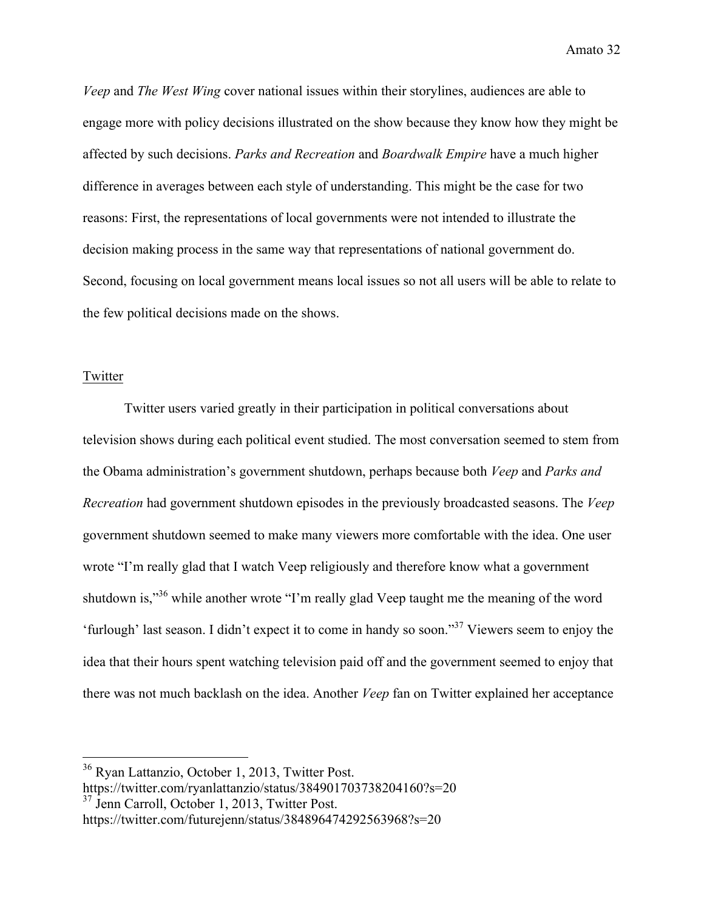*Veep* and *The West Wing* cover national issues within their storylines, audiences are able to engage more with policy decisions illustrated on the show because they know how they might be affected by such decisions. *Parks and Recreation* and *Boardwalk Empire* have a much higher difference in averages between each style of understanding. This might be the case for two reasons: First, the representations of local governments were not intended to illustrate the decision making process in the same way that representations of national government do. Second, focusing on local government means local issues so not all users will be able to relate to the few political decisions made on the shows.

## Twitter

Twitter users varied greatly in their participation in political conversations about television shows during each political event studied. The most conversation seemed to stem from the Obama administration's government shutdown, perhaps because both *Veep* and *Parks and Recreation* had government shutdown episodes in the previously broadcasted seasons. The *Veep* government shutdown seemed to make many viewers more comfortable with the idea. One user wrote "I'm really glad that I watch Veep religiously and therefore know what a government shutdown is,"[36] while another wrote "I'm really glad Veep taught me the meaning of the word 'furlough' last season. I didn't expect it to come in handy so soon."[37] Viewers seem to enjoy the idea that their hours spent watching television paid off and the government seemed to enjoy that there was not much backlash on the idea. Another *Veep* fan on Twitter explained her acceptance

---

[36] Ryan Lattanzio, October 1, 2013, Twitter Post. https://twitter.com/ryanlattanzio/status/384901703738204160?s=20

[37] Jenn Carroll, October 1, 2013, Twitter Post. https://twitter.com/futurejenn/status/384896474292563968?s=20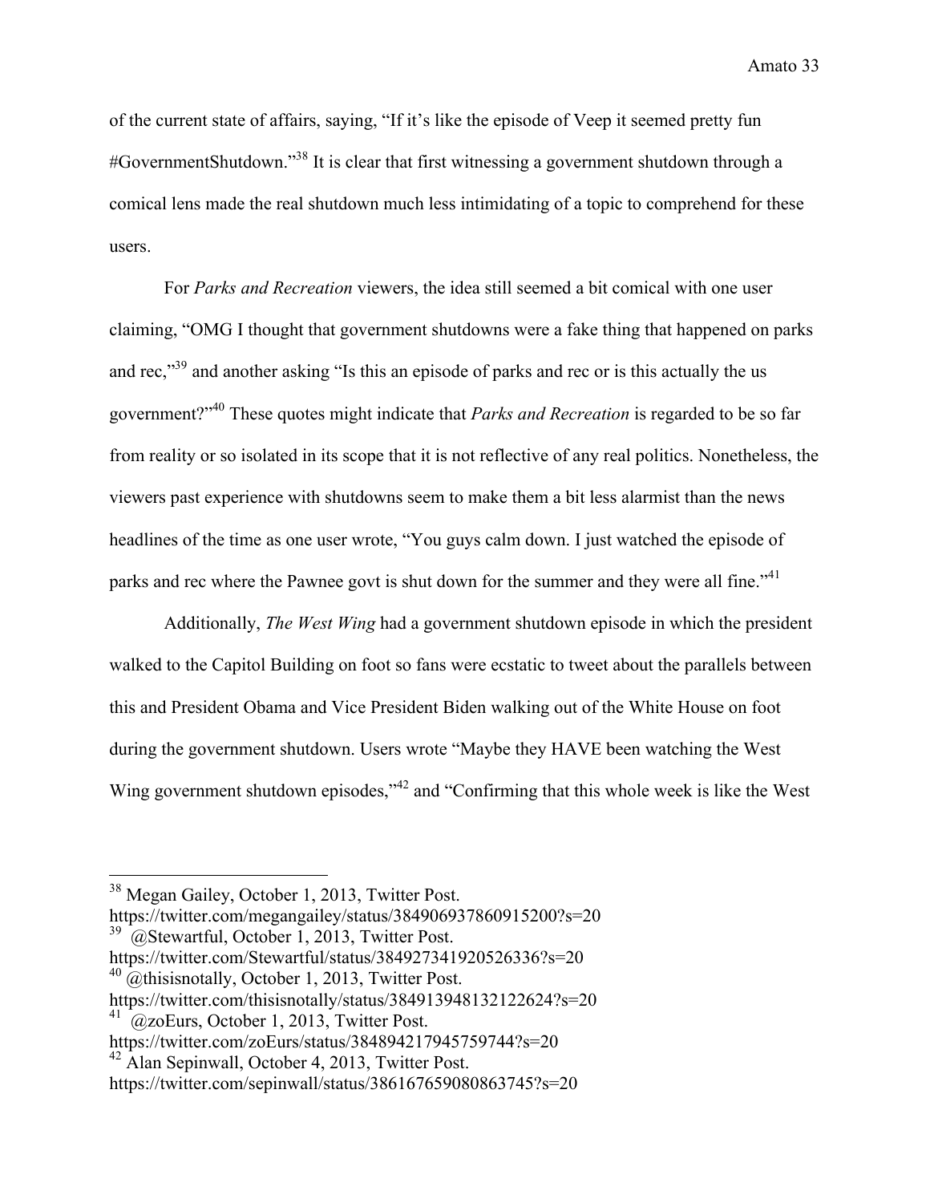of the current state of affairs, saying, "If it's like the episode of Veep it seemed pretty fun #GovernmentShutdown."[38] It is clear that first witnessing a government shutdown through a comical lens made the real shutdown much less intimidating of a topic to comprehend for these users.

For *Parks and Recreation* viewers, the idea still seemed a bit comical with one user claiming, "OMG I thought that government shutdowns were a fake thing that happened on parks and rec,"[39] and another asking "Is this an episode of parks and rec or is this actually the us government?"[40] These quotes might indicate that *Parks and Recreation* is regarded to be so far from reality or so isolated in its scope that it is not reflective of any real politics. Nonetheless, the viewers past experience with shutdowns seem to make them a bit less alarmist than the news headlines of the time as one user wrote, "You guys calm down. I just watched the episode of parks and rec where the Pawnee govt is shut down for the summer and they were all fine."[41]

Additionally, *The West Wing* had a government shutdown episode in which the president walked to the Capitol Building on foot so fans were ecstatic to tweet about the parallels between this and President Obama and Vice President Biden walking out of the White House on foot during the government shutdown. Users wrote "Maybe they HAVE been watching the West Wing government shutdown episodes,"[42] and "Confirming that this whole week is like the West

---

[38] Megan Gailey, October 1, 2013, Twitter Post. https://twitter.com/megangailey/status/384906937860915200?s=20

[39] @Stewartful, October 1, 2013, Twitter Post. https://twitter.com/Stewartful/status/384927341920526336?s=20

[40] @thisisnotally, October 1, 2013, Twitter Post. https://twitter.com/thisisnotally/status/384913948132122624?s=20

[41] @zoEurs, October 1, 2013, Twitter Post. https://twitter.com/zoEurs/status/384894217945759744?s=20

[42] Alan Sepinwall, October 4, 2013, Twitter Post. https://twitter.com/sepinwall/status/386167659080863745?s=20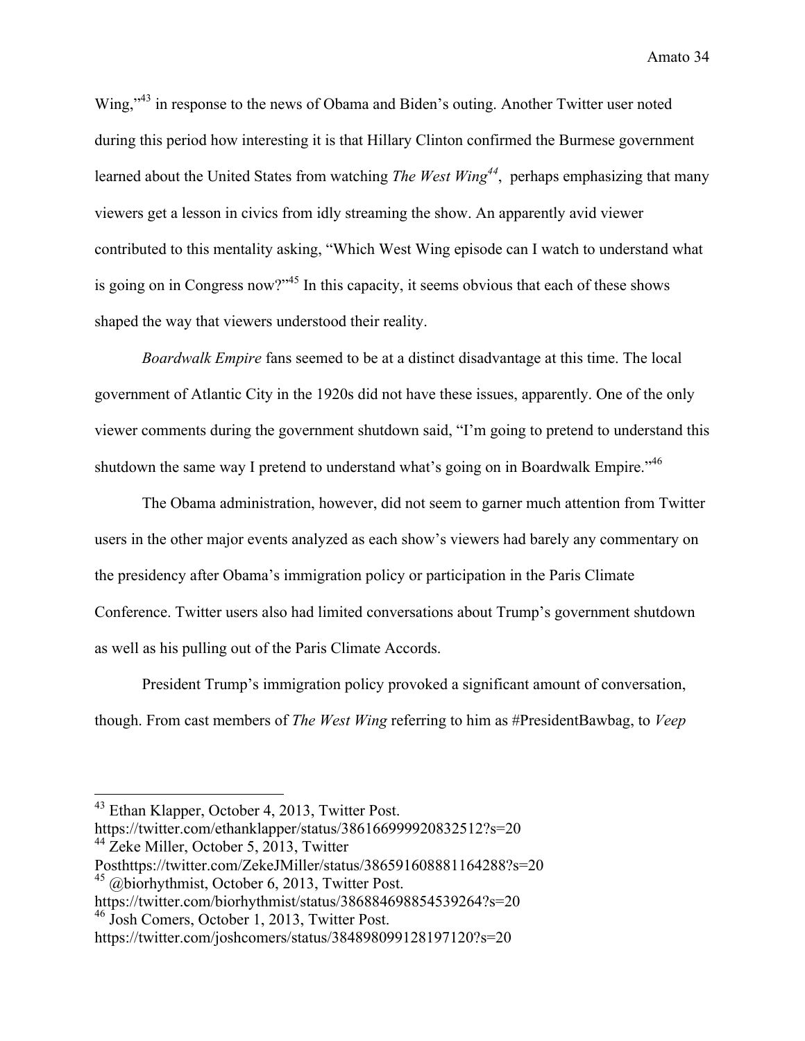Wing,"[43] in response to the news of Obama and Biden's outing. Another Twitter user noted during this period how interesting it is that Hillary Clinton confirmed the Burmese government learned about the United States from watching *The West Wing*[44], perhaps emphasizing that many viewers get a lesson in civics from idly streaming the show. An apparently avid viewer contributed to this mentality asking, "Which West Wing episode can I watch to understand what is going on in Congress now?"[45] In this capacity, it seems obvious that each of these shows shaped the way that viewers understood their reality.

*Boardwalk Empire* fans seemed to be at a distinct disadvantage at this time. The local government of Atlantic City in the 1920s did not have these issues, apparently. One of the only viewer comments during the government shutdown said, "I'm going to pretend to understand this shutdown the same way I pretend to understand what's going on in Boardwalk Empire."[46]

The Obama administration, however, did not seem to garner much attention from Twitter users in the other major events analyzed as each show's viewers had barely any commentary on the presidency after Obama's immigration policy or participation in the Paris Climate Conference. Twitter users also had limited conversations about Trump's government shutdown as well as his pulling out of the Paris Climate Accords.

President Trump's immigration policy provoked a significant amount of conversation, though. From cast members of *The West Wing* referring to him as #PresidentBawbag, to *Veep*

---

[43] Ethan Klapper, October 4, 2013, Twitter Post. https://twitter.com/ethanklapper/status/386166999920832512?s=20

[44] Zeke Miller, October 5, 2013, Twitter Posthttps://twitter.com/ZekeJMiller/status/386591608881164288?s=20

[45] @biorhythmist, October 6, 2013, Twitter Post. https://twitter.com/biorhythmist/status/386884698854539264?s=20

[46] Josh Comers, October 1, 2013, Twitter Post. https://twitter.com/joshcomers/status/384898099128197120?s=20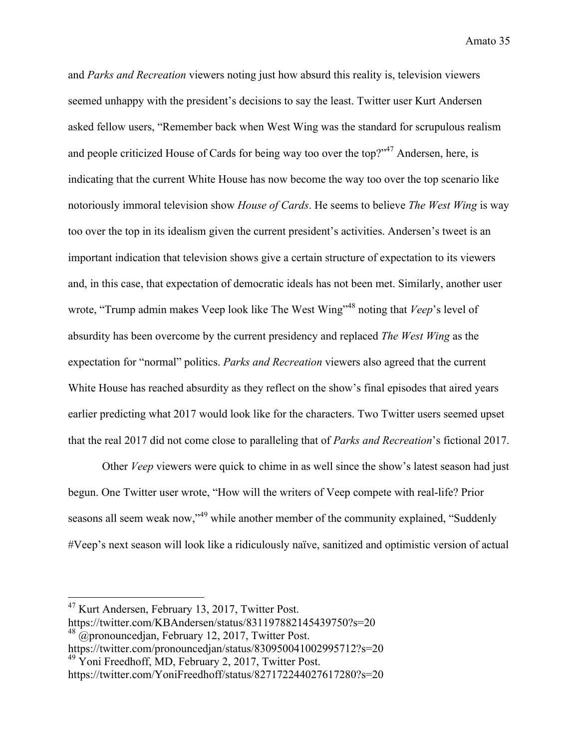and *Parks and Recreation* viewers noting just how absurd this reality is, television viewers seemed unhappy with the president's decisions to say the least. Twitter user Kurt Andersen asked fellow users, "Remember back when West Wing was the standard for scrupulous realism and people criticized House of Cards for being way too over the top?"[47] Andersen, here, is indicating that the current White House has now become the way too over the top scenario like notoriously immoral television show *House of Cards*. He seems to believe *The West Wing* is way too over the top in its idealism given the current president's activities. Andersen's tweet is an important indication that television shows give a certain structure of expectation to its viewers and, in this case, that expectation of democratic ideals has not been met. Similarly, another user wrote, "Trump admin makes Veep look like The West Wing"[48] noting that *Veep*'s level of absurdity has been overcome by the current presidency and replaced *The West Wing* as the expectation for "normal" politics. *Parks and Recreation* viewers also agreed that the current White House has reached absurdity as they reflect on the show's final episodes that aired years earlier predicting what 2017 would look like for the characters. Two Twitter users seemed upset that the real 2017 did not come close to paralleling that of *Parks and Recreation*'s fictional 2017.

Other *Veep* viewers were quick to chime in as well since the show's latest season had just begun. One Twitter user wrote, "How will the writers of Veep compete with real-life? Prior seasons all seem weak now,"[49] while another member of the community explained, "Suddenly #Veep's next season will look like a ridiculously naïve, sanitized and optimistic version of actual

---

[47] Kurt Andersen, February 13, 2017, Twitter Post. https://twitter.com/KBAndersen/status/831197882145439750?s=20

[48] @pronouncedjan, February 12, 2017, Twitter Post. https://twitter.com/pronouncedjan/status/830950041002995712?s=20

[49] Yoni Freedhoff, MD, February 2, 2017, Twitter Post. https://twitter.com/YoniFreedhoff/status/827172244027617280?s=20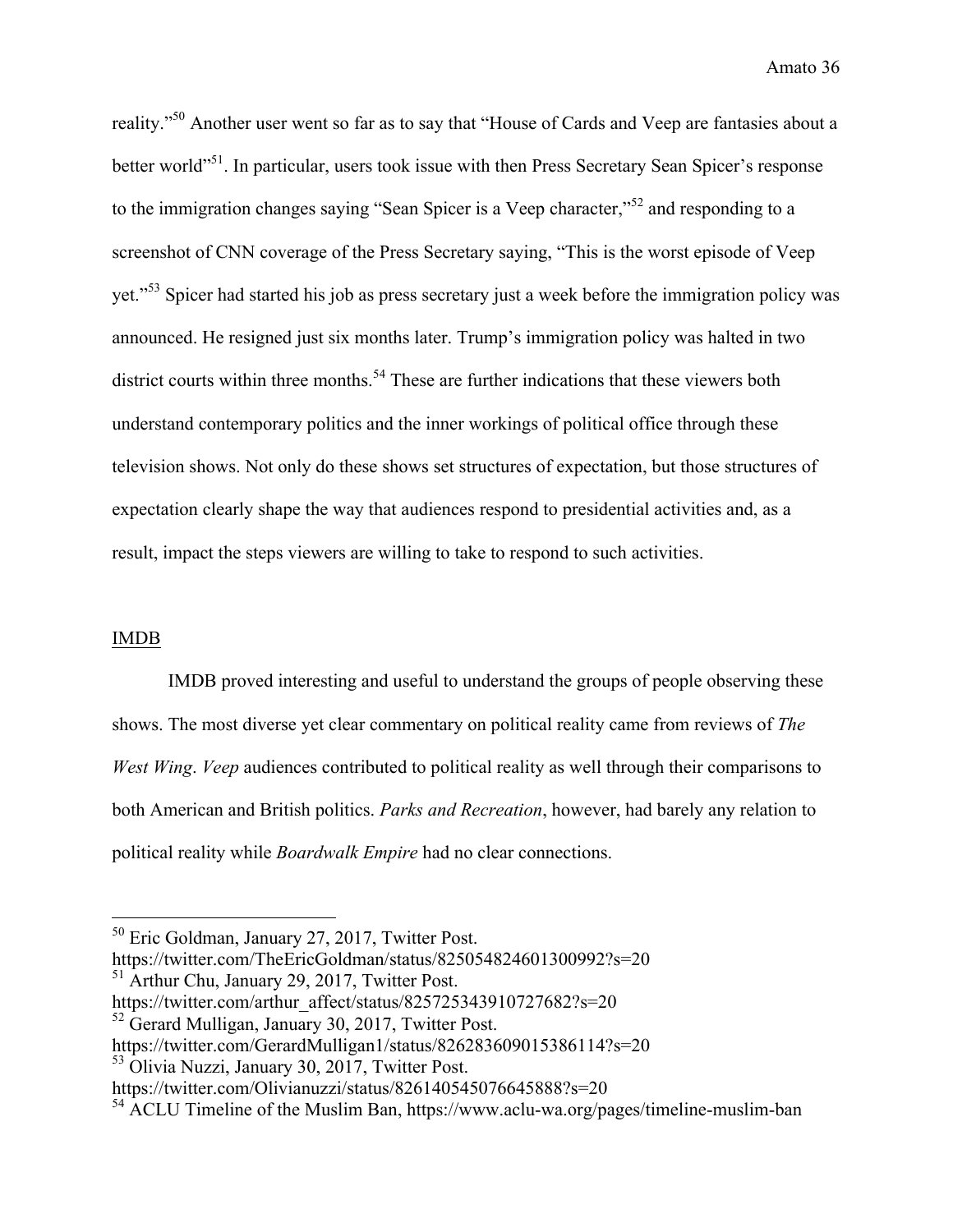reality."[50] Another user went so far as to say that "House of Cards and Veep are fantasies about a better world"[51]. In particular, users took issue with then Press Secretary Sean Spicer's response to the immigration changes saying "Sean Spicer is a Veep character,"[52] and responding to a screenshot of CNN coverage of the Press Secretary saying, "This is the worst episode of Veep yet."[53] Spicer had started his job as press secretary just a week before the immigration policy was announced. He resigned just six months later. Trump's immigration policy was halted in two district courts within three months.[54] These are further indications that these viewers both understand contemporary politics and the inner workings of political office through these television shows. Not only do these shows set structures of expectation, but those structures of expectation clearly shape the way that audiences respond to presidential activities and, as a result, impact the steps viewers are willing to take to respond to such activities.

## IMDB

IMDB proved interesting and useful to understand the groups of people observing these shows. The most diverse yet clear commentary on political reality came from reviews of *The West Wing*. *Veep* audiences contributed to political reality as well through their comparisons to both American and British politics. *Parks and Recreation*, however, had barely any relation to political reality while *Boardwalk Empire* had no clear connections.

---

[50] Eric Goldman, January 27, 2017, Twitter Post. https://twitter.com/TheEricGoldman/status/825054824601300992?s=20

[51] Arthur Chu, January 29, 2017, Twitter Post. https://twitter.com/arthur_affect/status/825725343910727682?s=20

[52] Gerard Mulligan, January 30, 2017, Twitter Post. https://twitter.com/GerardMulligan1/status/826283609015386114?s=20

[53] Olivia Nuzzi, January 30, 2017, Twitter Post. https://twitter.com/Olivianuzzi/status/826140545076645888?s=20

[54] ACLU Timeline of the Muslim Ban, https://www.aclu-wa.org/pages/timeline-muslim-ban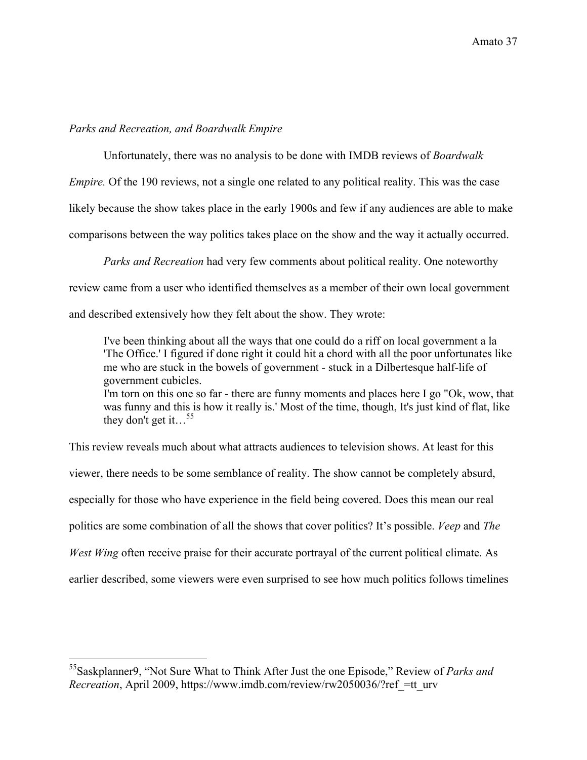*Parks and Recreation, and Boardwalk Empire*

Unfortunately, there was no analysis to be done with IMDB reviews of *Boardwalk Empire.* Of the 190 reviews, not a single one related to any political reality. This was the case likely because the show takes place in the early 1900s and few if any audiences are able to make comparisons between the way politics takes place on the show and the way it actually occurred.

*Parks and Recreation* had very few comments about political reality. One noteworthy review came from a user who identified themselves as a member of their own local government and described extensively how they felt about the show. They wrote:

> I've been thinking about all the ways that one could do a riff on local government a la 'The Office.' I figured if done right it could hit a chord with all the poor unfortunates like me who are stuck in the bowels of government - stuck in a Dilbertesque half-life of government cubicles.
> I'm torn on this one so far - there are funny moments and places here I go "Ok, wow, that was funny and this is how it really is.' Most of the time, though, It's just kind of flat, like they don't get it…[55]

This review reveals much about what attracts audiences to television shows. At least for this viewer, there needs to be some semblance of reality. The show cannot be completely absurd, especially for those who have experience in the field being covered. Does this mean our real politics are some combination of all the shows that cover politics? It's possible. *Veep* and *The West Wing* often receive praise for their accurate portrayal of the current political climate. As earlier described, some viewers were even surprised to see how much politics follows timelines

[55] Saskplanner9, "Not Sure What to Think After Just the one Episode," Review of *Parks and Recreation*, April 2009, https://www.imdb.com/review/rw2050036/?ref_=tt_urv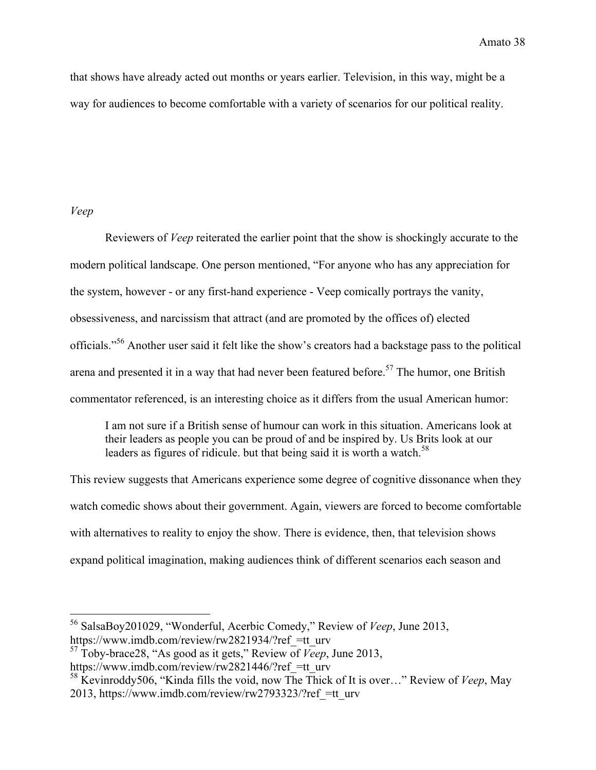that shows have already acted out months or years earlier. Television, in this way, might be a way for audiences to become comfortable with a variety of scenarios for our political reality.

*Veep*

Reviewers of *Veep* reiterated the earlier point that the show is shockingly accurate to the modern political landscape. One person mentioned, "For anyone who has any appreciation for the system, however - or any first-hand experience - Veep comically portrays the vanity, obsessiveness, and narcissism that attract (and are promoted by the offices of) elected officials."[56] Another user said it felt like the show's creators had a backstage pass to the political arena and presented it in a way that had never been featured before.[57] The humor, one British commentator referenced, is an interesting choice as it differs from the usual American humor:

> I am not sure if a British sense of humour can work in this situation. Americans look at their leaders as people you can be proud of and be inspired by. Us Brits look at our leaders as figures of ridicule. but that being said it is worth a watch.[58]

This review suggests that Americans experience some degree of cognitive dissonance when they watch comedic shows about their government. Again, viewers are forced to become comfortable with alternatives to reality to enjoy the show. There is evidence, then, that television shows expand political imagination, making audiences think of different scenarios each season and

---

[56] SalsaBoy201029, "Wonderful, Acerbic Comedy," Review of *Veep*, June 2013, https://www.imdb.com/review/rw2821934/?ref_=tt_urv

[57] Toby-brace28, "As good as it gets," Review of *Veep*, June 2013, https://www.imdb.com/review/rw2821446/?ref_=tt_urv

[58] Kevinroddy506, "Kinda fills the void, now The Thick of It is over…" Review of *Veep*, May 2013, https://www.imdb.com/review/rw2793323/?ref_=tt_urv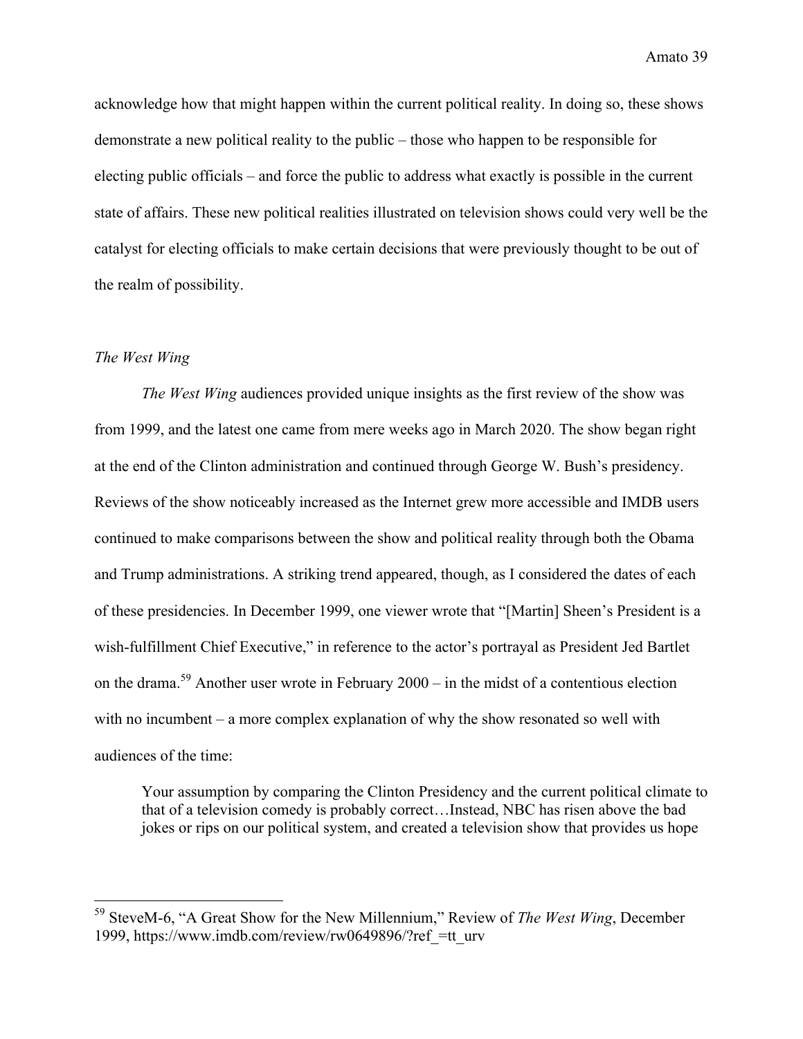acknowledge how that might happen within the current political reality. In doing so, these shows demonstrate a new political reality to the public – those who happen to be responsible for electing public officials – and force the public to address what exactly is possible in the current state of affairs. These new political realities illustrated on television shows could very well be the catalyst for electing officials to make certain decisions that were previously thought to be out of the realm of possibility.

### *The West Wing*

*The West Wing* audiences provided unique insights as the first review of the show was from 1999, and the latest one came from mere weeks ago in March 2020. The show began right at the end of the Clinton administration and continued through George W. Bush's presidency. Reviews of the show noticeably increased as the Internet grew more accessible and IMDB users continued to make comparisons between the show and political reality through both the Obama and Trump administrations. A striking trend appeared, though, as I considered the dates of each of these presidencies. In December 1999, one viewer wrote that "[Martin] Sheen's President is a wish-fulfillment Chief Executive," in reference to the actor's portrayal as President Jed Bartlet on the drama.[59] Another user wrote in February 2000 – in the midst of a contentious election with no incumbent – a more complex explanation of why the show resonated so well with audiences of the time:

> Your assumption by comparing the Clinton Presidency and the current political climate to that of a television comedy is probably correct…Instead, NBC has risen above the bad jokes or rips on our political system, and created a television show that provides us hope

[59] SteveM-6, "A Great Show for the New Millennium," Review of *The West Wing*, December 1999, https://www.imdb.com/review/rw0649896/?ref_=tt_urv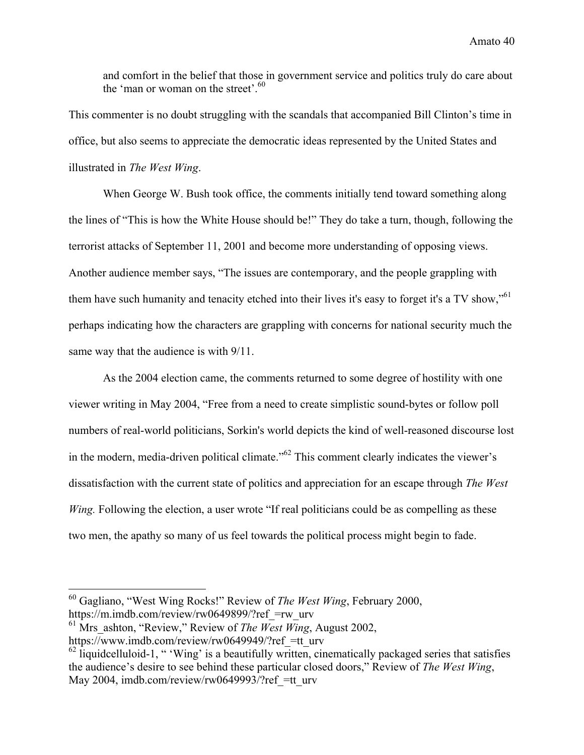> and comfort in the belief that those in government service and politics truly do care about the 'man or woman on the street'.[60]

This commenter is no doubt struggling with the scandals that accompanied Bill Clinton's time in office, but also seems to appreciate the democratic ideas represented by the United States and illustrated in *The West Wing*.

When George W. Bush took office, the comments initially tend toward something along the lines of "This is how the White House should be!" They do take a turn, though, following the terrorist attacks of September 11, 2001 and become more understanding of opposing views. Another audience member says, "The issues are contemporary, and the people grappling with them have such humanity and tenacity etched into their lives it's easy to forget it's a TV show,"[61] perhaps indicating how the characters are grappling with concerns for national security much the same way that the audience is with 9/11.

As the 2004 election came, the comments returned to some degree of hostility with one viewer writing in May 2004, "Free from a need to create simplistic sound-bytes or follow poll numbers of real-world politicians, Sorkin's world depicts the kind of well-reasoned discourse lost in the modern, media-driven political climate."[62] This comment clearly indicates the viewer's dissatisfaction with the current state of politics and appreciation for an escape through *The West Wing.* Following the election, a user wrote "If real politicians could be as compelling as these two men, the apathy so many of us feel towards the political process might begin to fade.

---

[60] Gagliano, "West Wing Rocks!" Review of *The West Wing*, February 2000, https://m.imdb.com/review/rw0649899/?ref_=rw_urv

[61] Mrs_ashton, "Review," Review of *The West Wing*, August 2002, https://www.imdb.com/review/rw0649949/?ref_=tt_urv

[62] liquidcelluloid-1, " 'Wing' is a beautifully written, cinematically packaged series that satisfies the audience's desire to see behind these particular closed doors," Review of *The West Wing*, May 2004, imdb.com/review/rw0649993/?ref_=tt_urv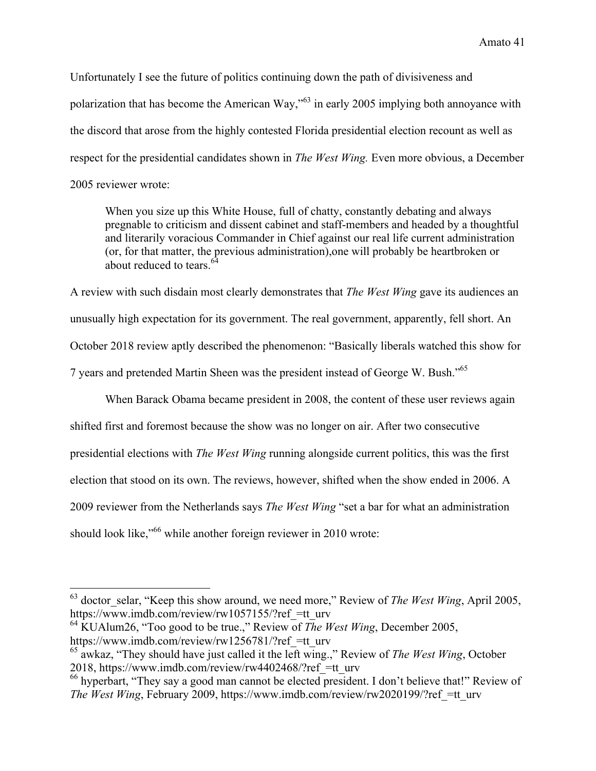Unfortunately I see the future of politics continuing down the path of divisiveness and polarization that has become the American Way,"[63] in early 2005 implying both annoyance with the discord that arose from the highly contested Florida presidential election recount as well as respect for the presidential candidates shown in *The West Wing.* Even more obvious, a December 2005 reviewer wrote:

> When you size up this White House, full of chatty, constantly debating and always pregnable to criticism and dissent cabinet and staff-members and headed by a thoughtful and literarily voracious Commander in Chief against our real life current administration (or, for that matter, the previous administration),one will probably be heartbroken or about reduced to tears.[64]

A review with such disdain most clearly demonstrates that *The West Wing* gave its audiences an unusually high expectation for its government. The real government, apparently, fell short. An October 2018 review aptly described the phenomenon: "Basically liberals watched this show for 7 years and pretended Martin Sheen was the president instead of George W. Bush."[65]

When Barack Obama became president in 2008, the content of these user reviews again shifted first and foremost because the show was no longer on air. After two consecutive presidential elections with *The West Wing* running alongside current politics, this was the first election that stood on its own. The reviews, however, shifted when the show ended in 2006. A 2009 reviewer from the Netherlands says *The West Wing* "set a bar for what an administration should look like,"[66] while another foreign reviewer in 2010 wrote:

---

[63] doctor_selar, "Keep this show around, we need more," Review of *The West Wing*, April 2005, https://www.imdb.com/review/rw1057155/?ref_=tt_urv

[64] KUAlum26, "Too good to be true..," Review of *The West Wing*, December 2005, https://www.imdb.com/review/rw1256781/?ref_=tt_urv

[65] awkaz, "They should have just called it the left wing.," Review of *The West Wing*, October 2018, https://www.imdb.com/review/rw4402468/?ref_=tt_urv

[66] hyperbart, "They say a good man cannot be elected president. I don't believe that!" Review of *The West Wing*, February 2009, https://www.imdb.com/review/rw2020199/?ref_=tt_urv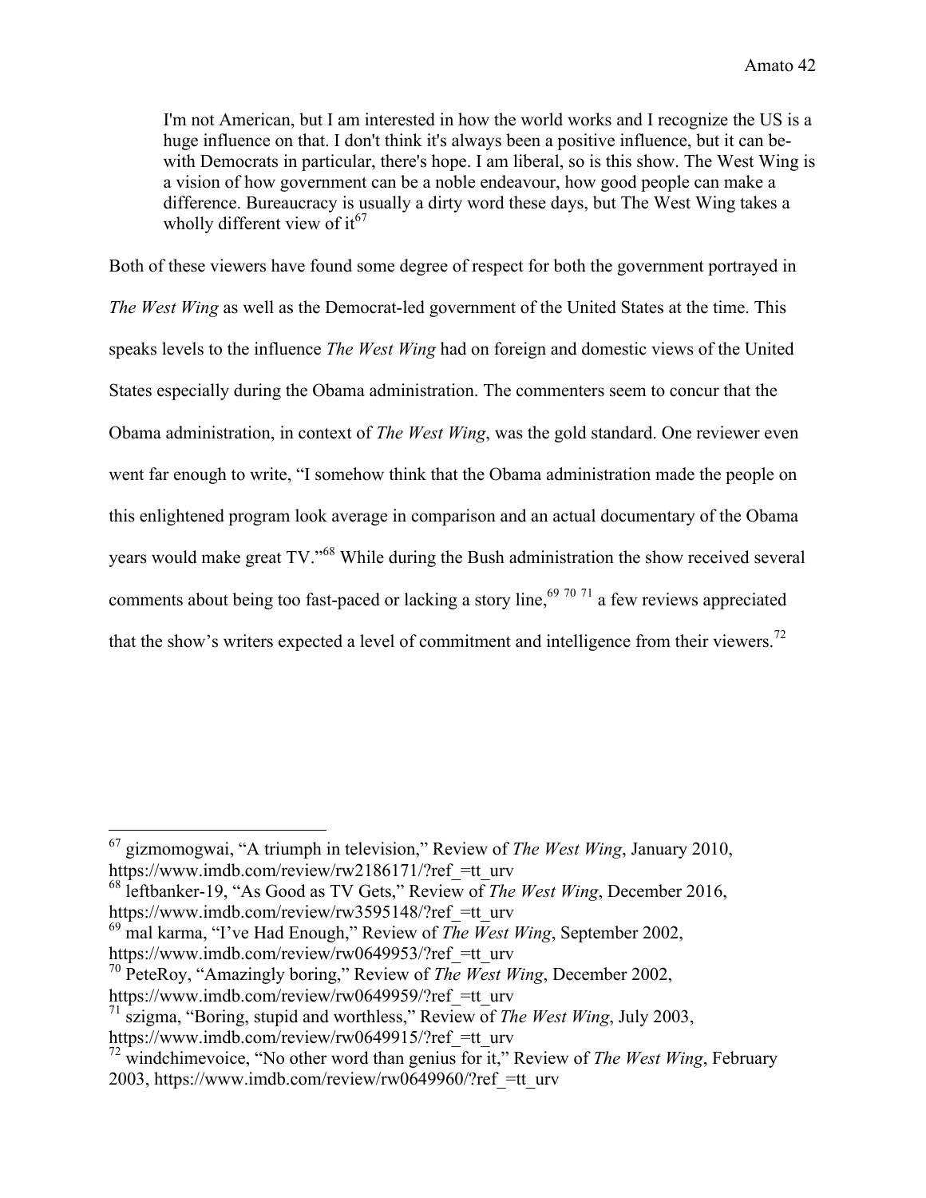> I'm not American, but I am interested in how the world works and I recognize the US is a huge influence on that. I don't think it's always been a positive influence, but it can be- with Democrats in particular, there's hope. I am liberal, so is this show. The West Wing is a vision of how government can be a noble endeavour, how good people can make a difference. Bureaucracy is usually a dirty word these days, but The West Wing takes a wholly different view of it[67]

Both of these viewers have found some degree of respect for both the government portrayed in *The West Wing* as well as the Democrat-led government of the United States at the time. This speaks levels to the influence *The West Wing* had on foreign and domestic views of the United States especially during the Obama administration. The commenters seem to concur that the Obama administration, in context of *The West Wing*, was the gold standard. One reviewer even went far enough to write, "I somehow think that the Obama administration made the people on this enlightened program look average in comparison and an actual documentary of the Obama years would make great TV."[68] While during the Bush administration the show received several comments about being too fast-paced or lacking a story line,[69] [70] [71] a few reviews appreciated that the show's writers expected a level of commitment and intelligence from their viewers.[72]

---

[67] gizmomogwai, "A triumph in television," Review of *The West Wing*, January 2010, https://www.imdb.com/review/rw2186171/?ref_=tt_urv

[68] leftbanker-19, "As Good as TV Gets," Review of *The West Wing*, December 2016, https://www.imdb.com/review/rw3595148/?ref_=tt_urv

[69] mal karma, "I've Had Enough," Review of *The West Wing*, September 2002, https://www.imdb.com/review/rw0649953/?ref_=tt_urv

[70] PeteRoy, "Amazingly boring," Review of *The West Wing*, December 2002, https://www.imdb.com/review/rw0649959/?ref_=tt_urv

[71] szigma, "Boring, stupid and worthless," Review of *The West Wing*, July 2003, https://www.imdb.com/review/rw0649915/?ref_=tt_urv

[72] windchimevoice, "No other word than genius for it," Review of *The West Wing*, February 2003, https://www.imdb.com/review/rw0649960/?ref_=tt_urv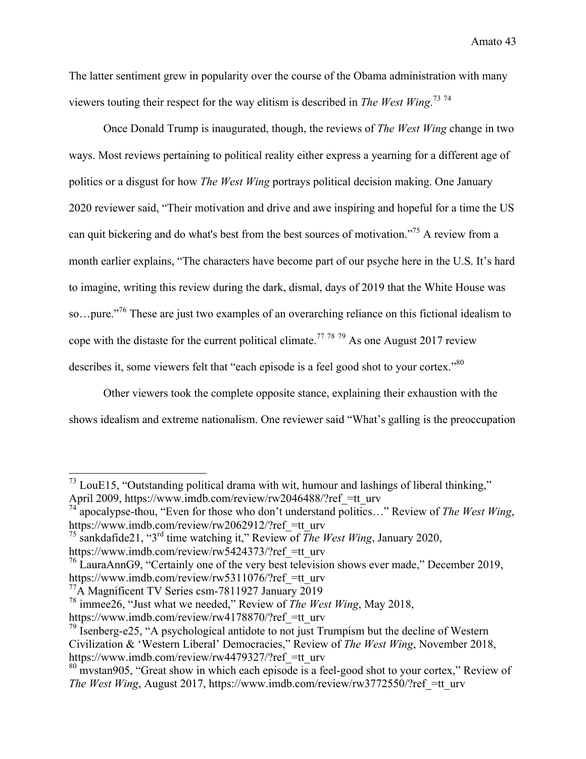The latter sentiment grew in popularity over the course of the Obama administration with many viewers touting their respect for the way elitism is described in *The West Wing*.[73] [74]

Once Donald Trump is inaugurated, though, the reviews of *The West Wing* change in two ways. Most reviews pertaining to political reality either express a yearning for a different age of politics or a disgust for how *The West Wing* portrays political decision making. One January 2020 reviewer said, "Their motivation and drive and awe inspiring and hopeful for a time the US can quit bickering and do what's best from the best sources of motivation."[75] A review from a month earlier explains, "The characters have become part of our psyche here in the U.S. It's hard to imagine, writing this review during the dark, dismal, days of 2019 that the White House was so…pure."[76] These are just two examples of an overarching reliance on this fictional idealism to cope with the distaste for the current political climate.[77] [78] [79] As one August 2017 review describes it, some viewers felt that "each episode is a feel good shot to your cortex."[80]

Other viewers took the complete opposite stance, explaining their exhaustion with the shows idealism and extreme nationalism. One reviewer said "What's galling is the preoccupation

---

[73] LouE15, "Outstanding political drama with wit, humour and lashings of liberal thinking," April 2009, https://www.imdb.com/review/rw2046488/?ref_=tt_urv

[74] apocalypse-thou, "Even for those who don't understand politics…" Review of *The West Wing*, https://www.imdb.com/review/rw2062912/?ref_=tt_urv

[75] sankdafide21, "3rd time watching it," Review of *The West Wing*, January 2020, https://www.imdb.com/review/rw5424373/?ref_=tt_urv

[76] LauraAnnG9, "Certainly one of the very best television shows ever made," December 2019, https://www.imdb.com/review/rw5311076/?ref_=tt_urv

[77] A Magnificent TV Series csm-7811927 January 2019

[78] immee26, "Just what we needed," Review of *The West Wing*, May 2018, https://www.imdb.com/review/rw4178870/?ref_=tt_urv

[79] Isenberg-e25, "A psychological antidote to not just Trumpism but the decline of Western Civilization & 'Western Liberal' Democracies," Review of *The West Wing*, November 2018, https://www.imdb.com/review/rw4479327/?ref_=tt_urv

[80] mvstan905, "Great show in which each episode is a feel-good shot to your cortex," Review of *The West Wing*, August 2017, https://www.imdb.com/review/rw3772550/?ref_=tt_urv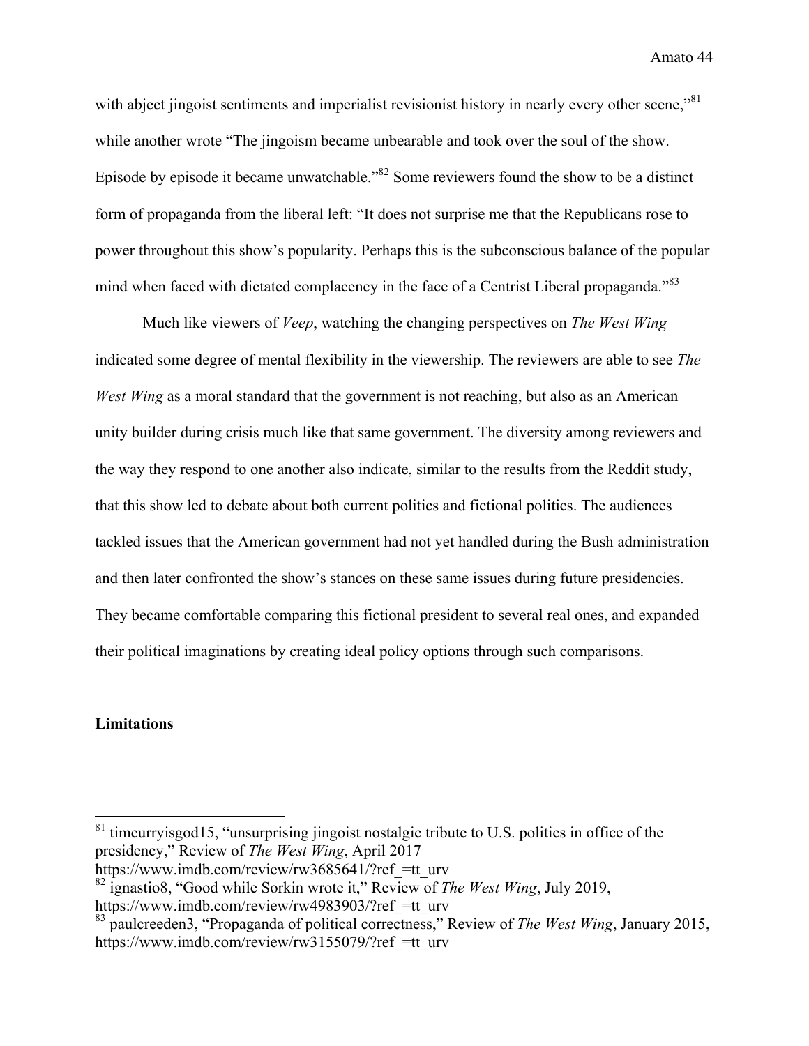with abject jingoist sentiments and imperialist revisionist history in nearly every other scene,"[81] while another wrote "The jingoism became unbearable and took over the soul of the show. Episode by episode it became unwatchable."[82] Some reviewers found the show to be a distinct form of propaganda from the liberal left: "It does not surprise me that the Republicans rose to power throughout this show's popularity. Perhaps this is the subconscious balance of the popular mind when faced with dictated complacency in the face of a Centrist Liberal propaganda."[83]

Much like viewers of *Veep*, watching the changing perspectives on *The West Wing* indicated some degree of mental flexibility in the viewership. The reviewers are able to see *The West Wing* as a moral standard that the government is not reaching, but also as an American unity builder during crisis much like that same government. The diversity among reviewers and the way they respond to one another also indicate, similar to the results from the Reddit study, that this show led to debate about both current politics and fictional politics. The audiences tackled issues that the American government had not yet handled during the Bush administration and then later confronted the show's stances on these same issues during future presidencies. They became comfortable comparing this fictional president to several real ones, and expanded their political imaginations by creating ideal policy options through such comparisons.

**Limitations**

---

[81] timcurryisgod15, "unsurprising jingoist nostalgic tribute to U.S. politics in office of the presidency," Review of *The West Wing*, April 2017 https://www.imdb.com/review/rw3685641/?ref_=tt_urv

[82] ignastio8, "Good while Sorkin wrote it," Review of *The West Wing*, July 2019, https://www.imdb.com/review/rw4983903/?ref_=tt_urv

[83] paulcreeden3, "Propaganda of political correctness," Review of *The West Wing*, January 2015, https://www.imdb.com/review/rw3155079/?ref_=tt_urv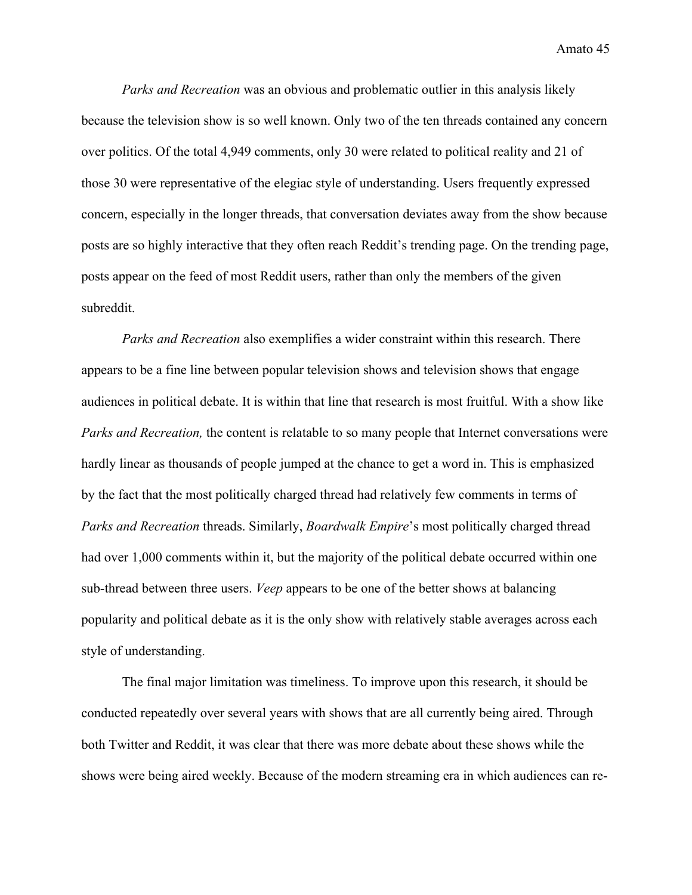*Parks and Recreation* was an obvious and problematic outlier in this analysis likely because the television show is so well known. Only two of the ten threads contained any concern over politics. Of the total 4,949 comments, only 30 were related to political reality and 21 of those 30 were representative of the elegiac style of understanding. Users frequently expressed concern, especially in the longer threads, that conversation deviates away from the show because posts are so highly interactive that they often reach Reddit's trending page. On the trending page, posts appear on the feed of most Reddit users, rather than only the members of the given subreddit.

*Parks and Recreation* also exemplifies a wider constraint within this research. There appears to be a fine line between popular television shows and television shows that engage audiences in political debate. It is within that line that research is most fruitful. With a show like *Parks and Recreation,* the content is relatable to so many people that Internet conversations were hardly linear as thousands of people jumped at the chance to get a word in. This is emphasized by the fact that the most politically charged thread had relatively few comments in terms of *Parks and Recreation* threads. Similarly, *Boardwalk Empire*'s most politically charged thread had over 1,000 comments within it, but the majority of the political debate occurred within one sub-thread between three users. *Veep* appears to be one of the better shows at balancing popularity and political debate as it is the only show with relatively stable averages across each style of understanding.

The final major limitation was timeliness. To improve upon this research, it should be conducted repeatedly over several years with shows that are all currently being aired. Through both Twitter and Reddit, it was clear that there was more debate about these shows while the shows were being aired weekly. Because of the modern streaming era in which audiences can re-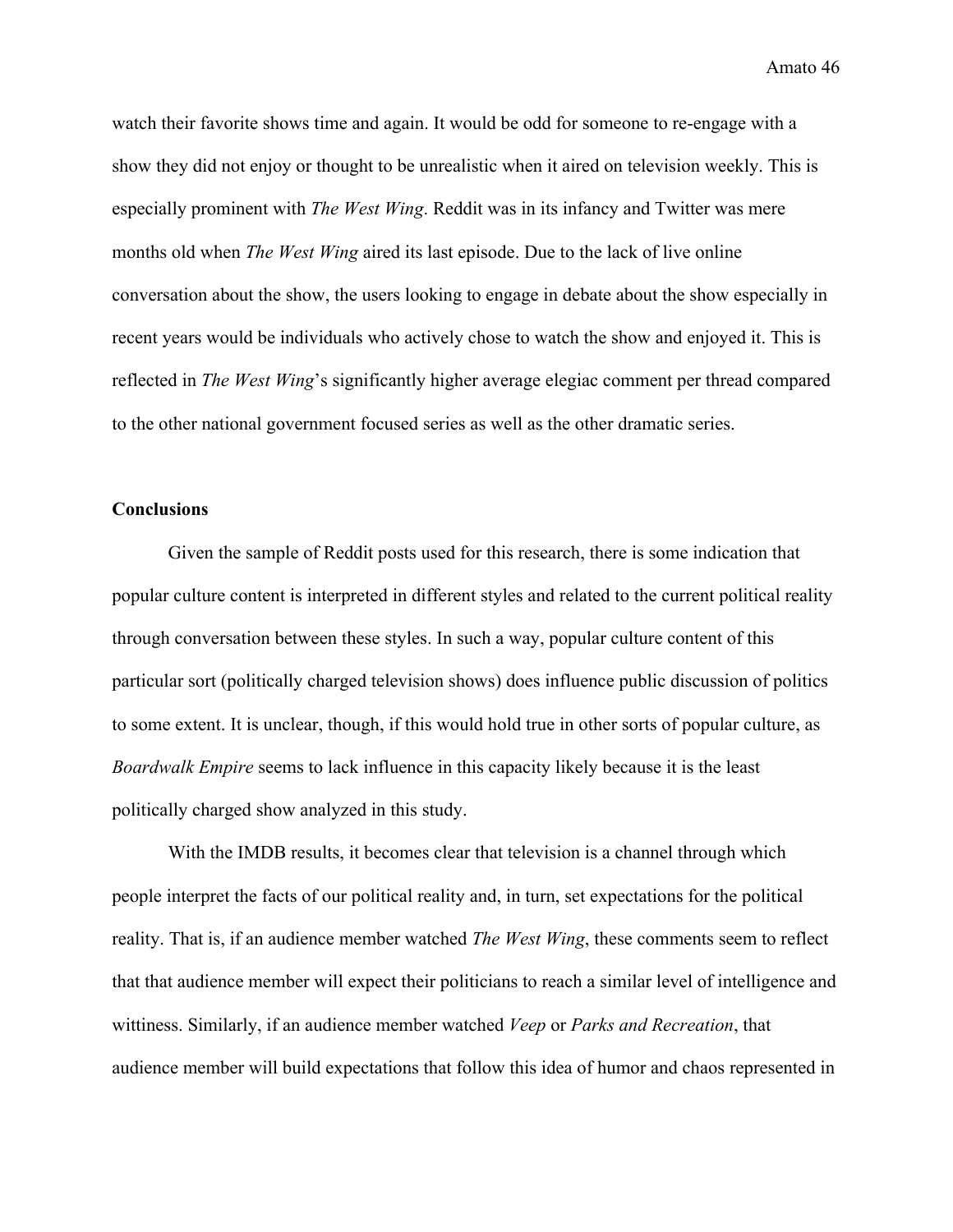watch their favorite shows time and again. It would be odd for someone to re-engage with a show they did not enjoy or thought to be unrealistic when it aired on television weekly. This is especially prominent with *The West Wing*. Reddit was in its infancy and Twitter was mere months old when *The West Wing* aired its last episode. Due to the lack of live online conversation about the show, the users looking to engage in debate about the show especially in recent years would be individuals who actively chose to watch the show and enjoyed it. This is reflected in *The West Wing*'s significantly higher average elegiac comment per thread compared to the other national government focused series as well as the other dramatic series.

**Conclusions**

Given the sample of Reddit posts used for this research, there is some indication that popular culture content is interpreted in different styles and related to the current political reality through conversation between these styles. In such a way, popular culture content of this particular sort (politically charged television shows) does influence public discussion of politics to some extent. It is unclear, though, if this would hold true in other sorts of popular culture, as *Boardwalk Empire* seems to lack influence in this capacity likely because it is the least politically charged show analyzed in this study.

With the IMDB results, it becomes clear that television is a channel through which people interpret the facts of our political reality and, in turn, set expectations for the political reality. That is, if an audience member watched *The West Wing*, these comments seem to reflect that that audience member will expect their politicians to reach a similar level of intelligence and wittiness. Similarly, if an audience member watched *Veep* or *Parks and Recreation*, that audience member will build expectations that follow this idea of humor and chaos represented in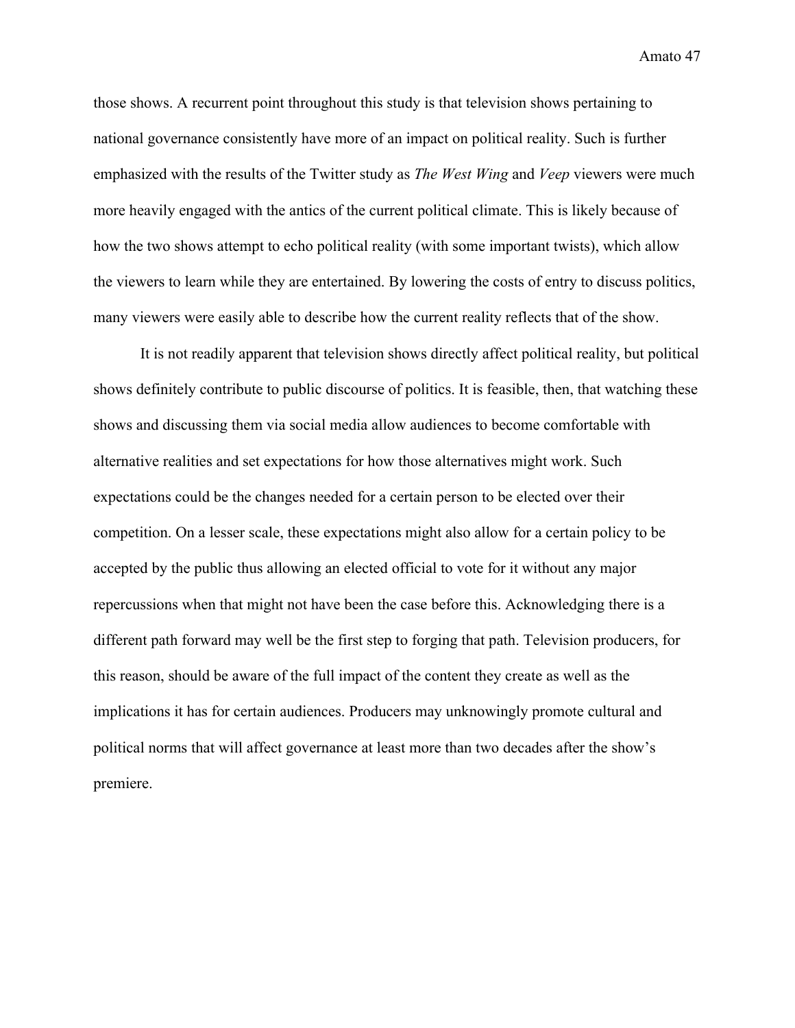those shows. A recurrent point throughout this study is that television shows pertaining to national governance consistently have more of an impact on political reality. Such is further emphasized with the results of the Twitter study as *The West Wing* and *Veep* viewers were much more heavily engaged with the antics of the current political climate. This is likely because of how the two shows attempt to echo political reality (with some important twists), which allow the viewers to learn while they are entertained. By lowering the costs of entry to discuss politics, many viewers were easily able to describe how the current reality reflects that of the show.

It is not readily apparent that television shows directly affect political reality, but political shows definitely contribute to public discourse of politics. It is feasible, then, that watching these shows and discussing them via social media allow audiences to become comfortable with alternative realities and set expectations for how those alternatives might work. Such expectations could be the changes needed for a certain person to be elected over their competition. On a lesser scale, these expectations might also allow for a certain policy to be accepted by the public thus allowing an elected official to vote for it without any major repercussions when that might not have been the case before this. Acknowledging there is a different path forward may well be the first step to forging that path. Television producers, for this reason, should be aware of the full impact of the content they create as well as the implications it has for certain audiences. Producers may unknowingly promote cultural and political norms that will affect governance at least more than two decades after the show's premiere.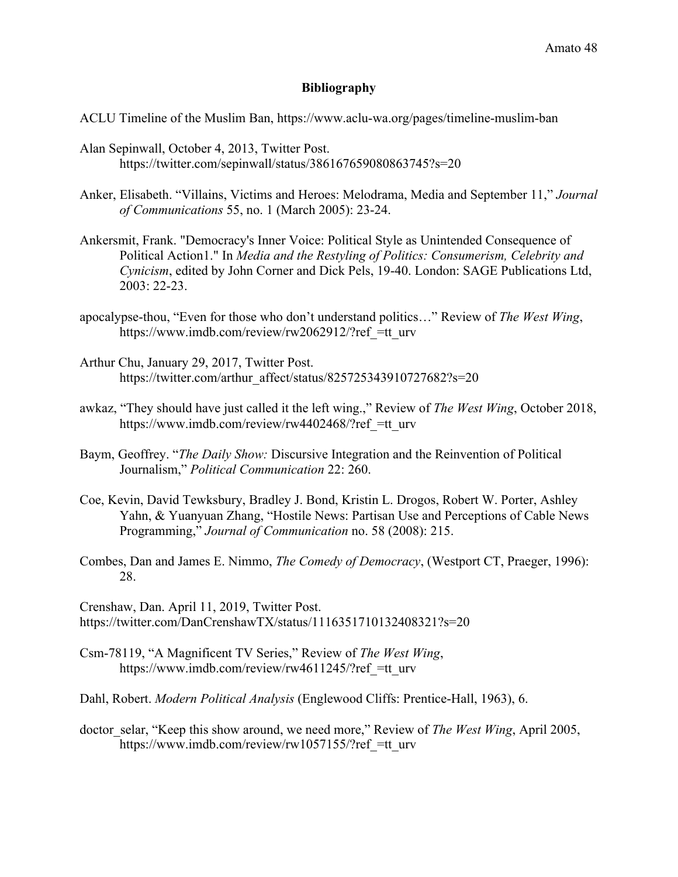# Bibliography

ACLU Timeline of the Muslim Ban, https://www.aclu-wa.org/pages/timeline-muslim-ban

Alan Sepinwall, October 4, 2013, Twitter Post. https://twitter.com/sepinwall/status/386167659080863745?s=20

Anker, Elisabeth. "Villains, Victims and Heroes: Melodrama, Media and September 11," *Journal of Communications* 55, no. 1 (March 2005): 23-24.

Ankersmit, Frank. "Democracy's Inner Voice: Political Style as Unintended Consequence of Political Action1." In *Media and the Restyling of Politics: Consumerism, Celebrity and Cynicism*, edited by John Corner and Dick Pels, 19-40. London: SAGE Publications Ltd, 2003: 22-23.

apocalypse-thou, "Even for those who don't understand politics…" Review of *The West Wing*, https://www.imdb.com/review/rw2062912/?ref_=tt_urv

Arthur Chu, January 29, 2017, Twitter Post. https://twitter.com/arthur_affect/status/825725343910727682?s=20

awkaz, "They should have just called it the left wing.," Review of *The West Wing*, October 2018, https://www.imdb.com/review/rw4402468/?ref_=tt_urv

Baym, Geoffrey. "*The Daily Show:* Discursive Integration and the Reinvention of Political Journalism," *Political Communication* 22: 260.

Coe, Kevin, David Tewksbury, Bradley J. Bond, Kristin L. Drogos, Robert W. Porter, Ashley Yahn, & Yuanyuan Zhang, "Hostile News: Partisan Use and Perceptions of Cable News Programming," *Journal of Communication* no. 58 (2008): 215.

Combes, Dan and James E. Nimmo, *The Comedy of Democracy*, (Westport CT, Praeger, 1996): 28.

Crenshaw, Dan. April 11, 2019, Twitter Post. https://twitter.com/DanCrenshawTX/status/1116351710132408321?s=20

Csm-78119, "A Magnificent TV Series," Review of *The West Wing*, https://www.imdb.com/review/rw4611245/?ref_=tt_urv

Dahl, Robert. *Modern Political Analysis* (Englewood Cliffs: Prentice-Hall, 1963), 6.

doctor_selar, "Keep this show around, we need more," Review of *The West Wing*, April 2005, https://www.imdb.com/review/rw1057155/?ref_=tt_urv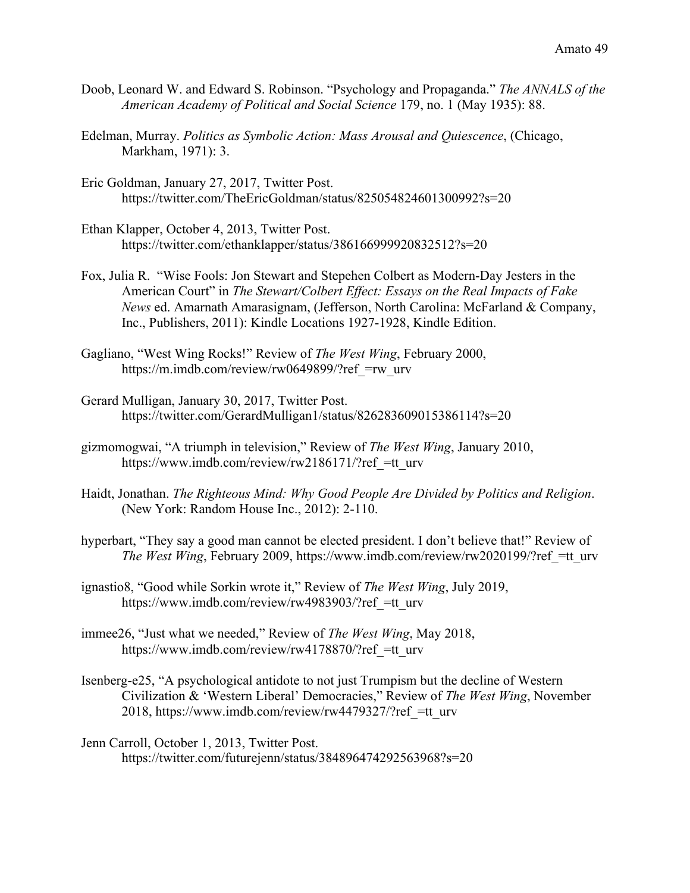Doob, Leonard W. and Edward S. Robinson. "Psychology and Propaganda." *The ANNALS of the American Academy of Political and Social Science* 179, no. 1 (May 1935): 88.

Edelman, Murray. *Politics as Symbolic Action: Mass Arousal and Quiescence*, (Chicago, Markham, 1971): 3.

Eric Goldman, January 27, 2017, Twitter Post. https://twitter.com/TheEricGoldman/status/825054824601300992?s=20

Ethan Klapper, October 4, 2013, Twitter Post. https://twitter.com/ethanklapper/status/386166999920832512?s=20

Fox, Julia R. "Wise Fools: Jon Stewart and Stepehen Colbert as Modern-Day Jesters in the American Court" in *The Stewart/Colbert Effect: Essays on the Real Impacts of Fake News* ed. Amarnath Amarasignam, (Jefferson, North Carolina: McFarland & Company, Inc., Publishers, 2011): Kindle Locations 1927-1928, Kindle Edition.

Gagliano, "West Wing Rocks!" Review of *The West Wing*, February 2000, https://m.imdb.com/review/rw0649899/?ref_=rw_urv

Gerard Mulligan, January 30, 2017, Twitter Post. https://twitter.com/GerardMulligan1/status/826283609015386114?s=20

gizmomogwai, "A triumph in television," Review of *The West Wing*, January 2010, https://www.imdb.com/review/rw2186171/?ref_=tt_urv

Haidt, Jonathan. *The Righteous Mind: Why Good People Are Divided by Politics and Religion*. (New York: Random House Inc., 2012): 2-110.

hyperbart, "They say a good man cannot be elected president. I don't believe that!" Review of *The West Wing*, February 2009, https://www.imdb.com/review/rw2020199/?ref_=tt_urv

ignastio8, "Good while Sorkin wrote it," Review of *The West Wing*, July 2019, https://www.imdb.com/review/rw4983903/?ref_=tt_urv

immee26, "Just what we needed," Review of *The West Wing*, May 2018, https://www.imdb.com/review/rw4178870/?ref_=tt_urv

Isenberg-e25, "A psychological antidote to not just Trumpism but the decline of Western Civilization & 'Western Liberal' Democracies," Review of *The West Wing*, November 2018, https://www.imdb.com/review/rw4479327/?ref_=tt_urv

Jenn Carroll, October 1, 2013, Twitter Post. https://twitter.com/futurejenn/status/384896474292563968?s=20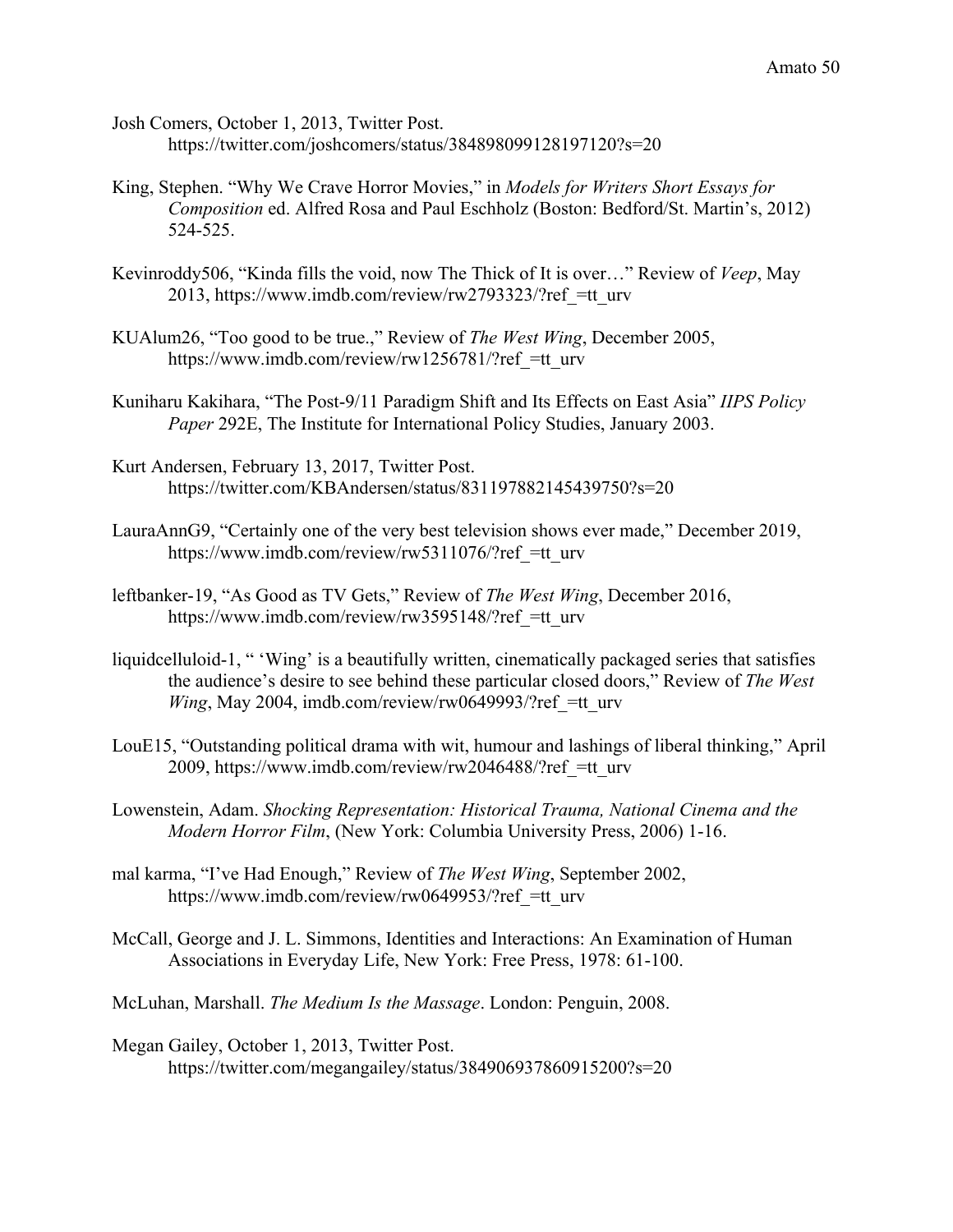Josh Comers, October 1, 2013, Twitter Post.
https://twitter.com/joshcomers/status/384898099128197120?s=20

King, Stephen. "Why We Crave Horror Movies," in *Models for Writers Short Essays for Composition* ed. Alfred Rosa and Paul Eschholz (Boston: Bedford/St. Martin's, 2012) 524-525.

Kevinroddy506, "Kinda fills the void, now The Thick of It is over…" Review of *Veep*, May 2013, https://www.imdb.com/review/rw2793323/?ref_=tt_urv

KUAlum26, "Too good to be true.," Review of *The West Wing*, December 2005, https://www.imdb.com/review/rw1256781/?ref_=tt_urv

Kuniharu Kakihara, "The Post-9/11 Paradigm Shift and Its Effects on East Asia" *IIPS Policy Paper* 292E, The Institute for International Policy Studies, January 2003.

Kurt Andersen, February 13, 2017, Twitter Post.
https://twitter.com/KBAndersen/status/831197882145439750?s=20

LauraAnnG9, "Certainly one of the very best television shows ever made," December 2019, https://www.imdb.com/review/rw5311076/?ref_=tt_urv

leftbanker-19, "As Good as TV Gets," Review of *The West Wing*, December 2016, https://www.imdb.com/review/rw3595148/?ref_=tt_urv

liquidcelluloid-1, " 'Wing' is a beautifully written, cinematically packaged series that satisfies the audience's desire to see behind these particular closed doors," Review of *The West Wing*, May 2004, imdb.com/review/rw0649993/?ref_=tt_urv

LouE15, "Outstanding political drama with wit, humour and lashings of liberal thinking," April 2009, https://www.imdb.com/review/rw2046488/?ref_=tt_urv

Lowenstein, Adam. *Shocking Representation: Historical Trauma, National Cinema and the Modern Horror Film*, (New York: Columbia University Press, 2006) 1-16.

mal karma, "I've Had Enough," Review of *The West Wing*, September 2002, https://www.imdb.com/review/rw0649953/?ref_=tt_urv

McCall, George and J. L. Simmons, Identities and Interactions: An Examination of Human Associations in Everyday Life, New York: Free Press, 1978: 61-100.

McLuhan, Marshall. *The Medium Is the Massage*. London: Penguin, 2008.

Megan Gailey, October 1, 2013, Twitter Post.
https://twitter.com/megangailey/status/384906937860915200?s=20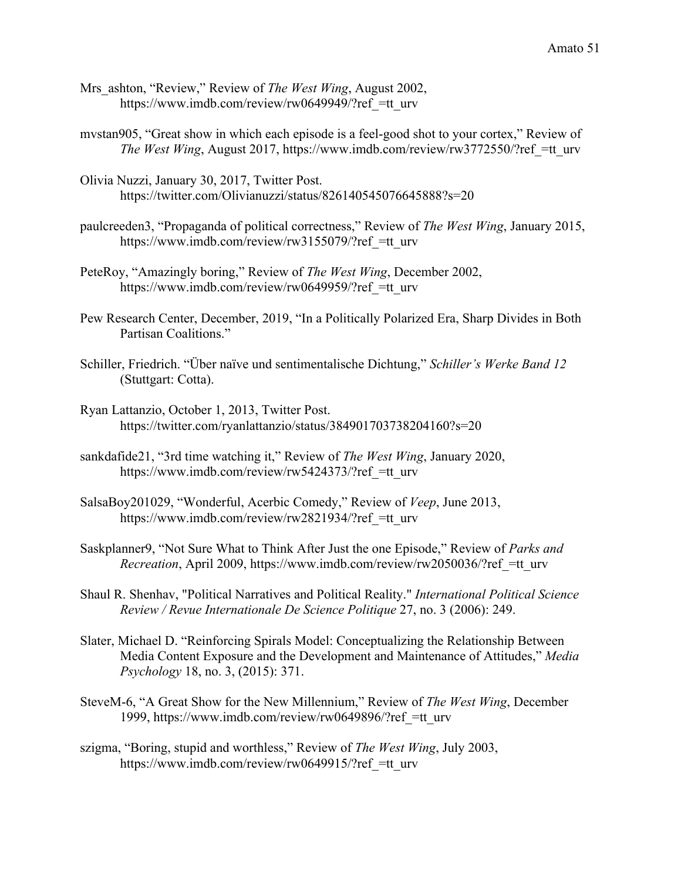Mrs_ashton, "Review," Review of *The West Wing*, August 2002, https://www.imdb.com/review/rw0649949/?ref_=tt_urv

mvstan905, "Great show in which each episode is a feel-good shot to your cortex," Review of *The West Wing*, August 2017, https://www.imdb.com/review/rw3772550/?ref_=tt_urv

Olivia Nuzzi, January 30, 2017, Twitter Post. https://twitter.com/Olivianuzzi/status/826140545076645888?s=20

paulcreeden3, "Propaganda of political correctness," Review of *The West Wing*, January 2015, https://www.imdb.com/review/rw3155079/?ref_=tt_urv

PeteRoy, "Amazingly boring," Review of *The West Wing*, December 2002, https://www.imdb.com/review/rw0649959/?ref_=tt_urv

Pew Research Center, December, 2019, "In a Politically Polarized Era, Sharp Divides in Both Partisan Coalitions."

Schiller, Friedrich. "Über naïve und sentimentalische Dichtung," *Schiller's Werke Band 12* (Stuttgart: Cotta).

Ryan Lattanzio, October 1, 2013, Twitter Post. https://twitter.com/ryanlattanzio/status/384901703738204160?s=20

sankdafide21, "3rd time watching it," Review of *The West Wing*, January 2020, https://www.imdb.com/review/rw5424373/?ref_=tt_urv

SalsaBoy201029, "Wonderful, Acerbic Comedy," Review of *Veep*, June 2013, https://www.imdb.com/review/rw2821934/?ref_=tt_urv

Saskplanner9, "Not Sure What to Think After Just the one Episode," Review of *Parks and Recreation*, April 2009, https://www.imdb.com/review/rw2050036/?ref_=tt_urv

Shaul R. Shenhav, "Political Narratives and Political Reality." *International Political Science Review / Revue Internationale De Science Politique* 27, no. 3 (2006): 249.

Slater, Michael D. "Reinforcing Spirals Model: Conceptualizing the Relationship Between Media Content Exposure and the Development and Maintenance of Attitudes," *Media Psychology* 18, no. 3, (2015): 371.

SteveM-6, "A Great Show for the New Millennium," Review of *The West Wing*, December 1999, https://www.imdb.com/review/rw0649896/?ref_=tt_urv

szigma, "Boring, stupid and worthless," Review of *The West Wing*, July 2003, https://www.imdb.com/review/rw0649915/?ref_=tt_urv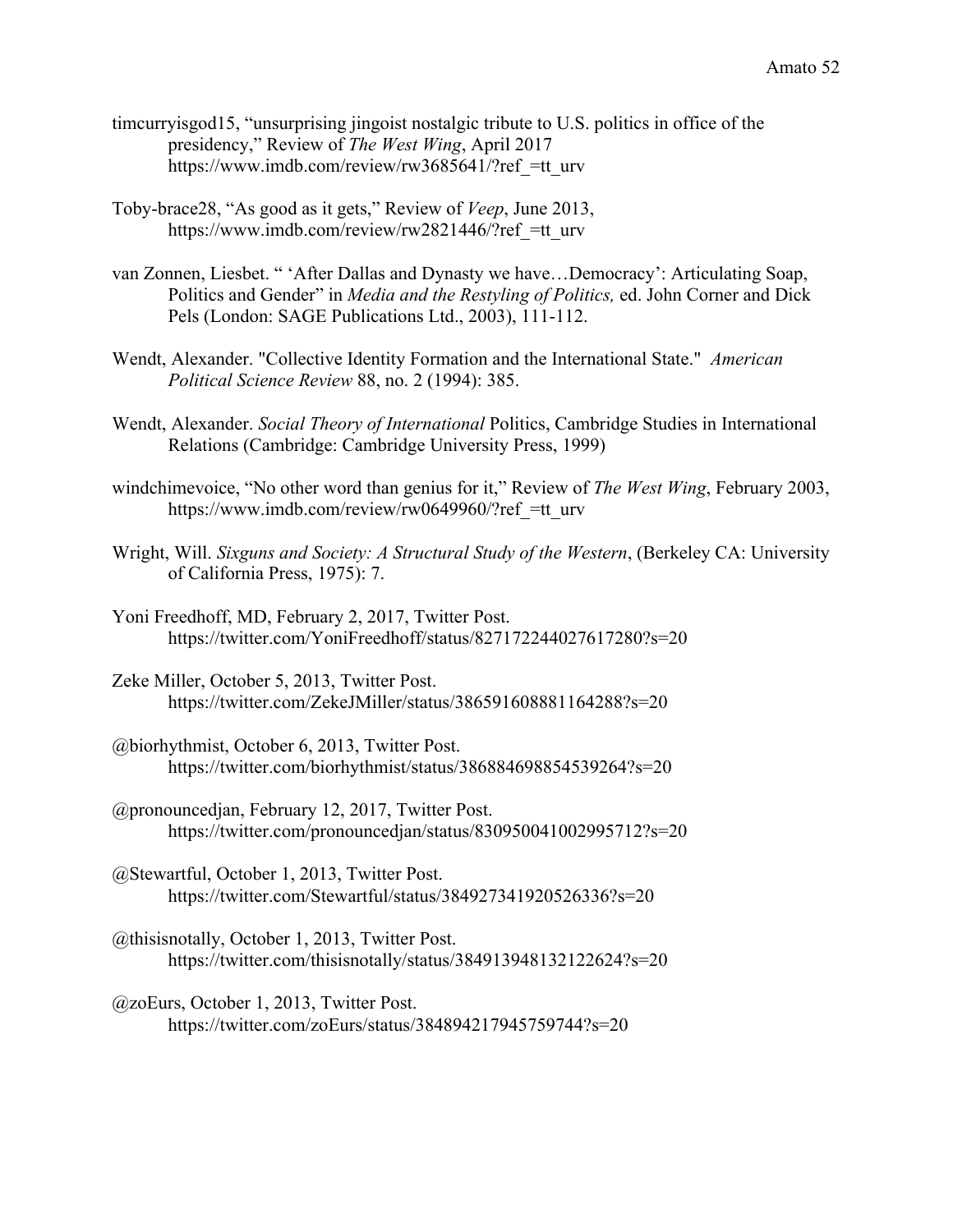timcurryisgod15, "unsurprising jingoist nostalgic tribute to U.S. politics in office of the presidency," Review of *The West Wing*, April 2017 https://www.imdb.com/review/rw3685641/?ref_=tt_urv

Toby-brace28, "As good as it gets," Review of *Veep*, June 2013, https://www.imdb.com/review/rw2821446/?ref_=tt_urv

van Zonnen, Liesbet. " 'After Dallas and Dynasty we have…Democracy': Articulating Soap, Politics and Gender" in *Media and the Restyling of Politics,* ed. John Corner and Dick Pels (London: SAGE Publications Ltd., 2003), 111-112.

Wendt, Alexander. "Collective Identity Formation and the International State." *American Political Science Review* 88, no. 2 (1994): 385.

Wendt, Alexander. *Social Theory of International* Politics, Cambridge Studies in International Relations (Cambridge: Cambridge University Press, 1999)

windchimevoice, "No other word than genius for it," Review of *The West Wing*, February 2003, https://www.imdb.com/review/rw0649960/?ref_=tt_urv

Wright, Will. *Sixguns and Society: A Structural Study of the Western*, (Berkeley CA: University of California Press, 1975): 7.

Yoni Freedhoff, MD, February 2, 2017, Twitter Post. https://twitter.com/YoniFreedhoff/status/827172244027617280?s=20

Zeke Miller, October 5, 2013, Twitter Post. https://twitter.com/ZekeJMiller/status/386591608881164288?s=20

@biorhythmist, October 6, 2013, Twitter Post. https://twitter.com/biorhythmist/status/386884698854539264?s=20

@pronouncedjan, February 12, 2017, Twitter Post. https://twitter.com/pronouncedjan/status/830950041002995712?s=20

@Stewartful, October 1, 2013, Twitter Post. https://twitter.com/Stewartful/status/384927341920526336?s=20

@thisisnotally, October 1, 2013, Twitter Post. https://twitter.com/thisisnotally/status/384913948132122624?s=20

@zoEurs, October 1, 2013, Twitter Post. https://twitter.com/zoEurs/status/384894217945759744?s=20